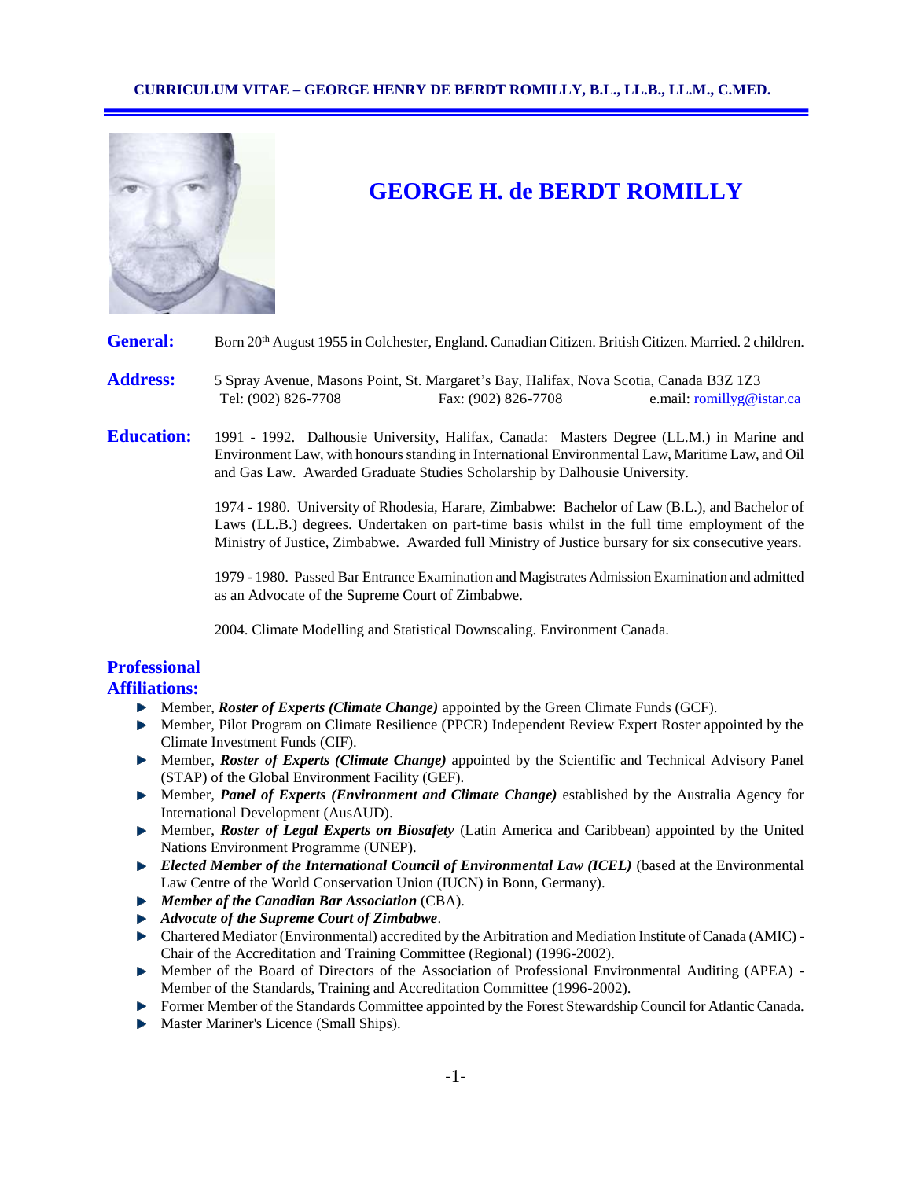# GEORGE H. de BERDT ROMILLY

**General:** Born 20th August 1955 in Colchester, England. Canadian Citizen. British Citizen. Married. 2 children.

**Address:** 5 Spray Avenue, Masons Point, St. Margaret's Bay, Halifax, Nova Scotia, Canada B3Z 1Z3
Tel: (902) 826-7708 Fax: (902) 826-7708 e.mail: romillyg@istar.ca

**Education:**

1991 - 1992. Dalhousie University, Halifax, Canada: Masters Degree (LL.M.) in Marine and Environment Law, with honours standing in International Environmental Law, Maritime Law, and Oil and Gas Law. Awarded Graduate Studies Scholarship by Dalhousie University.

1974 - 1980. University of Rhodesia, Harare, Zimbabwe: Bachelor of Law (B.L.), and Bachelor of Laws (LL.B.) degrees. Undertaken on part-time basis whilst in the full time employment of the Ministry of Justice, Zimbabwe. Awarded full Ministry of Justice bursary for six consecutive years.

1979 - 1980. Passed Bar Entrance Examination and Magistrates Admission Examination and admitted as an Advocate of the Supreme Court of Zimbabwe.

2004. Climate Modelling and Statistical Downscaling. Environment Canada.

## Professional Affiliations:

- Member, ***Roster of Experts (Climate Change)*** appointed by the Green Climate Funds (GCF).
- Member, Pilot Program on Climate Resilience (PPCR) Independent Review Expert Roster appointed by the Climate Investment Funds (CIF).
- Member, ***Roster of Experts (Climate Change)*** appointed by the Scientific and Technical Advisory Panel (STAP) of the Global Environment Facility (GEF).
- Member, ***Panel of Experts (Environment and Climate Change)*** established by the Australia Agency for International Development (AusAUD).
- Member, ***Roster of Legal Experts on Biosafety*** (Latin America and Caribbean) appointed by the United Nations Environment Programme (UNEP).
- ***Elected Member of the International Council of Environmental Law (ICEL)*** (based at the Environmental Law Centre of the World Conservation Union (IUCN) in Bonn, Germany).
- ***Member of the Canadian Bar Association*** (CBA).
- ***Advocate of the Supreme Court of Zimbabwe***.
- Chartered Mediator (Environmental) accredited by the Arbitration and Mediation Institute of Canada (AMIC) - Chair of the Accreditation and Training Committee (Regional) (1996-2002).
- Member of the Board of Directors of the Association of Professional Environmental Auditing (APEA) - Member of the Standards, Training and Accreditation Committee (1996-2002).
- Former Member of the Standards Committee appointed by the Forest Stewardship Council for Atlantic Canada.
- Master Mariner's Licence (Small Ships).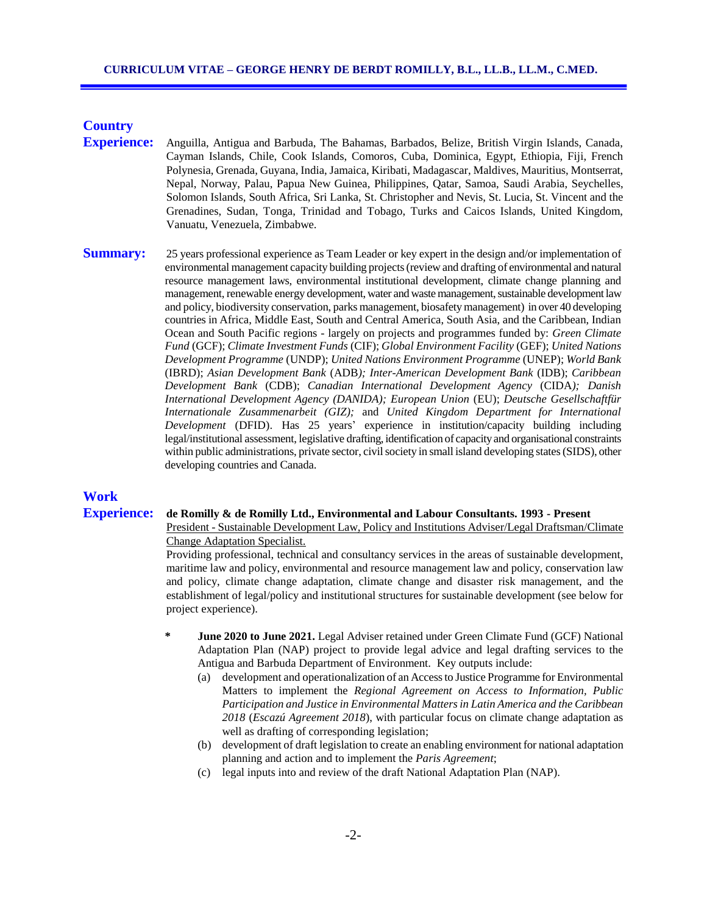**Country Experience:** Anguilla, Antigua and Barbuda, The Bahamas, Barbados, Belize, British Virgin Islands, Canada, Cayman Islands, Chile, Cook Islands, Comoros, Cuba, Dominica, Egypt, Ethiopia, Fiji, French Polynesia, Grenada, Guyana, India, Jamaica, Kiribati, Madagascar, Maldives, Mauritius, Montserrat, Nepal, Norway, Palau, Papua New Guinea, Philippines, Qatar, Samoa, Saudi Arabia, Seychelles, Solomon Islands, South Africa, Sri Lanka, St. Christopher and Nevis, St. Lucia, St. Vincent and the Grenadines, Sudan, Tonga, Trinidad and Tobago, Turks and Caicos Islands, United Kingdom, Vanuatu, Venezuela, Zimbabwe.

**Summary:** 25 years professional experience as Team Leader or key expert in the design and/or implementation of environmental management capacity building projects (review and drafting of environmental and natural resource management laws, environmental institutional development, climate change planning and management, renewable energy development, water and waste management, sustainable development law and policy, biodiversity conservation, parks management, biosafety management) in over 40 developing countries in Africa, Middle East, South and Central America, South Asia, and the Caribbean, Indian Ocean and South Pacific regions - largely on projects and programmes funded by: *Green Climate Fund* (GCF); *Climate Investment Funds* (CIF); *Global Environment Facility* (GEF); *United Nations Development Programme* (UNDP); *United Nations Environment Programme* (UNEP); *World Bank* (IBRD); *Asian Development Bank* (ADB*); Inter-American Development Bank* (IDB); *Caribbean Development Bank* (CDB); *Canadian International Development Agency* (CIDA*); Danish International Development Agency (DANIDA); European Union* (EU); *Deutsche Gesellschaftfür Internationale Zusammenarbeit (GIZ);* and *United Kingdom Department for International Development* (DFID). Has 25 years' experience in institution/capacity building including legal/institutional assessment, legislative drafting, identification of capacity and organisational constraints within public administrations, private sector, civil society in small island developing states (SIDS), other developing countries and Canada.

**Work Experience:**

**de Romilly & de Romilly Ltd., Environmental and Labour Consultants. 1993 - Present**

President - Sustainable Development Law, Policy and Institutions Adviser/Legal Draftsman/Climate Change Adaptation Specialist.

Providing professional, technical and consultancy services in the areas of sustainable development, maritime law and policy, environmental and resource management law and policy, conservation law and policy, climate change adaptation, climate change and disaster risk management, and the establishment of legal/policy and institutional structures for sustainable development (see below for project experience).

\* **June 2020 to June 2021.** Legal Adviser retained under Green Climate Fund (GCF) National Adaptation Plan (NAP) project to provide legal advice and legal drafting services to the Antigua and Barbuda Department of Environment. Key outputs include:

  (a) development and operationalization of an Access to Justice Programme for Environmental Matters to implement the *Regional Agreement on Access to Information, Public Participation and Justice in Environmental Matters in Latin America and the Caribbean 2018* (*Escazú Agreement 2018*), with particular focus on climate change adaptation as well as drafting of corresponding legislation;

  (b) development of draft legislation to create an enabling environment for national adaptation planning and action and to implement the *Paris Agreement*;

  (c) legal inputs into and review of the draft National Adaptation Plan (NAP).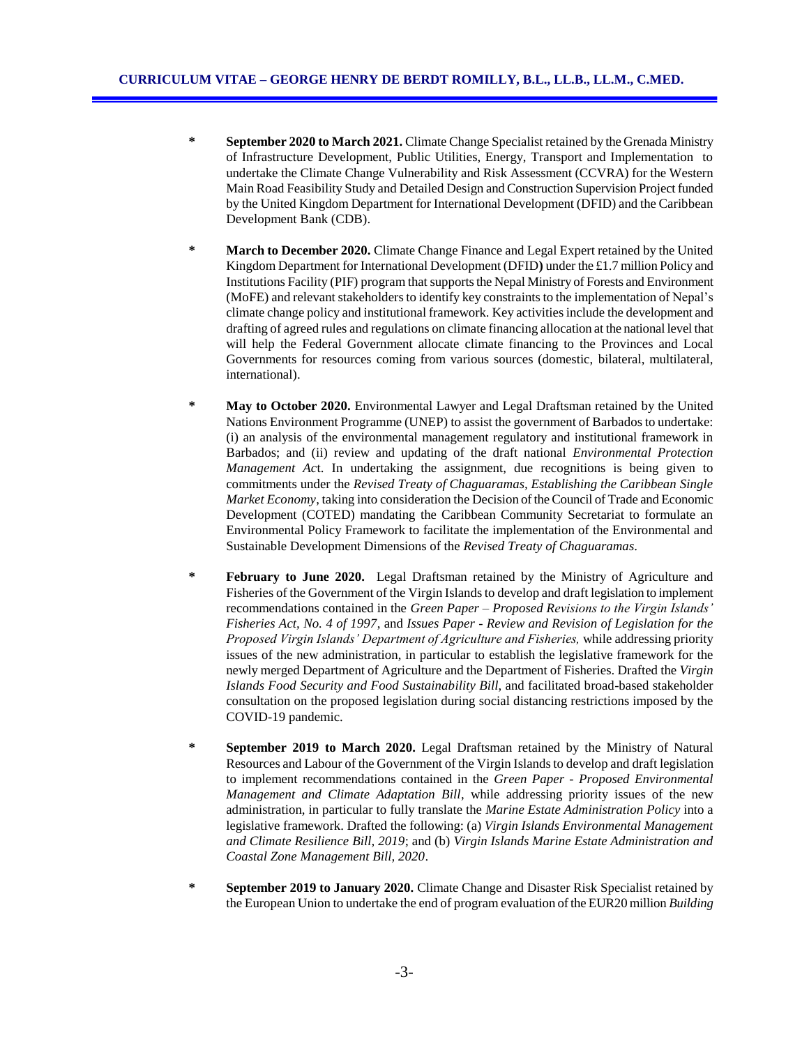\* **September 2020 to March 2021.** Climate Change Specialist retained by the Grenada Ministry of Infrastructure Development, Public Utilities, Energy, Transport and Implementation to undertake the Climate Change Vulnerability and Risk Assessment (CCVRA) for the Western Main Road Feasibility Study and Detailed Design and Construction Supervision Project funded by the United Kingdom Department for International Development (DFID) and the Caribbean Development Bank (CDB).

\* **March to December 2020.** Climate Change Finance and Legal Expert retained by the United Kingdom Department for International Development (DFID**)** under the £1.7 million Policy and Institutions Facility (PIF) program that supports the Nepal Ministry of Forests and Environment (MoFE) and relevant stakeholders to identify key constraints to the implementation of Nepal's climate change policy and institutional framework. Key activities include the development and drafting of agreed rules and regulations on climate financing allocation at the national level that will help the Federal Government allocate climate financing to the Provinces and Local Governments for resources coming from various sources (domestic, bilateral, multilateral, international).

\* **May to October 2020.** Environmental Lawyer and Legal Draftsman retained by the United Nations Environment Programme (UNEP) to assist the government of Barbados to undertake: (i) an analysis of the environmental management regulatory and institutional framework in Barbados; and (ii) review and updating of the draft national *Environmental Protection Management Ac*t. In undertaking the assignment, due recognitions is being given to commitments under the *Revised Treaty of Chaguaramas, Establishing the Caribbean Single Market Economy*, taking into consideration the Decision of the Council of Trade and Economic Development (COTED) mandating the Caribbean Community Secretariat to formulate an Environmental Policy Framework to facilitate the implementation of the Environmental and Sustainable Development Dimensions of the *Revised Treaty of Chaguaramas*.

\* **February to June 2020.** Legal Draftsman retained by the Ministry of Agriculture and Fisheries of the Government of the Virgin Islands to develop and draft legislation to implement recommendations contained in the *Green Paper – Proposed Revisions to the Virgin Islands' Fisheries Act, No. 4 of 1997*, and *Issues Paper - Review and Revision of Legislation for the Proposed Virgin Islands' Department of Agriculture and Fisheries,* while addressing priority issues of the new administration, in particular to establish the legislative framework for the newly merged Department of Agriculture and the Department of Fisheries. Drafted the *Virgin Islands Food Security and Food Sustainability Bill*, and facilitated broad-based stakeholder consultation on the proposed legislation during social distancing restrictions imposed by the COVID-19 pandemic.

\* **September 2019 to March 2020.** Legal Draftsman retained by the Ministry of Natural Resources and Labour of the Government of the Virgin Islands to develop and draft legislation to implement recommendations contained in the *Green Paper - Proposed Environmental Management and Climate Adaptation Bill*, while addressing priority issues of the new administration, in particular to fully translate the *Marine Estate Administration Policy* into a legislative framework. Drafted the following: (a) *Virgin Islands Environmental Management and Climate Resilience Bill, 2019*; and (b) *Virgin Islands Marine Estate Administration and Coastal Zone Management Bill, 2020*.

\* **September 2019 to January 2020.** Climate Change and Disaster Risk Specialist retained by the European Union to undertake the end of program evaluation of the EUR20 million *Building*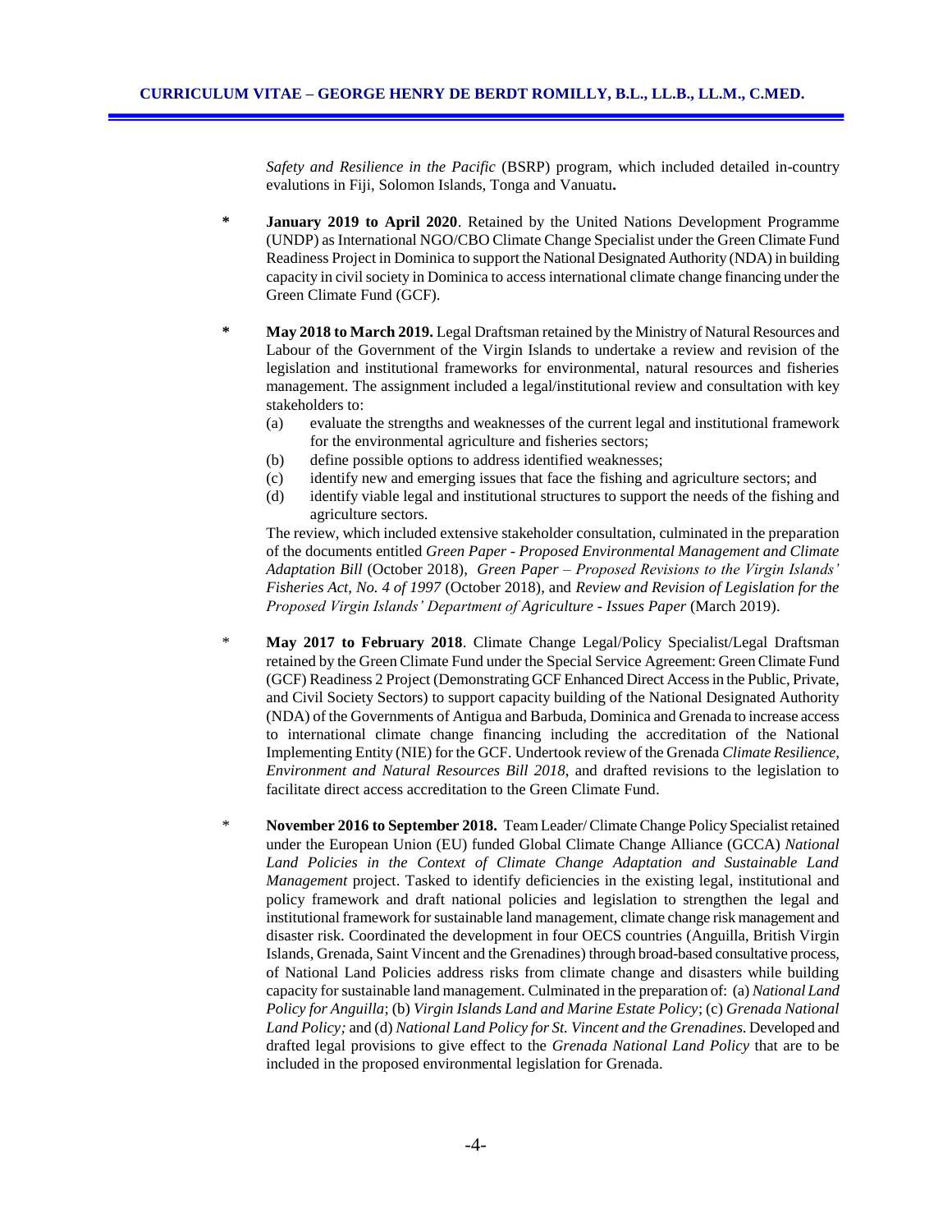*Safety and Resilience in the Pacific* (BSRP) program, which included detailed in-country evalutions in Fiji, Solomon Islands, Tonga and Vanuatu**.**

- **January 2019 to April 2020**. Retained by the United Nations Development Programme (UNDP) as International NGO/CBO Climate Change Specialist under the Green Climate Fund Readiness Project in Dominica to support the National Designated Authority (NDA) in building capacity in civil society in Dominica to access international climate change financing under the Green Climate Fund (GCF).

- **May 2018 to March 2019.** Legal Draftsman retained by the Ministry of Natural Resources and Labour of the Government of the Virgin Islands to undertake a review and revision of the legislation and institutional frameworks for environmental, natural resources and fisheries management. The assignment included a legal/institutional review and consultation with key stakeholders to:
  - (a) evaluate the strengths and weaknesses of the current legal and institutional framework for the environmental agriculture and fisheries sectors;
  - (b) define possible options to address identified weaknesses;
  - (c) identify new and emerging issues that face the fishing and agriculture sectors; and
  - (d) identify viable legal and institutional structures to support the needs of the fishing and agriculture sectors.

  The review, which included extensive stakeholder consultation, culminated in the preparation of the documents entitled *Green Paper - Proposed Environmental Management and Climate Adaptation Bill* (October 2018), *Green Paper – Proposed Revisions to the Virgin Islands' Fisheries Act, No. 4 of 1997* (October 2018), and *Review and Revision of Legislation for the Proposed Virgin Islands' Department of Agriculture - Issues Paper* (March 2019).

- **May 2017 to February 2018**. Climate Change Legal/Policy Specialist/Legal Draftsman retained by the Green Climate Fund under the Special Service Agreement: Green Climate Fund (GCF) Readiness 2 Project (Demonstrating GCF Enhanced Direct Access in the Public, Private, and Civil Society Sectors) to support capacity building of the National Designated Authority (NDA) of the Governments of Antigua and Barbuda, Dominica and Grenada to increase access to international climate change financing including the accreditation of the National Implementing Entity (NIE) for the GCF. Undertook review of the Grenada *Climate Resilience, Environment and Natural Resources Bill 2018*, and drafted revisions to the legislation to facilitate direct access accreditation to the Green Climate Fund.

- **November 2016 to September 2018.** Team Leader/ Climate Change Policy Specialist retained under the European Union (EU) funded Global Climate Change Alliance (GCCA) *National Land Policies in the Context of Climate Change Adaptation and Sustainable Land Management* project. Tasked to identify deficiencies in the existing legal, institutional and policy framework and draft national policies and legislation to strengthen the legal and institutional framework for sustainable land management, climate change risk management and disaster risk. Coordinated the development in four OECS countries (Anguilla, British Virgin Islands, Grenada, Saint Vincent and the Grenadines) through broad-based consultative process, of National Land Policies address risks from climate change and disasters while building capacity for sustainable land management. Culminated in the preparation of: (a) *National Land Policy for Anguilla*; (b) *Virgin Islands Land and Marine Estate Policy*; (c) *Grenada National Land Policy;* and (d) *National Land Policy for St. Vincent and the Grenadines*. Developed and drafted legal provisions to give effect to the *Grenada National Land Policy* that are to be included in the proposed environmental legislation for Grenada.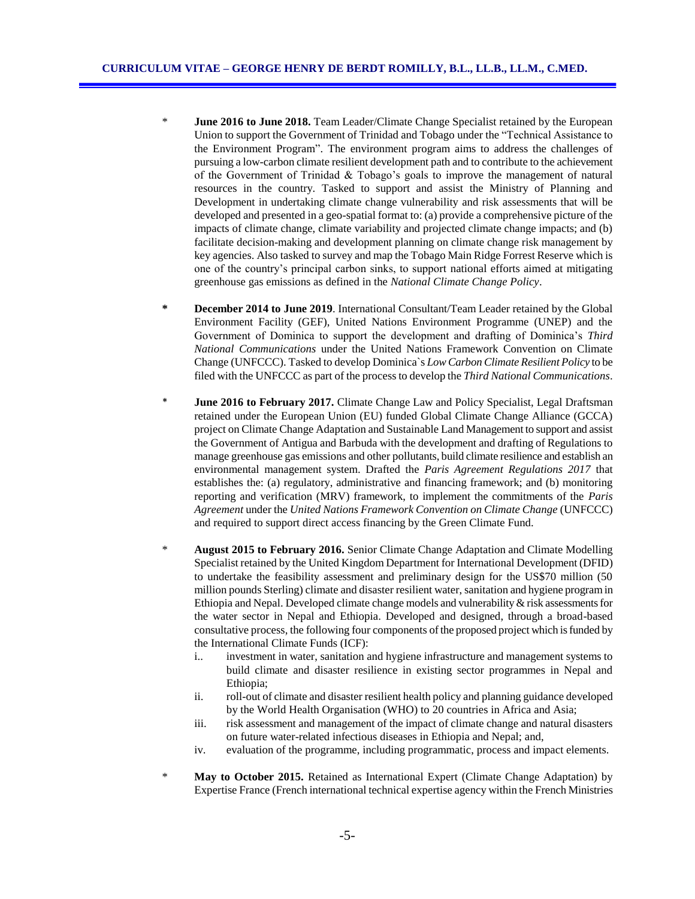- **June 2016 to June 2018.** Team Leader/Climate Change Specialist retained by the European Union to support the Government of Trinidad and Tobago under the "Technical Assistance to the Environment Program". The environment program aims to address the challenges of pursuing a low-carbon climate resilient development path and to contribute to the achievement of the Government of Trinidad & Tobago's goals to improve the management of natural resources in the country. Tasked to support and assist the Ministry of Planning and Development in undertaking climate change vulnerability and risk assessments that will be developed and presented in a geo-spatial format to: (a) provide a comprehensive picture of the impacts of climate change, climate variability and projected climate change impacts; and (b) facilitate decision-making and development planning on climate change risk management by key agencies. Also tasked to survey and map the Tobago Main Ridge Forrest Reserve which is one of the country's principal carbon sinks, to support national efforts aimed at mitigating greenhouse gas emissions as defined in the *National Climate Change Policy*.

- **December 2014 to June 2019**. International Consultant/Team Leader retained by the Global Environment Facility (GEF), United Nations Environment Programme (UNEP) and the Government of Dominica to support the development and drafting of Dominica's *Third National Communications* under the United Nations Framework Convention on Climate Change (UNFCCC). Tasked to develop Dominica`s *Low Carbon Climate Resilient Policy* to be filed with the UNFCCC as part of the process to develop the *Third National Communications*.

- **June 2016 to February 2017.** Climate Change Law and Policy Specialist, Legal Draftsman retained under the European Union (EU) funded Global Climate Change Alliance (GCCA) project on Climate Change Adaptation and Sustainable Land Management to support and assist the Government of Antigua and Barbuda with the development and drafting of Regulations to manage greenhouse gas emissions and other pollutants, build climate resilience and establish an environmental management system. Drafted the *Paris Agreement Regulations 2017* that establishes the: (a) regulatory, administrative and financing framework; and (b) monitoring reporting and verification (MRV) framework, to implement the commitments of the *Paris Agreement* under the *United Nations Framework Convention on Climate Change* (UNFCCC) and required to support direct access financing by the Green Climate Fund.

- **August 2015 to February 2016.** Senior Climate Change Adaptation and Climate Modelling Specialist retained by the United Kingdom Department for International Development (DFID) to undertake the feasibility assessment and preliminary design for the US$70 million (50 million pounds Sterling) climate and disaster resilient water, sanitation and hygiene program in Ethiopia and Nepal. Developed climate change models and vulnerability & risk assessments for the water sector in Nepal and Ethiopia. Developed and designed, through a broad-based consultative process, the following four components of the proposed project which is funded by the International Climate Funds (ICF):
  - i.. investment in water, sanitation and hygiene infrastructure and management systems to build climate and disaster resilience in existing sector programmes in Nepal and Ethiopia;
  - ii. roll-out of climate and disaster resilient health policy and planning guidance developed by the World Health Organisation (WHO) to 20 countries in Africa and Asia;
  - iii. risk assessment and management of the impact of climate change and natural disasters on future water-related infectious diseases in Ethiopia and Nepal; and,
  - iv. evaluation of the programme, including programmatic, process and impact elements.

- **May to October 2015.** Retained as International Expert (Climate Change Adaptation) by Expertise France (French international technical expertise agency within the French Ministries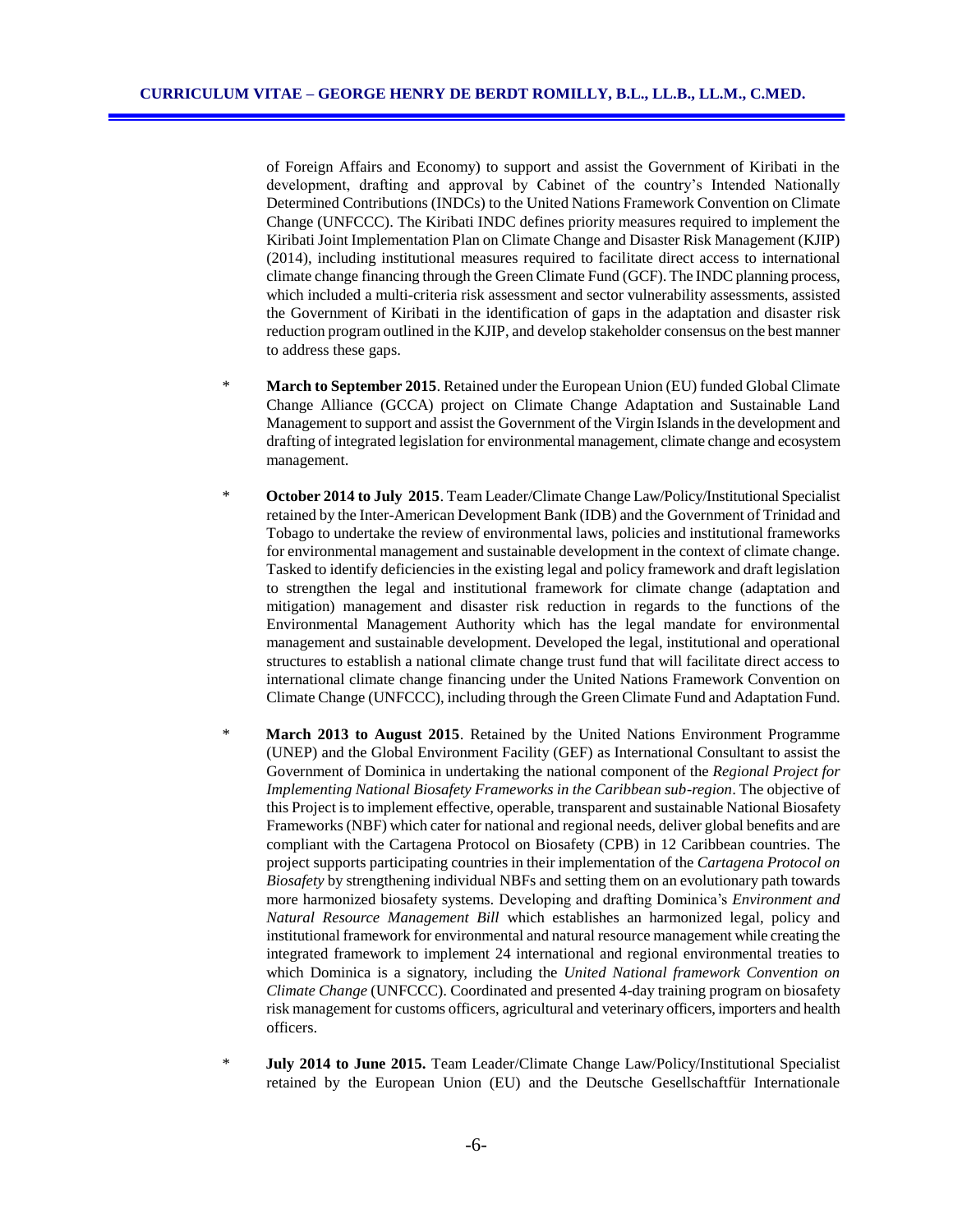of Foreign Affairs and Economy) to support and assist the Government of Kiribati in the development, drafting and approval by Cabinet of the country's Intended Nationally Determined Contributions (INDCs) to the United Nations Framework Convention on Climate Change (UNFCCC). The Kiribati INDC defines priority measures required to implement the Kiribati Joint Implementation Plan on Climate Change and Disaster Risk Management (KJIP) (2014), including institutional measures required to facilitate direct access to international climate change financing through the Green Climate Fund (GCF). The INDC planning process, which included a multi-criteria risk assessment and sector vulnerability assessments, assisted the Government of Kiribati in the identification of gaps in the adaptation and disaster risk reduction program outlined in the KJIP, and develop stakeholder consensus on the best manner to address these gaps.

* **March to September 2015**. Retained under the European Union (EU) funded Global Climate Change Alliance (GCCA) project on Climate Change Adaptation and Sustainable Land Management to support and assist the Government of the Virgin Islands in the development and drafting of integrated legislation for environmental management, climate change and ecosystem management.

* **October 2014 to July 2015**. Team Leader/Climate Change Law/Policy/Institutional Specialist retained by the Inter-American Development Bank (IDB) and the Government of Trinidad and Tobago to undertake the review of environmental laws, policies and institutional frameworks for environmental management and sustainable development in the context of climate change. Tasked to identify deficiencies in the existing legal and policy framework and draft legislation to strengthen the legal and institutional framework for climate change (adaptation and mitigation) management and disaster risk reduction in regards to the functions of the Environmental Management Authority which has the legal mandate for environmental management and sustainable development. Developed the legal, institutional and operational structures to establish a national climate change trust fund that will facilitate direct access to international climate change financing under the United Nations Framework Convention on Climate Change (UNFCCC), including through the Green Climate Fund and Adaptation Fund.

* **March 2013 to August 2015**. Retained by the United Nations Environment Programme (UNEP) and the Global Environment Facility (GEF) as International Consultant to assist the Government of Dominica in undertaking the national component of the *Regional Project for Implementing National Biosafety Frameworks in the Caribbean sub-region*. The objective of this Project is to implement effective, operable, transparent and sustainable National Biosafety Frameworks (NBF) which cater for national and regional needs, deliver global benefits and are compliant with the Cartagena Protocol on Biosafety (CPB) in 12 Caribbean countries. The project supports participating countries in their implementation of the *Cartagena Protocol on Biosafety* by strengthening individual NBFs and setting them on an evolutionary path towards more harmonized biosafety systems. Developing and drafting Dominica's *Environment and Natural Resource Management Bill* which establishes an harmonized legal, policy and institutional framework for environmental and natural resource management while creating the integrated framework to implement 24 international and regional environmental treaties to which Dominica is a signatory, including the *United National framework Convention on Climate Change* (UNFCCC). Coordinated and presented 4-day training program on biosafety risk management for customs officers, agricultural and veterinary officers, importers and health officers.

* **July 2014 to June 2015.** Team Leader/Climate Change Law/Policy/Institutional Specialist retained by the European Union (EU) and the Deutsche Gesellschaftfür Internationale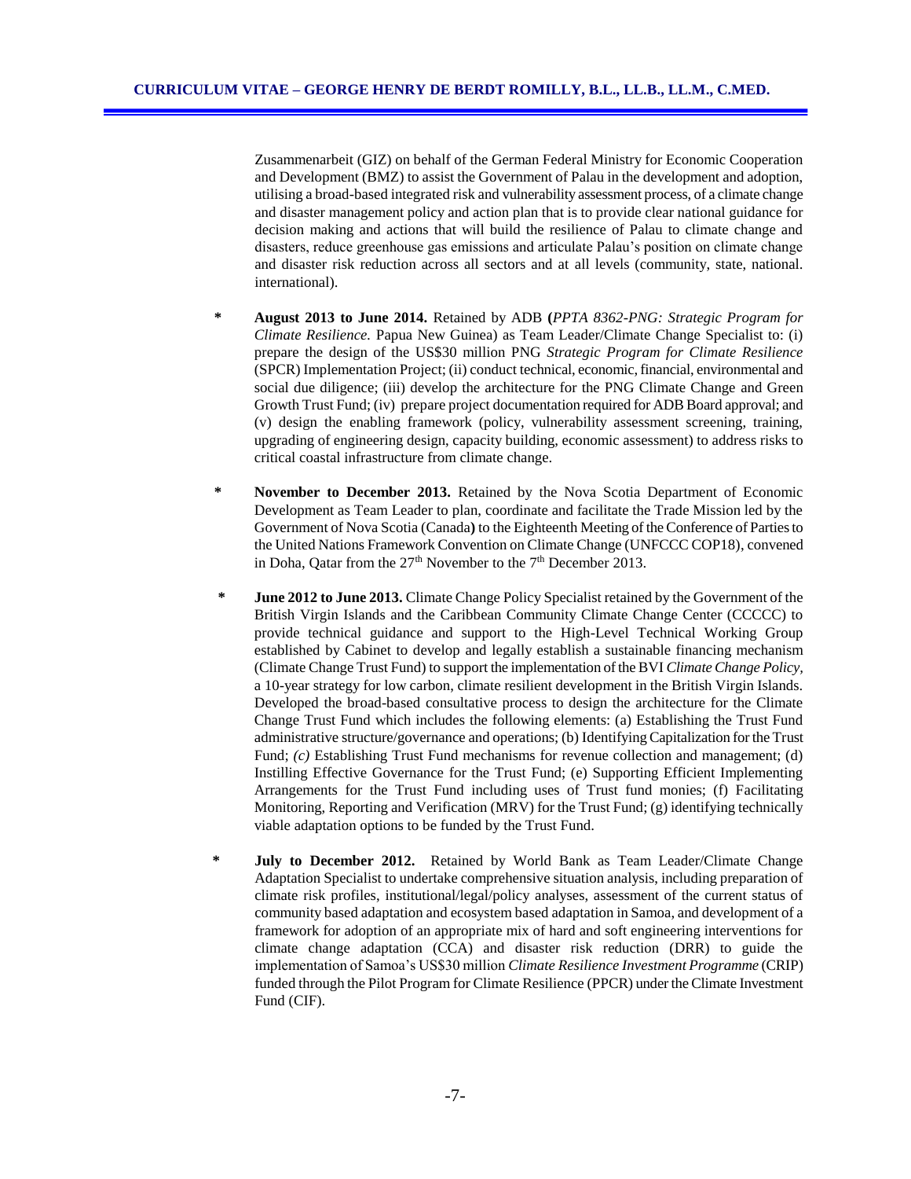Zusammenarbeit (GIZ) on behalf of the German Federal Ministry for Economic Cooperation and Development (BMZ) to assist the Government of Palau in the development and adoption, utilising a broad-based integrated risk and vulnerability assessment process, of a climate change and disaster management policy and action plan that is to provide clear national guidance for decision making and actions that will build the resilience of Palau to climate change and disasters, reduce greenhouse gas emissions and articulate Palau's position on climate change and disaster risk reduction across all sectors and at all levels (community, state, national. international).

- **August 2013 to June 2014.** Retained by ADB **(***PPTA 8362-PNG: Strategic Program for Climate Resilience.* Papua New Guinea) as Team Leader/Climate Change Specialist to: (i) prepare the design of the US$30 million PNG *Strategic Program for Climate Resilience* (SPCR) Implementation Project; (ii) conduct technical, economic, financial, environmental and social due diligence; (iii) develop the architecture for the PNG Climate Change and Green Growth Trust Fund; (iv) prepare project documentation required for ADB Board approval; and (v) design the enabling framework (policy, vulnerability assessment screening, training, upgrading of engineering design, capacity building, economic assessment) to address risks to critical coastal infrastructure from climate change.

- **November to December 2013.** Retained by the Nova Scotia Department of Economic Development as Team Leader to plan, coordinate and facilitate the Trade Mission led by the Government of Nova Scotia (Canada**)** to the Eighteenth Meeting of the Conference of Parties to the United Nations Framework Convention on Climate Change (UNFCCC COP18), convened in Doha, Qatar from the 27th November to the 7th December 2013.

- **June 2012 to June 2013.** Climate Change Policy Specialist retained by the Government of the British Virgin Islands and the Caribbean Community Climate Change Center (CCCCC) to provide technical guidance and support to the High-Level Technical Working Group established by Cabinet to develop and legally establish a sustainable financing mechanism (Climate Change Trust Fund) to support the implementation of the BVI *Climate Change Policy*, a 10-year strategy for low carbon, climate resilient development in the British Virgin Islands. Developed the broad-based consultative process to design the architecture for the Climate Change Trust Fund which includes the following elements: (a) Establishing the Trust Fund administrative structure/governance and operations; (b) Identifying Capitalization for the Trust Fund; *(c)* Establishing Trust Fund mechanisms for revenue collection and management; (d) Instilling Effective Governance for the Trust Fund; (e) Supporting Efficient Implementing Arrangements for the Trust Fund including uses of Trust fund monies; (f) Facilitating Monitoring, Reporting and Verification (MRV) for the Trust Fund; (g) identifying technically viable adaptation options to be funded by the Trust Fund.

- **July to December 2012.** Retained by World Bank as Team Leader/Climate Change Adaptation Specialist to undertake comprehensive situation analysis, including preparation of climate risk profiles, institutional/legal/policy analyses, assessment of the current status of community based adaptation and ecosystem based adaptation in Samoa, and development of a framework for adoption of an appropriate mix of hard and soft engineering interventions for climate change adaptation (CCA) and disaster risk reduction (DRR) to guide the implementation of Samoa's US$30 million *Climate Resilience Investment Programme* (CRIP) funded through the Pilot Program for Climate Resilience (PPCR) under the Climate Investment Fund (CIF).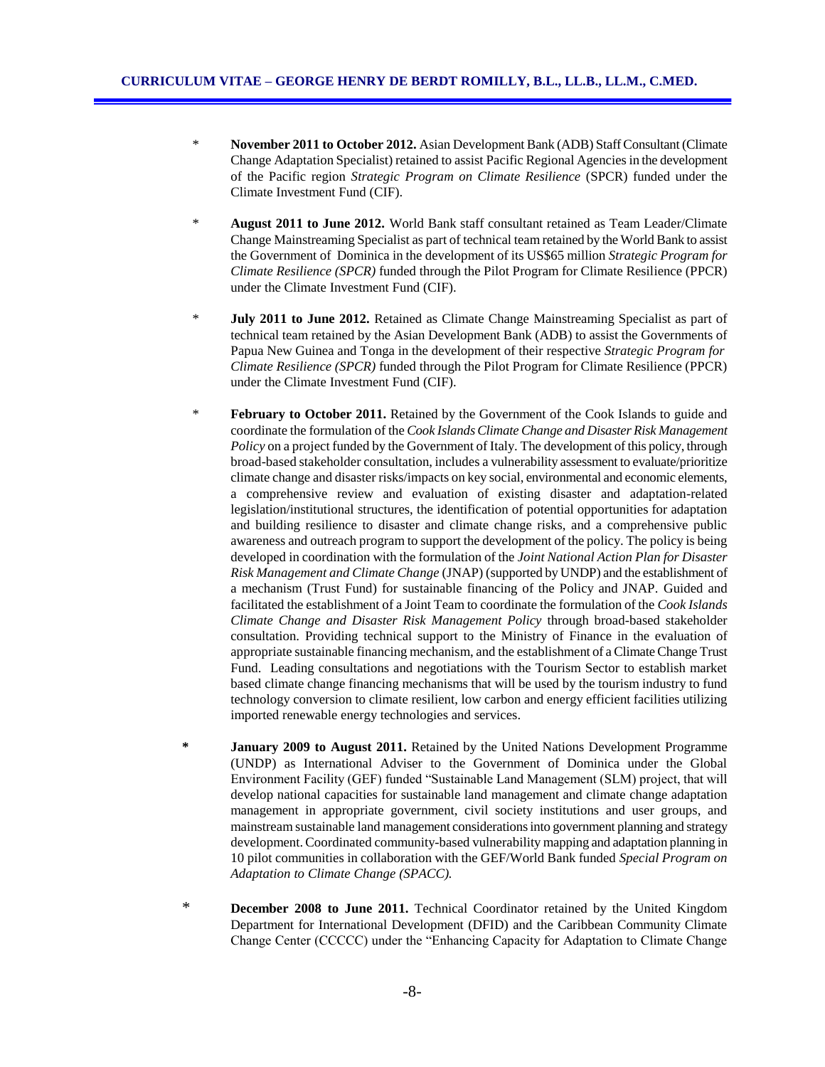- **November 2011 to October 2012.** Asian Development Bank (ADB) Staff Consultant (Climate Change Adaptation Specialist) retained to assist Pacific Regional Agencies in the development of the Pacific region *Strategic Program on Climate Resilience* (SPCR) funded under the Climate Investment Fund (CIF).

- **August 2011 to June 2012.** World Bank staff consultant retained as Team Leader/Climate Change Mainstreaming Specialist as part of technical team retained by the World Bank to assist the Government of Dominica in the development of its US$65 million *Strategic Program for Climate Resilience (SPCR)* funded through the Pilot Program for Climate Resilience (PPCR) under the Climate Investment Fund (CIF).

- **July 2011 to June 2012.** Retained as Climate Change Mainstreaming Specialist as part of technical team retained by the Asian Development Bank (ADB) to assist the Governments of Papua New Guinea and Tonga in the development of their respective *Strategic Program for Climate Resilience (SPCR)* funded through the Pilot Program for Climate Resilience (PPCR) under the Climate Investment Fund (CIF).

- **February to October 2011.** Retained by the Government of the Cook Islands to guide and coordinate the formulation of the *Cook Islands Climate Change and Disaster Risk Management Policy* on a project funded by the Government of Italy. The development of this policy, through broad-based stakeholder consultation, includes a vulnerability assessment to evaluate/prioritize climate change and disaster risks/impacts on key social, environmental and economic elements, a comprehensive review and evaluation of existing disaster and adaptation-related legislation/institutional structures, the identification of potential opportunities for adaptation and building resilience to disaster and climate change risks, and a comprehensive public awareness and outreach program to support the development of the policy. The policy is being developed in coordination with the formulation of the *Joint National Action Plan for Disaster Risk Management and Climate Change* (JNAP) (supported by UNDP) and the establishment of a mechanism (Trust Fund) for sustainable financing of the Policy and JNAP. Guided and facilitated the establishment of a Joint Team to coordinate the formulation of the *Cook Islands Climate Change and Disaster Risk Management Policy* through broad-based stakeholder consultation. Providing technical support to the Ministry of Finance in the evaluation of appropriate sustainable financing mechanism, and the establishment of a Climate Change Trust Fund. Leading consultations and negotiations with the Tourism Sector to establish market based climate change financing mechanisms that will be used by the tourism industry to fund technology conversion to climate resilient, low carbon and energy efficient facilities utilizing imported renewable energy technologies and services.

- **January 2009 to August 2011.** Retained by the United Nations Development Programme (UNDP) as International Adviser to the Government of Dominica under the Global Environment Facility (GEF) funded "Sustainable Land Management (SLM) project, that will develop national capacities for sustainable land management and climate change adaptation management in appropriate government, civil society institutions and user groups, and mainstream sustainable land management considerations into government planning and strategy development. Coordinated community-based vulnerability mapping and adaptation planning in 10 pilot communities in collaboration with the GEF/World Bank funded *Special Program on Adaptation to Climate Change (SPACC).*

- **December 2008 to June 2011.** Technical Coordinator retained by the United Kingdom Department for International Development (DFID) and the Caribbean Community Climate Change Center (CCCCC) under the "Enhancing Capacity for Adaptation to Climate Change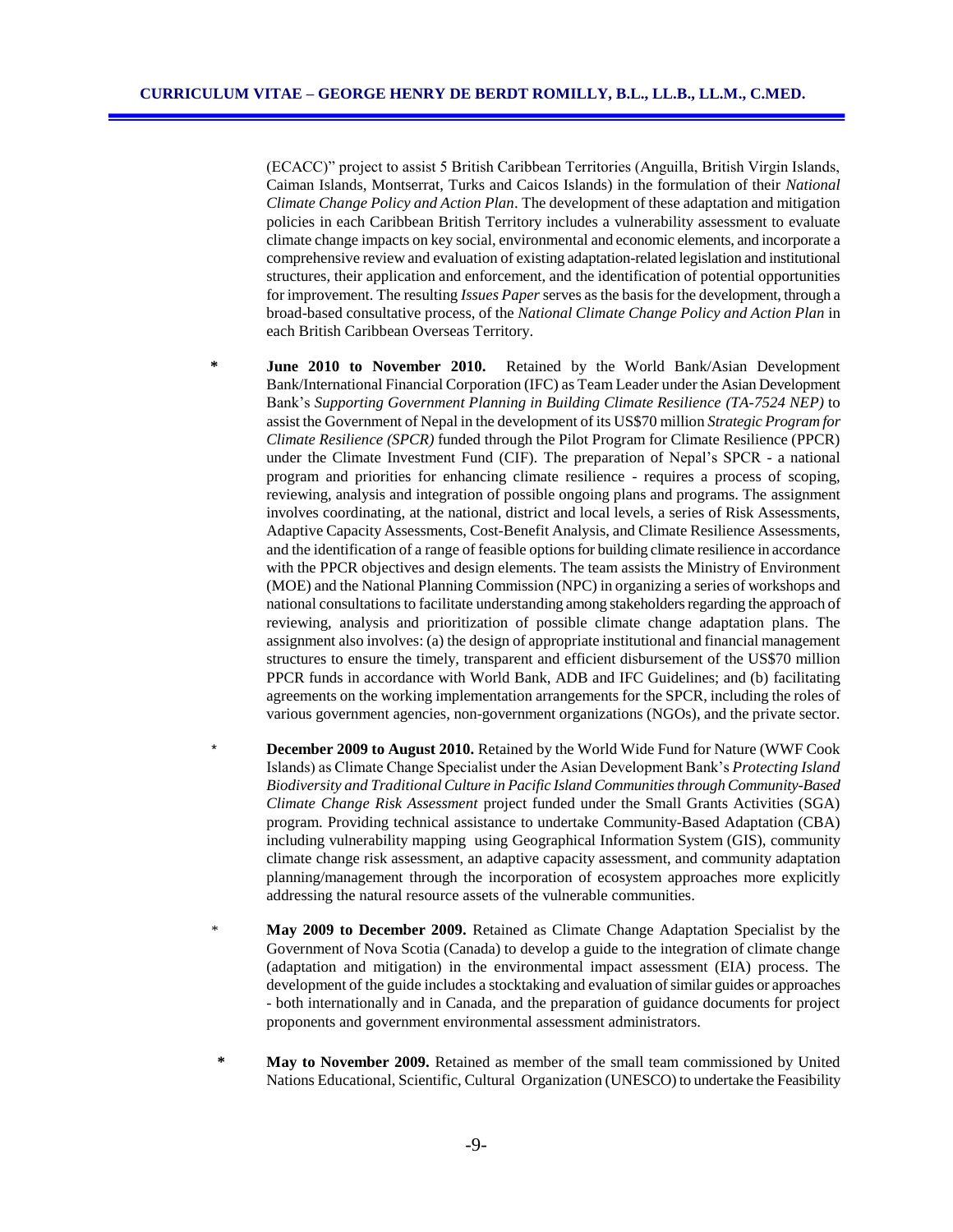(ECACC)" project to assist 5 British Caribbean Territories (Anguilla, British Virgin Islands, Caiman Islands, Montserrat, Turks and Caicos Islands) in the formulation of their *National Climate Change Policy and Action Plan*. The development of these adaptation and mitigation policies in each Caribbean British Territory includes a vulnerability assessment to evaluate climate change impacts on key social, environmental and economic elements, and incorporate a comprehensive review and evaluation of existing adaptation-related legislation and institutional structures, their application and enforcement, and the identification of potential opportunities for improvement. The resulting *Issues Paper* serves as the basis for the development, through a broad-based consultative process, of the *National Climate Change Policy and Action Plan* in each British Caribbean Overseas Territory.

- **June 2010 to November 2010.** Retained by the World Bank/Asian Development Bank/International Financial Corporation (IFC) as Team Leader under the Asian Development Bank's *Supporting Government Planning in Building Climate Resilience (TA-7524 NEP)* to assist the Government of Nepal in the development of its US$70 million *Strategic Program for Climate Resilience (SPCR)* funded through the Pilot Program for Climate Resilience (PPCR) under the Climate Investment Fund (CIF). The preparation of Nepal's SPCR - a national program and priorities for enhancing climate resilience - requires a process of scoping, reviewing, analysis and integration of possible ongoing plans and programs. The assignment involves coordinating, at the national, district and local levels, a series of Risk Assessments, Adaptive Capacity Assessments, Cost-Benefit Analysis, and Climate Resilience Assessments, and the identification of a range of feasible options for building climate resilience in accordance with the PPCR objectives and design elements. The team assists the Ministry of Environment (MOE) and the National Planning Commission (NPC) in organizing a series of workshops and national consultations to facilitate understanding among stakeholders regarding the approach of reviewing, analysis and prioritization of possible climate change adaptation plans. The assignment also involves: (a) the design of appropriate institutional and financial management structures to ensure the timely, transparent and efficient disbursement of the US$70 million PPCR funds in accordance with World Bank, ADB and IFC Guidelines; and (b) facilitating agreements on the working implementation arrangements for the SPCR, including the roles of various government agencies, non-government organizations (NGOs), and the private sector.

- **December 2009 to August 2010.** Retained by the World Wide Fund for Nature (WWF Cook Islands) as Climate Change Specialist under the Asian Development Bank's *Protecting Island Biodiversity and Traditional Culture in Pacific Island Communities through Community-Based Climate Change Risk Assessment* project funded under the Small Grants Activities (SGA) program. Providing technical assistance to undertake Community-Based Adaptation (CBA) including vulnerability mapping using Geographical Information System (GIS), community climate change risk assessment, an adaptive capacity assessment, and community adaptation planning/management through the incorporation of ecosystem approaches more explicitly addressing the natural resource assets of the vulnerable communities.

- **May 2009 to December 2009.** Retained as Climate Change Adaptation Specialist by the Government of Nova Scotia (Canada) to develop a guide to the integration of climate change (adaptation and mitigation) in the environmental impact assessment (EIA) process. The development of the guide includes a stocktaking and evaluation of similar guides or approaches - both internationally and in Canada, and the preparation of guidance documents for project proponents and government environmental assessment administrators.

- **May to November 2009.** Retained as member of the small team commissioned by United Nations Educational, Scientific, Cultural Organization (UNESCO) to undertake the Feasibility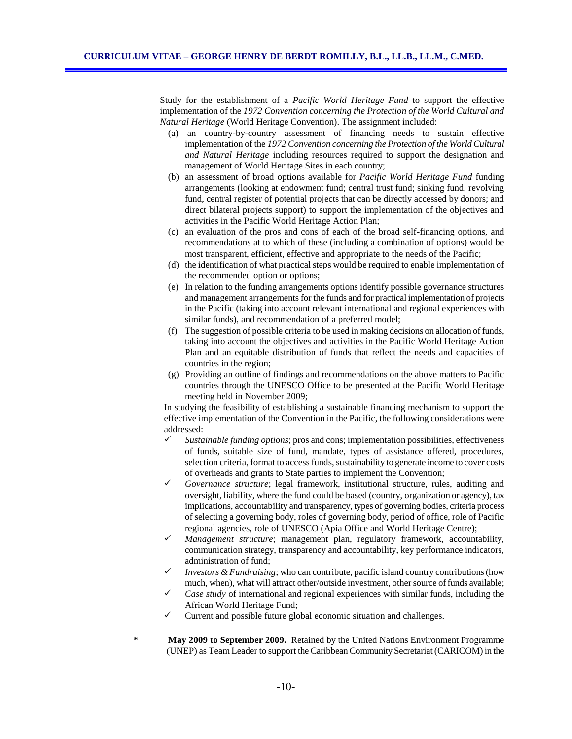Study for the establishment of a *Pacific World Heritage Fund* to support the effective implementation of the *1972 Convention concerning the Protection of the World Cultural and Natural Heritage* (World Heritage Convention). The assignment included:

(a) an country-by-country assessment of financing needs to sustain effective implementation of the *1972 Convention concerning the Protection of the World Cultural and Natural Heritage* including resources required to support the designation and management of World Heritage Sites in each country;

(b) an assessment of broad options available for *Pacific World Heritage Fund* funding arrangements (looking at endowment fund; central trust fund; sinking fund, revolving fund, central register of potential projects that can be directly accessed by donors; and direct bilateral projects support) to support the implementation of the objectives and activities in the Pacific World Heritage Action Plan;

(c) an evaluation of the pros and cons of each of the broad self-financing options, and recommendations at to which of these (including a combination of options) would be most transparent, efficient, effective and appropriate to the needs of the Pacific;

(d) the identification of what practical steps would be required to enable implementation of the recommended option or options;

(e) In relation to the funding arrangements options identify possible governance structures and management arrangements for the funds and for practical implementation of projects in the Pacific (taking into account relevant international and regional experiences with similar funds), and recommendation of a preferred model;

(f) The suggestion of possible criteria to be used in making decisions on allocation of funds, taking into account the objectives and activities in the Pacific World Heritage Action Plan and an equitable distribution of funds that reflect the needs and capacities of countries in the region;

(g) Providing an outline of findings and recommendations on the above matters to Pacific countries through the UNESCO Office to be presented at the Pacific World Heritage meeting held in November 2009;

In studying the feasibility of establishing a sustainable financing mechanism to support the effective implementation of the Convention in the Pacific, the following considerations were addressed:

- ✓ *Sustainable funding options*; pros and cons; implementation possibilities, effectiveness of funds, suitable size of fund, mandate, types of assistance offered, procedures, selection criteria, format to access funds, sustainability to generate income to cover costs of overheads and grants to State parties to implement the Convention;
- ✓ *Governance structure*; legal framework, institutional structure, rules, auditing and oversight, liability, where the fund could be based (country, organization or agency), tax implications, accountability and transparency, types of governing bodies, criteria process of selecting a governing body, roles of governing body, period of office, role of Pacific regional agencies, role of UNESCO (Apia Office and World Heritage Centre);
- ✓ *Management structure*; management plan, regulatory framework, accountability, communication strategy, transparency and accountability, key performance indicators, administration of fund;
- ✓ *Investors & Fundraising*; who can contribute, pacific island country contributions (how much, when), what will attract other/outside investment, other source of funds available;
- ✓ *Case study* of international and regional experiences with similar funds, including the African World Heritage Fund;
- ✓ Current and possible future global economic situation and challenges.

\* **May 2009 to September 2009.** Retained by the United Nations Environment Programme (UNEP) as Team Leader to support the Caribbean Community Secretariat (CARICOM) in the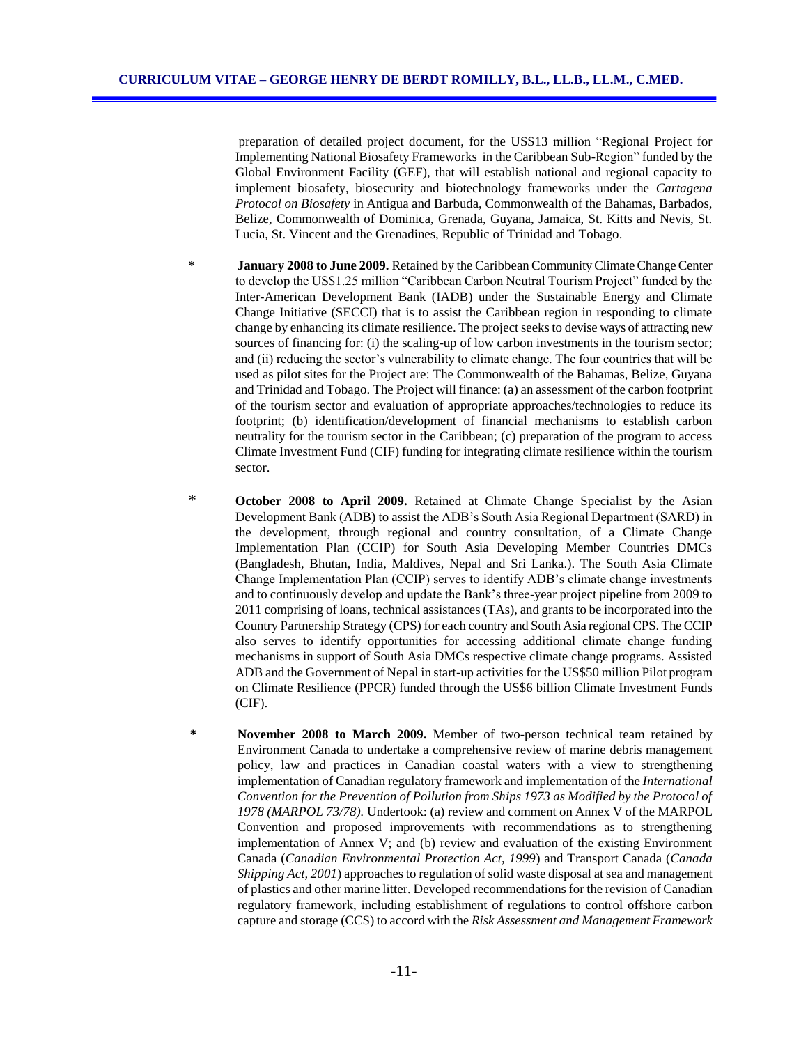preparation of detailed project document, for the US$13 million "Regional Project for Implementing National Biosafety Frameworks in the Caribbean Sub-Region" funded by the Global Environment Facility (GEF), that will establish national and regional capacity to implement biosafety, biosecurity and biotechnology frameworks under the *Cartagena Protocol on Biosafety* in Antigua and Barbuda, Commonwealth of the Bahamas, Barbados, Belize, Commonwealth of Dominica, Grenada, Guyana, Jamaica, St. Kitts and Nevis, St. Lucia, St. Vincent and the Grenadines, Republic of Trinidad and Tobago.

* **January 2008 to June 2009.** Retained by the Caribbean Community Climate Change Center to develop the US$1.25 million "Caribbean Carbon Neutral Tourism Project" funded by the Inter-American Development Bank (IADB) under the Sustainable Energy and Climate Change Initiative (SECCI) that is to assist the Caribbean region in responding to climate change by enhancing its climate resilience. The project seeks to devise ways of attracting new sources of financing for: (i) the scaling-up of low carbon investments in the tourism sector; and (ii) reducing the sector's vulnerability to climate change. The four countries that will be used as pilot sites for the Project are: The Commonwealth of the Bahamas, Belize, Guyana and Trinidad and Tobago. The Project will finance: (a) an assessment of the carbon footprint of the tourism sector and evaluation of appropriate approaches/technologies to reduce its footprint; (b) identification/development of financial mechanisms to establish carbon neutrality for the tourism sector in the Caribbean; (c) preparation of the program to access Climate Investment Fund (CIF) funding for integrating climate resilience within the tourism sector.

* **October 2008 to April 2009.** Retained at Climate Change Specialist by the Asian Development Bank (ADB) to assist the ADB's South Asia Regional Department (SARD) in the development, through regional and country consultation, of a Climate Change Implementation Plan (CCIP) for South Asia Developing Member Countries DMCs (Bangladesh, Bhutan, India, Maldives, Nepal and Sri Lanka.). The South Asia Climate Change Implementation Plan (CCIP) serves to identify ADB's climate change investments and to continuously develop and update the Bank's three-year project pipeline from 2009 to 2011 comprising of loans, technical assistances (TAs), and grants to be incorporated into the Country Partnership Strategy (CPS) for each country and South Asia regional CPS. The CCIP also serves to identify opportunities for accessing additional climate change funding mechanisms in support of South Asia DMCs respective climate change programs. Assisted ADB and the Government of Nepal in start-up activities for the US$50 million Pilot program on Climate Resilience (PPCR) funded through the US$6 billion Climate Investment Funds (CIF).

* **November 2008 to March 2009.** Member of two-person technical team retained by Environment Canada to undertake a comprehensive review of marine debris management policy, law and practices in Canadian coastal waters with a view to strengthening implementation of Canadian regulatory framework and implementation of the *International Convention for the Prevention of Pollution from Ships 1973 as Modified by the Protocol of 1978 (MARPOL 73/78).* Undertook: (a) review and comment on Annex V of the MARPOL Convention and proposed improvements with recommendations as to strengthening implementation of Annex V; and (b) review and evaluation of the existing Environment Canada (*Canadian Environmental Protection Act, 1999*) and Transport Canada (*Canada Shipping Act, 2001*) approaches to regulation of solid waste disposal at sea and management of plastics and other marine litter. Developed recommendations for the revision of Canadian regulatory framework, including establishment of regulations to control offshore carbon capture and storage (CCS) to accord with the *Risk Assessment and Management Framework*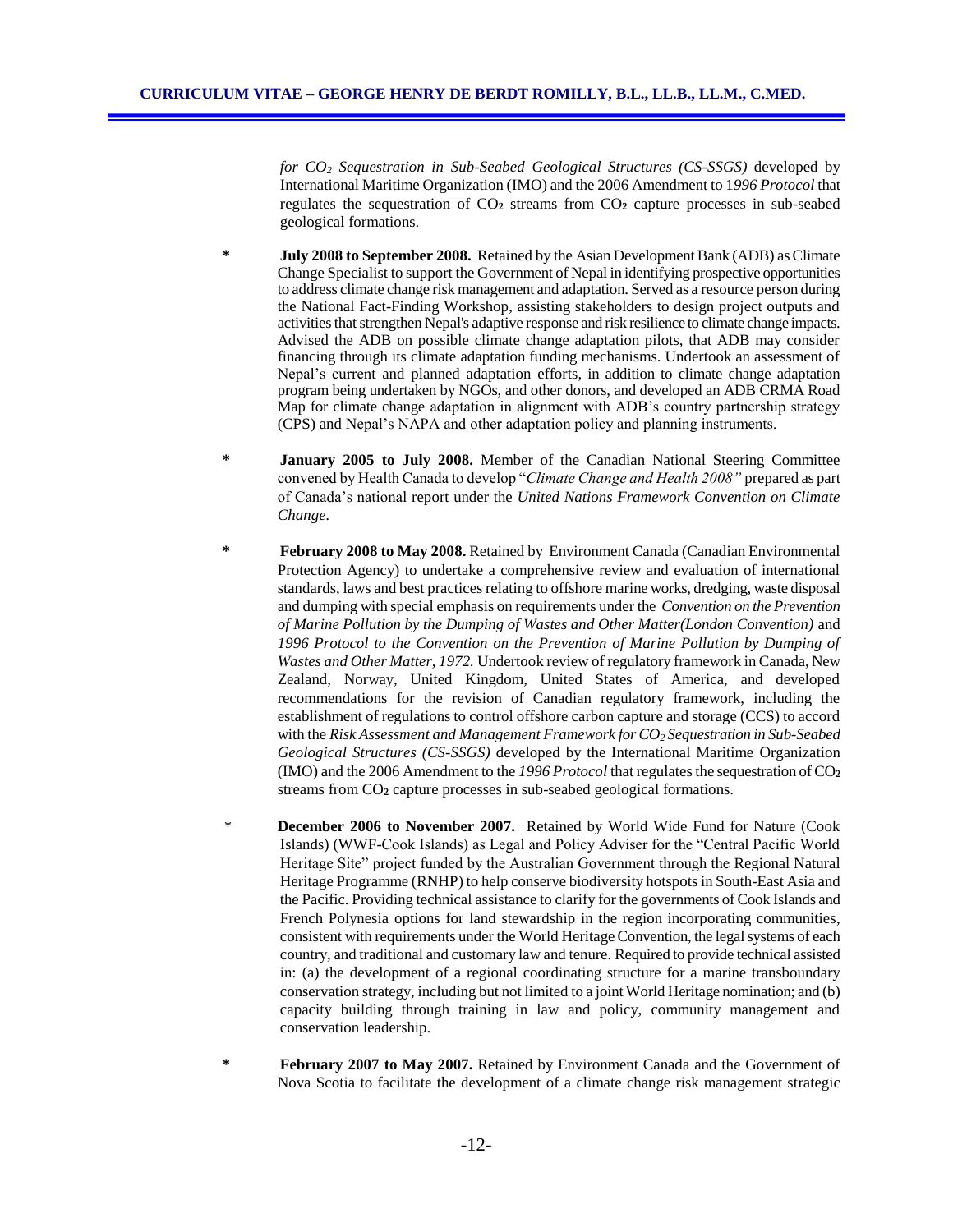*for $CO_2$ Sequestration in Sub-Seabed Geological Structures (CS-SSGS)* developed by International Maritime Organization (IMO) and the 2006 Amendment to 1*996 Protocol* that regulates the sequestration of $CO_2$ streams from $CO_2$ capture processes in sub-seabed geological formations.

* **July 2008 to September 2008.** Retained by the Asian Development Bank (ADB) as Climate Change Specialist to support the Government of Nepal in identifying prospective opportunities to address climate change risk management and adaptation. Served as a resource person during the National Fact-Finding Workshop, assisting stakeholders to design project outputs and activities that strengthen Nepal's adaptive response and risk resilience to climate change impacts. Advised the ADB on possible climate change adaptation pilots, that ADB may consider financing through its climate adaptation funding mechanisms. Undertook an assessment of Nepal's current and planned adaptation efforts, in addition to climate change adaptation program being undertaken by NGOs, and other donors, and developed an ADB CRMA Road Map for climate change adaptation in alignment with ADB's country partnership strategy (CPS) and Nepal's NAPA and other adaptation policy and planning instruments.

* **January 2005 to July 2008.** Member of the Canadian National Steering Committee convened by Health Canada to develop "*Climate Change and Health 2008"* prepared as part of Canada's national report under the *United Nations Framework Convention on Climate Change.*

* **February 2008 to May 2008.** Retained by Environment Canada (Canadian Environmental Protection Agency) to undertake a comprehensive review and evaluation of international standards, laws and best practices relating to offshore marine works, dredging, waste disposal and dumping with special emphasis on requirements under the *Convention on the Prevention of Marine Pollution by the Dumping of Wastes and Other Matter(London Convention)* and *1996 Protocol to the Convention on the Prevention of Marine Pollution by Dumping of Wastes and Other Matter, 1972.* Undertook review of regulatory framework in Canada, New Zealand, Norway, United Kingdom, United States of America, and developed recommendations for the revision of Canadian regulatory framework, including the establishment of regulations to control offshore carbon capture and storage (CCS) to accord with the *Risk Assessment and Management Framework for $CO_2$ Sequestration in Sub-Seabed Geological Structures (CS-SSGS)* developed by the International Maritime Organization (IMO) and the 2006 Amendment to the *1996 Protocol* that regulates the sequestration of $CO_2$ streams from $CO_2$ capture processes in sub-seabed geological formations.

* **December 2006 to November 2007.** Retained by World Wide Fund for Nature (Cook Islands) (WWF-Cook Islands) as Legal and Policy Adviser for the "Central Pacific World Heritage Site" project funded by the Australian Government through the Regional Natural Heritage Programme (RNHP) to help conserve biodiversity hotspots in South-East Asia and the Pacific. Providing technical assistance to clarify for the governments of Cook Islands and French Polynesia options for land stewardship in the region incorporating communities, consistent with requirements under the World Heritage Convention, the legal systems of each country, and traditional and customary law and tenure. Required to provide technical assisted in: (a) the development of a regional coordinating structure for a marine transboundary conservation strategy, including but not limited to a joint World Heritage nomination; and (b) capacity building through training in law and policy, community management and conservation leadership.

* **February 2007 to May 2007.** Retained by Environment Canada and the Government of Nova Scotia to facilitate the development of a climate change risk management strategic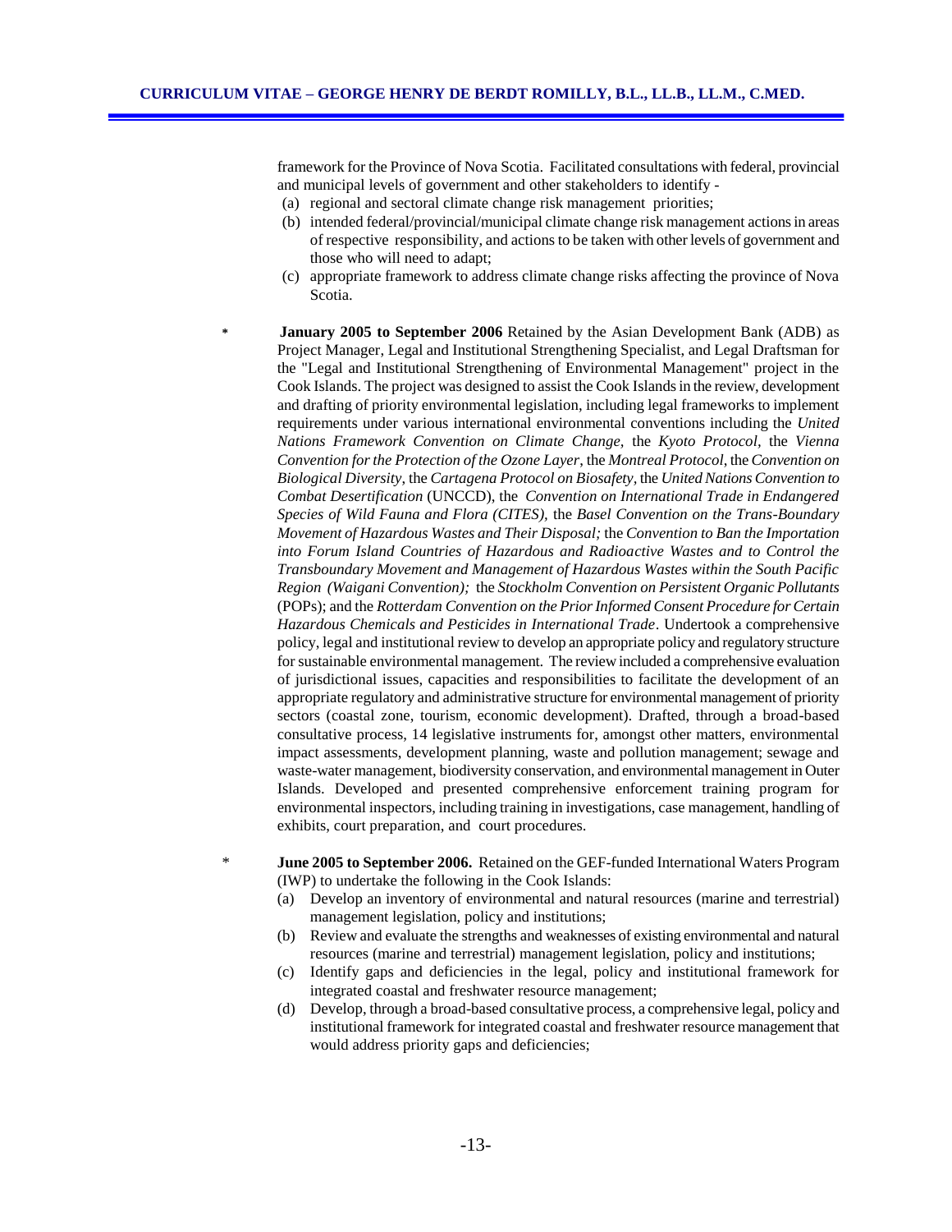framework for the Province of Nova Scotia. Facilitated consultations with federal, provincial and municipal levels of government and other stakeholders to identify -

(a) regional and sectoral climate change risk management priorities;

(b) intended federal/provincial/municipal climate change risk management actions in areas of respective responsibility, and actions to be taken with other levels of government and those who will need to adapt;

(c) appropriate framework to address climate change risks affecting the province of Nova Scotia.

* **January 2005 to September 2006** Retained by the Asian Development Bank (ADB) as Project Manager, Legal and Institutional Strengthening Specialist, and Legal Draftsman for the "Legal and Institutional Strengthening of Environmental Management" project in the Cook Islands. The project was designed to assist the Cook Islands in the review, development and drafting of priority environmental legislation, including legal frameworks to implement requirements under various international environmental conventions including the *United Nations Framework Convention on Climate Change*, the *Kyoto Protocol*, the *Vienna Convention for the Protection of the Ozone Layer*, the *Montreal Protocol*, the *Convention on Biological Diversity*, the *Cartagena Protocol on Biosafety*, the *United Nations Convention to Combat Desertification* (UNCCD), the *Convention on International Trade in Endangered Species of Wild Fauna and Flora (CITES),* the *Basel Convention on the Trans-Boundary Movement of Hazardous Wastes and Their Disposal;* the *Convention to Ban the Importation into Forum Island Countries of Hazardous and Radioactive Wastes and to Control the Transboundary Movement and Management of Hazardous Wastes within the South Pacific Region (Waigani Convention);* the *Stockholm Convention on Persistent Organic Pollutants* (POPs); and the *Rotterdam Convention on the Prior Informed Consent Procedure for Certain Hazardous Chemicals and Pesticides in International Trade*. Undertook a comprehensive policy, legal and institutional review to develop an appropriate policy and regulatory structure for sustainable environmental management. The review included a comprehensive evaluation of jurisdictional issues, capacities and responsibilities to facilitate the development of an appropriate regulatory and administrative structure for environmental management of priority sectors (coastal zone, tourism, economic development). Drafted, through a broad-based consultative process, 14 legislative instruments for, amongst other matters, environmental impact assessments, development planning, waste and pollution management; sewage and waste-water management, biodiversity conservation, and environmental management in Outer Islands. Developed and presented comprehensive enforcement training program for environmental inspectors, including training in investigations, case management, handling of exhibits, court preparation, and court procedures.

* **June 2005 to September 2006.** Retained on the GEF-funded International Waters Program (IWP) to undertake the following in the Cook Islands:

(a) Develop an inventory of environmental and natural resources (marine and terrestrial) management legislation, policy and institutions;

(b) Review and evaluate the strengths and weaknesses of existing environmental and natural resources (marine and terrestrial) management legislation, policy and institutions;

(c) Identify gaps and deficiencies in the legal, policy and institutional framework for integrated coastal and freshwater resource management;

(d) Develop, through a broad-based consultative process, a comprehensive legal, policy and institutional framework for integrated coastal and freshwater resource management that would address priority gaps and deficiencies;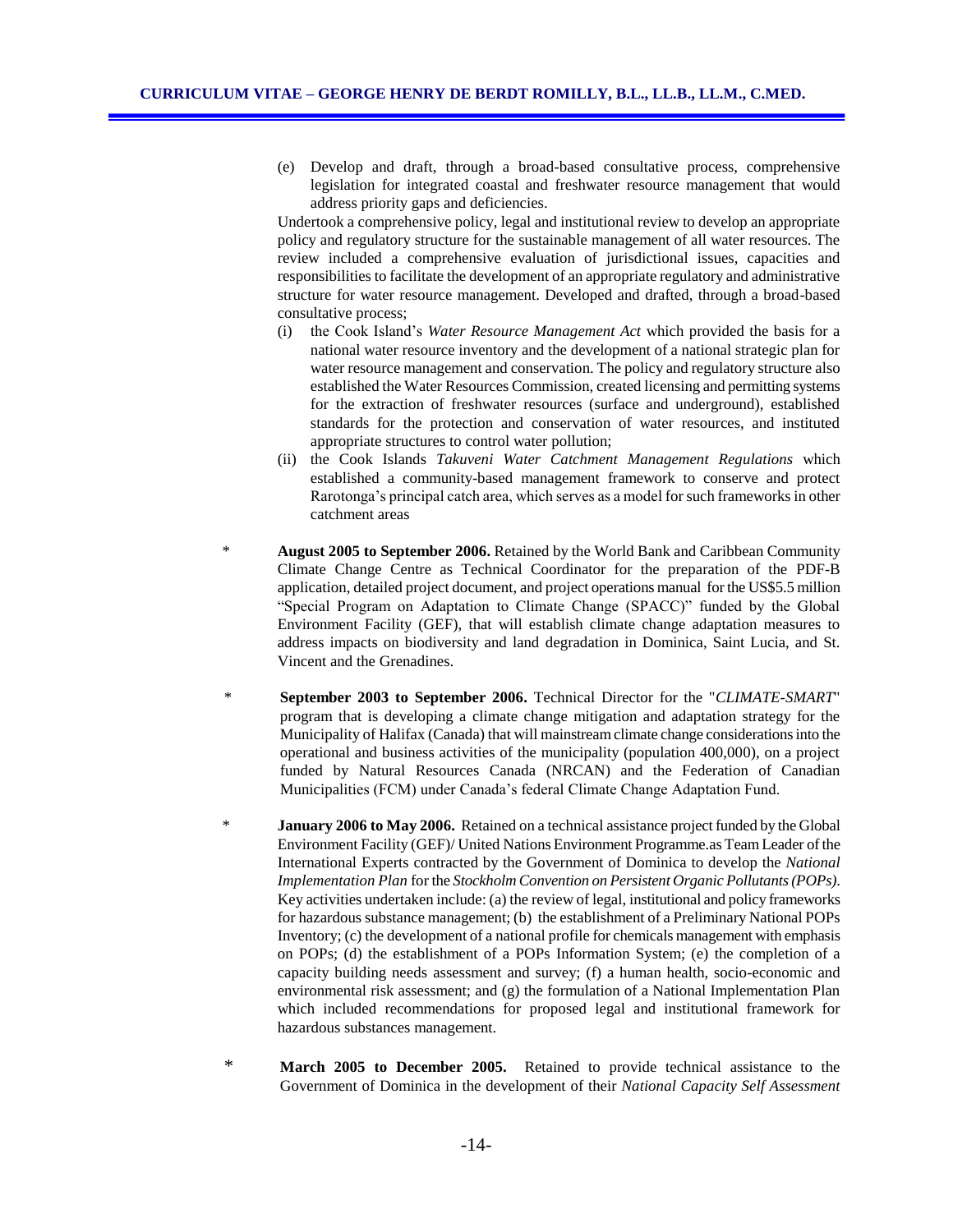(e) Develop and draft, through a broad-based consultative process, comprehensive legislation for integrated coastal and freshwater resource management that would address priority gaps and deficiencies.

Undertook a comprehensive policy, legal and institutional review to develop an appropriate policy and regulatory structure for the sustainable management of all water resources. The review included a comprehensive evaluation of jurisdictional issues, capacities and responsibilities to facilitate the development of an appropriate regulatory and administrative structure for water resource management. Developed and drafted, through a broad-based consultative process;

(i) the Cook Island's *Water Resource Management Act* which provided the basis for a national water resource inventory and the development of a national strategic plan for water resource management and conservation. The policy and regulatory structure also established the Water Resources Commission, created licensing and permitting systems for the extraction of freshwater resources (surface and underground), established standards for the protection and conservation of water resources, and instituted appropriate structures to control water pollution;

(ii) the Cook Islands *Takuveni Water Catchment Management Regulations* which established a community-based management framework to conserve and protect Rarotonga's principal catch area, which serves as a model for such frameworks in other catchment areas

\* **August 2005 to September 2006.** Retained by the World Bank and Caribbean Community Climate Change Centre as Technical Coordinator for the preparation of the PDF-B application, detailed project document, and project operations manual for the US$5.5 million "Special Program on Adaptation to Climate Change (SPACC)" funded by the Global Environment Facility (GEF), that will establish climate change adaptation measures to address impacts on biodiversity and land degradation in Dominica, Saint Lucia, and St. Vincent and the Grenadines.

\* **September 2003 to September 2006.** Technical Director for the "*CLIMATE-SMART*" program that is developing a climate change mitigation and adaptation strategy for the Municipality of Halifax (Canada) that will mainstream climate change considerations into the operational and business activities of the municipality (population 400,000), on a project funded by Natural Resources Canada (NRCAN) and the Federation of Canadian Municipalities (FCM) under Canada's federal Climate Change Adaptation Fund.

\* **January 2006 to May 2006.** Retained on a technical assistance project funded by the Global Environment Facility (GEF)/ United Nations Environment Programme.as Team Leader of the International Experts contracted by the Government of Dominica to develop the *National Implementation Plan* for the *Stockholm Convention on Persistent Organic Pollutants (POPs)*. Key activities undertaken include: (a) the review of legal, institutional and policy frameworks for hazardous substance management; (b) the establishment of a Preliminary National POPs Inventory; (c) the development of a national profile for chemicals management with emphasis on POPs; (d) the establishment of a POPs Information System; (e) the completion of a capacity building needs assessment and survey; (f) a human health, socio-economic and environmental risk assessment; and (g) the formulation of a National Implementation Plan which included recommendations for proposed legal and institutional framework for hazardous substances management.

\* **March 2005 to December 2005.** Retained to provide technical assistance to the Government of Dominica in the development of their *National Capacity Self Assessment*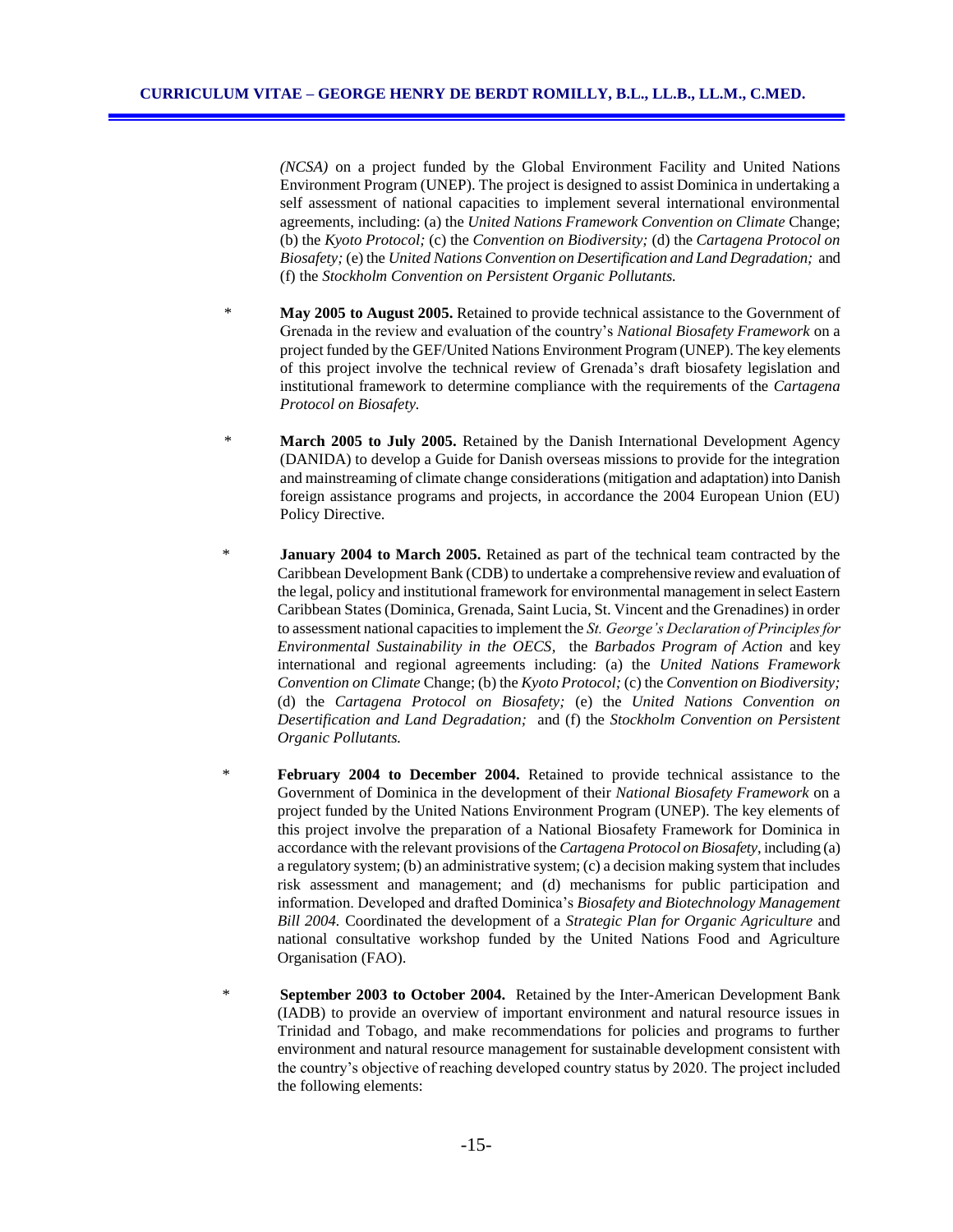*(NCSA)* on a project funded by the Global Environment Facility and United Nations Environment Program (UNEP). The project is designed to assist Dominica in undertaking a self assessment of national capacities to implement several international environmental agreements, including: (a) the *United Nations Framework Convention on Climate* Change; (b) the *Kyoto Protocol;* (c) the *Convention on Biodiversity;* (d) the *Cartagena Protocol on Biosafety;* (e) the *United Nations Convention on Desertification and Land Degradation;* and (f) the *Stockholm Convention on Persistent Organic Pollutants.*

- **May 2005 to August 2005.** Retained to provide technical assistance to the Government of Grenada in the review and evaluation of the country's *National Biosafety Framework* on a project funded by the GEF/United Nations Environment Program (UNEP). The key elements of this project involve the technical review of Grenada's draft biosafety legislation and institutional framework to determine compliance with the requirements of the *Cartagena Protocol on Biosafety.*

- **March 2005 to July 2005.** Retained by the Danish International Development Agency (DANIDA) to develop a Guide for Danish overseas missions to provide for the integration and mainstreaming of climate change considerations (mitigation and adaptation) into Danish foreign assistance programs and projects, in accordance the 2004 European Union (EU) Policy Directive.

- **January 2004 to March 2005.** Retained as part of the technical team contracted by the Caribbean Development Bank (CDB) to undertake a comprehensive review and evaluation of the legal, policy and institutional framework for environmental management in select Eastern Caribbean States (Dominica, Grenada, Saint Lucia, St. Vincent and the Grenadines) in order to assessment national capacities to implement the *St. George's Declaration of Principles for Environmental Sustainability in the OECS,* the *Barbados Program of Action* and key international and regional agreements including: (a) the *United Nations Framework Convention on Climate* Change; (b) the *Kyoto Protocol;* (c) the *Convention on Biodiversity;* (d) the *Cartagena Protocol on Biosafety;* (e) the *United Nations Convention on Desertification and Land Degradation;* and (f) the *Stockholm Convention on Persistent Organic Pollutants.*

- **February 2004 to December 2004.** Retained to provide technical assistance to the Government of Dominica in the development of their *National Biosafety Framework* on a project funded by the United Nations Environment Program (UNEP). The key elements of this project involve the preparation of a National Biosafety Framework for Dominica in accordance with the relevant provisions of the *Cartagena Protocol on Biosafety*, including (a) a regulatory system; (b) an administrative system; (c) a decision making system that includes risk assessment and management; and (d) mechanisms for public participation and information. Developed and drafted Dominica's *Biosafety and Biotechnology Management Bill 2004.* Coordinated the development of a *Strategic Plan for Organic Agriculture* and national consultative workshop funded by the United Nations Food and Agriculture Organisation (FAO).

- **September 2003 to October 2004.** Retained by the Inter-American Development Bank (IADB) to provide an overview of important environment and natural resource issues in Trinidad and Tobago, and make recommendations for policies and programs to further environment and natural resource management for sustainable development consistent with the country's objective of reaching developed country status by 2020. The project included the following elements: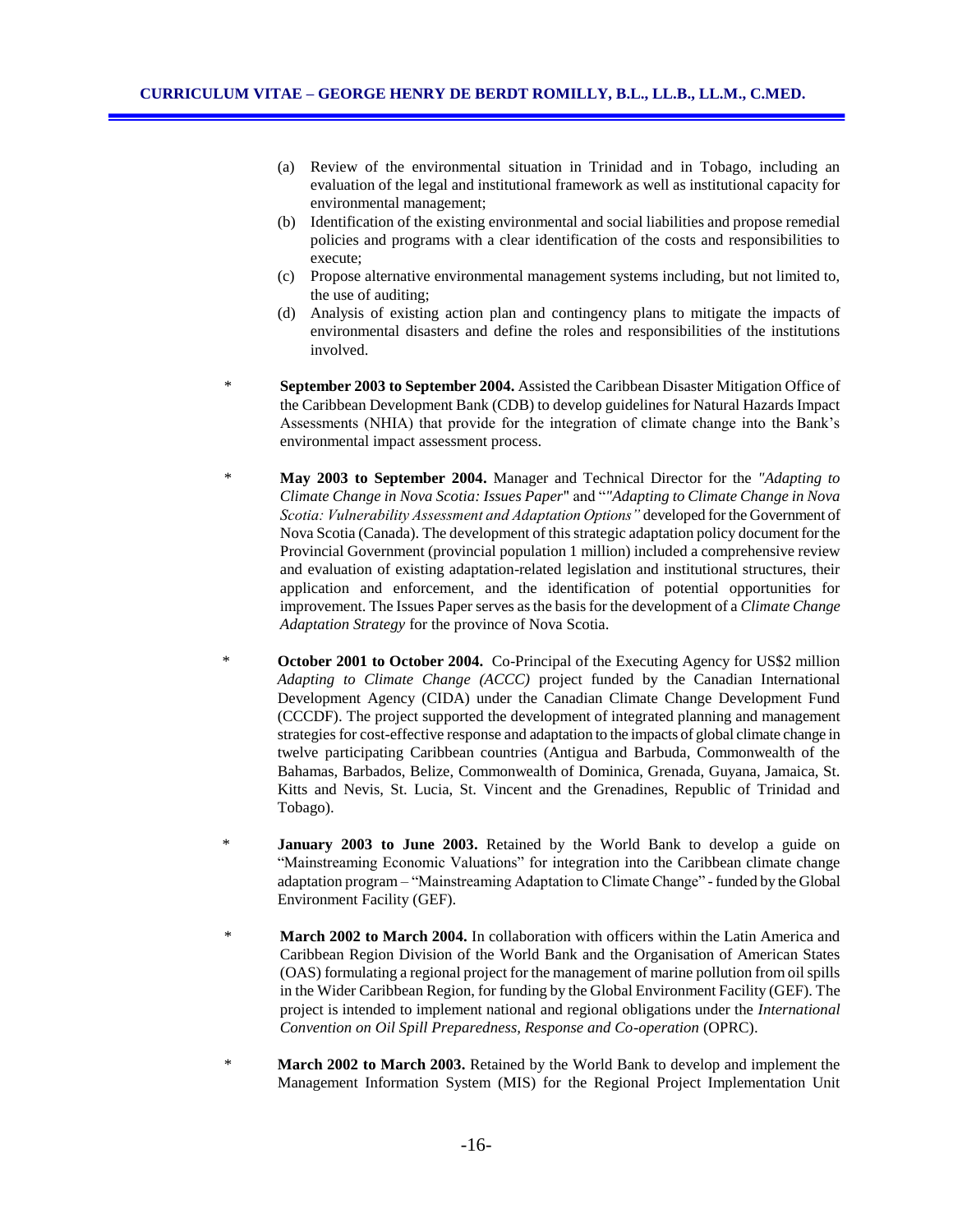(a) Review of the environmental situation in Trinidad and in Tobago, including an evaluation of the legal and institutional framework as well as institutional capacity for environmental management;
(b) Identification of the existing environmental and social liabilities and propose remedial policies and programs with a clear identification of the costs and responsibilities to execute;
(c) Propose alternative environmental management systems including, but not limited to, the use of auditing;
(d) Analysis of existing action plan and contingency plans to mitigate the impacts of environmental disasters and define the roles and responsibilities of the institutions involved.

* **September 2003 to September 2004.** Assisted the Caribbean Disaster Mitigation Office of the Caribbean Development Bank (CDB) to develop guidelines for Natural Hazards Impact Assessments (NHIA) that provide for the integration of climate change into the Bank's environmental impact assessment process.

* **May 2003 to September 2004.** Manager and Technical Director for the *"Adapting to Climate Change in Nova Scotia: Issues Paper*" and "*"Adapting to Climate Change in Nova Scotia: Vulnerability Assessment and Adaptation Options"* developed for the Government of Nova Scotia (Canada). The development of this strategic adaptation policy document for the Provincial Government (provincial population 1 million) included a comprehensive review and evaluation of existing adaptation-related legislation and institutional structures, their application and enforcement, and the identification of potential opportunities for improvement. The Issues Paper serves as the basis for the development of a *Climate Change Adaptation Strategy* for the province of Nova Scotia.

* **October 2001 to October 2004.** Co-Principal of the Executing Agency for US$2 million *Adapting to Climate Change (ACCC)* project funded by the Canadian International Development Agency (CIDA) under the Canadian Climate Change Development Fund (CCCDF). The project supported the development of integrated planning and management strategies for cost-effective response and adaptation to the impacts of global climate change in twelve participating Caribbean countries (Antigua and Barbuda, Commonwealth of the Bahamas, Barbados, Belize, Commonwealth of Dominica, Grenada, Guyana, Jamaica, St. Kitts and Nevis, St. Lucia, St. Vincent and the Grenadines, Republic of Trinidad and Tobago).

* **January 2003 to June 2003.** Retained by the World Bank to develop a guide on "Mainstreaming Economic Valuations" for integration into the Caribbean climate change adaptation program – "Mainstreaming Adaptation to Climate Change" - funded by the Global Environment Facility (GEF).

* **March 2002 to March 2004.** In collaboration with officers within the Latin America and Caribbean Region Division of the World Bank and the Organisation of American States (OAS) formulating a regional project for the management of marine pollution from oil spills in the Wider Caribbean Region, for funding by the Global Environment Facility (GEF). The project is intended to implement national and regional obligations under the *International Convention on Oil Spill Preparedness, Response and Co-operation* (OPRC).

* **March 2002 to March 2003.** Retained by the World Bank to develop and implement the Management Information System (MIS) for the Regional Project Implementation Unit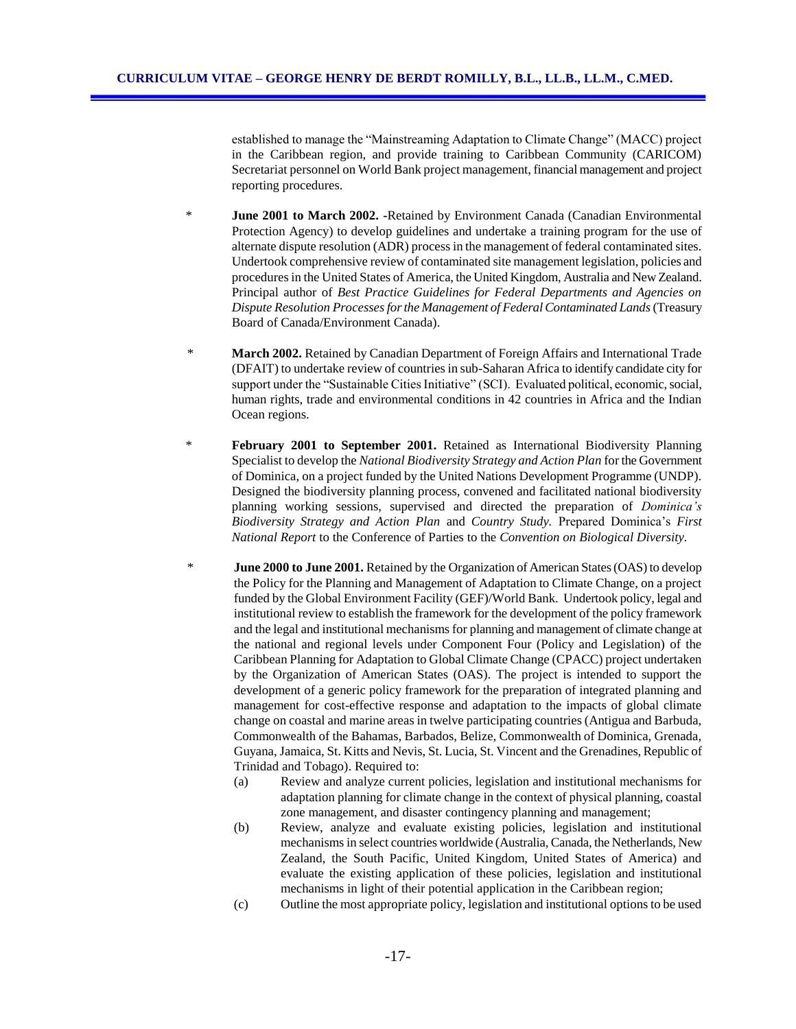established to manage the "Mainstreaming Adaptation to Climate Change" (MACC) project in the Caribbean region, and provide training to Caribbean Community (CARICOM) Secretariat personnel on World Bank project management, financial management and project reporting procedures.

* **June 2001 to March 2002.** -Retained by Environment Canada (Canadian Environmental Protection Agency) to develop guidelines and undertake a training program for the use of alternate dispute resolution (ADR) process in the management of federal contaminated sites. Undertook comprehensive review of contaminated site management legislation, policies and procedures in the United States of America, the United Kingdom, Australia and New Zealand. Principal author of *Best Practice Guidelines for Federal Departments and Agencies on Dispute Resolution Processes for the Management of Federal Contaminated Lands* (Treasury Board of Canada/Environment Canada).

* **March 2002.** Retained by Canadian Department of Foreign Affairs and International Trade (DFAIT) to undertake review of countries in sub-Saharan Africa to identify candidate city for support under the "Sustainable Cities Initiative" (SCI). Evaluated political, economic, social, human rights, trade and environmental conditions in 42 countries in Africa and the Indian Ocean regions.

* **February 2001 to September 2001.** Retained as International Biodiversity Planning Specialist to develop the *National Biodiversity Strategy and Action Plan* for the Government of Dominica, on a project funded by the United Nations Development Programme (UNDP). Designed the biodiversity planning process, convened and facilitated national biodiversity planning working sessions, supervised and directed the preparation of *Dominica's Biodiversity Strategy and Action Plan* and *Country Study.* Prepared Dominica's *First National Report* to the Conference of Parties to the *Convention on Biological Diversity.*

* **June 2000 to June 2001.** Retained by the Organization of American States (OAS) to develop the Policy for the Planning and Management of Adaptation to Climate Change, on a project funded by the Global Environment Facility (GEF)/World Bank. Undertook policy, legal and institutional review to establish the framework for the development of the policy framework and the legal and institutional mechanisms for planning and management of climate change at the national and regional levels under Component Four (Policy and Legislation) of the Caribbean Planning for Adaptation to Global Climate Change (CPACC) project undertaken by the Organization of American States (OAS). The project is intended to support the development of a generic policy framework for the preparation of integrated planning and management for cost-effective response and adaptation to the impacts of global climate change on coastal and marine areas in twelve participating countries (Antigua and Barbuda, Commonwealth of the Bahamas, Barbados, Belize, Commonwealth of Dominica, Grenada, Guyana, Jamaica, St. Kitts and Nevis, St. Lucia, St. Vincent and the Grenadines, Republic of Trinidad and Tobago). Required to:
  (a) Review and analyze current policies, legislation and institutional mechanisms for adaptation planning for climate change in the context of physical planning, coastal zone management, and disaster contingency planning and management;
  (b) Review, analyze and evaluate existing policies, legislation and institutional mechanisms in select countries worldwide (Australia, Canada, the Netherlands, New Zealand, the South Pacific, United Kingdom, United States of America) and evaluate the existing application of these policies, legislation and institutional mechanisms in light of their potential application in the Caribbean region;
  (c) Outline the most appropriate policy, legislation and institutional options to be used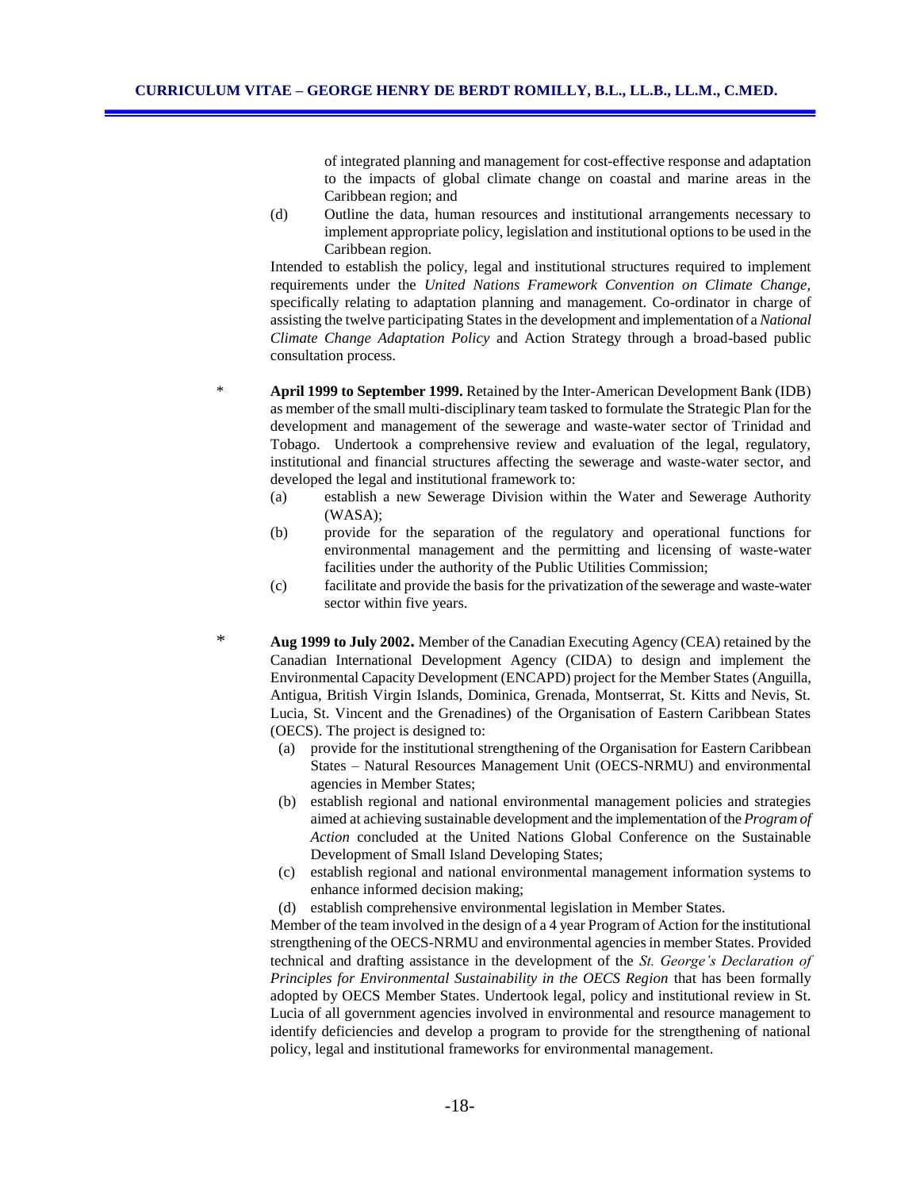of integrated planning and management for cost-effective response and adaptation to the impacts of global climate change on coastal and marine areas in the Caribbean region; and

(d) Outline the data, human resources and institutional arrangements necessary to implement appropriate policy, legislation and institutional options to be used in the Caribbean region.

Intended to establish the policy, legal and institutional structures required to implement requirements under the *United Nations Framework Convention on Climate Change*, specifically relating to adaptation planning and management. Co-ordinator in charge of assisting the twelve participating States in the development and implementation of a *National Climate Change Adaptation Policy* and Action Strategy through a broad-based public consultation process.

- **April 1999 to September 1999.** Retained by the Inter-American Development Bank (IDB) as member of the small multi-disciplinary team tasked to formulate the Strategic Plan for the development and management of the sewerage and waste-water sector of Trinidad and Tobago. Undertook a comprehensive review and evaluation of the legal, regulatory, institutional and financial structures affecting the sewerage and waste-water sector, and developed the legal and institutional framework to:

  (a) establish a new Sewerage Division within the Water and Sewerage Authority (WASA);

  (b) provide for the separation of the regulatory and operational functions for environmental management and the permitting and licensing of waste-water facilities under the authority of the Public Utilities Commission;

  (c) facilitate and provide the basis for the privatization of the sewerage and waste-water sector within five years.

- **Aug 1999 to July 2002.** Member of the Canadian Executing Agency (CEA) retained by the Canadian International Development Agency (CIDA) to design and implement the Environmental Capacity Development (ENCAPD) project for the Member States (Anguilla, Antigua, British Virgin Islands, Dominica, Grenada, Montserrat, St. Kitts and Nevis, St. Lucia, St. Vincent and the Grenadines) of the Organisation of Eastern Caribbean States (OECS). The project is designed to:

  (a) provide for the institutional strengthening of the Organisation for Eastern Caribbean States – Natural Resources Management Unit (OECS-NRMU) and environmental agencies in Member States;

  (b) establish regional and national environmental management policies and strategies aimed at achieving sustainable development and the implementation of the *Program of Action* concluded at the United Nations Global Conference on the Sustainable Development of Small Island Developing States;

  (c) establish regional and national environmental management information systems to enhance informed decision making;

  (d) establish comprehensive environmental legislation in Member States.

  Member of the team involved in the design of a 4 year Program of Action for the institutional strengthening of the OECS-NRMU and environmental agencies in member States. Provided technical and drafting assistance in the development of the *St. George's Declaration of Principles for Environmental Sustainability in the OECS Region* that has been formally adopted by OECS Member States. Undertook legal, policy and institutional review in St. Lucia of all government agencies involved in environmental and resource management to identify deficiencies and develop a program to provide for the strengthening of national policy, legal and institutional frameworks for environmental management.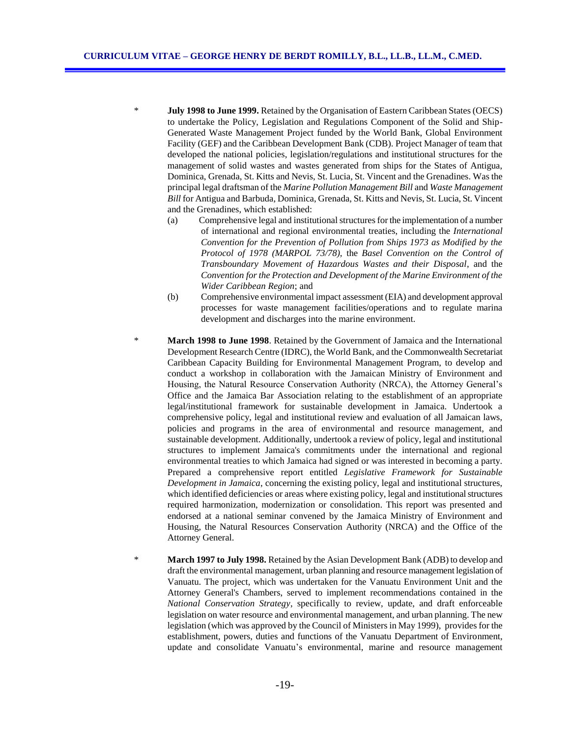* **July 1998 to June 1999.** Retained by the Organisation of Eastern Caribbean States (OECS) to undertake the Policy, Legislation and Regulations Component of the Solid and Ship-Generated Waste Management Project funded by the World Bank, Global Environment Facility (GEF) and the Caribbean Development Bank (CDB). Project Manager of team that developed the national policies, legislation/regulations and institutional structures for the management of solid wastes and wastes generated from ships for the States of Antigua, Dominica, Grenada, St. Kitts and Nevis, St. Lucia, St. Vincent and the Grenadines. Was the principal legal draftsman of the *Marine Pollution Management Bill* and *Waste Management Bill* for Antigua and Barbuda, Dominica, Grenada, St. Kitts and Nevis, St. Lucia, St. Vincent and the Grenadines, which established:
  - (a) Comprehensive legal and institutional structures for the implementation of a number of international and regional environmental treaties, including the *International Convention for the Prevention of Pollution from Ships 1973 as Modified by the Protocol of 1978 (MARPOL 73/78),* the *Basel Convention on the Control of Transboundary Movement of Hazardous Wastes and their Disposal*, and the *Convention for the Protection and Development of the Marine Environment of the Wider Caribbean Region*; and
  - (b) Comprehensive environmental impact assessment (EIA) and development approval processes for waste management facilities/operations and to regulate marina development and discharges into the marine environment.

* **March 1998 to June 1998**. Retained by the Government of Jamaica and the International Development Research Centre (IDRC), the World Bank, and the Commonwealth Secretariat Caribbean Capacity Building for Environmental Management Program, to develop and conduct a workshop in collaboration with the Jamaican Ministry of Environment and Housing, the Natural Resource Conservation Authority (NRCA), the Attorney General's Office and the Jamaica Bar Association relating to the establishment of an appropriate legal/institutional framework for sustainable development in Jamaica. Undertook a comprehensive policy, legal and institutional review and evaluation of all Jamaican laws, policies and programs in the area of environmental and resource management, and sustainable development. Additionally, undertook a review of policy, legal and institutional structures to implement Jamaica's commitments under the international and regional environmental treaties to which Jamaica had signed or was interested in becoming a party. Prepared a comprehensive report entitled *Legislative Framework for Sustainable Development in Jamaica*, concerning the existing policy, legal and institutional structures, which identified deficiencies or areas where existing policy, legal and institutional structures required harmonization, modernization or consolidation. This report was presented and endorsed at a national seminar convened by the Jamaica Ministry of Environment and Housing, the Natural Resources Conservation Authority (NRCA) and the Office of the Attorney General.

* **March 1997 to July 1998.** Retained by the Asian Development Bank (ADB) to develop and draft the environmental management, urban planning and resource management legislation of Vanuatu. The project, which was undertaken for the Vanuatu Environment Unit and the Attorney General's Chambers, served to implement recommendations contained in the *National Conservation Strategy*, specifically to review, update, and draft enforceable legislation on water resource and environmental management, and urban planning. The new legislation (which was approved by the Council of Ministers in May 1999), provides for the establishment, powers, duties and functions of the Vanuatu Department of Environment, update and consolidate Vanuatu's environmental, marine and resource management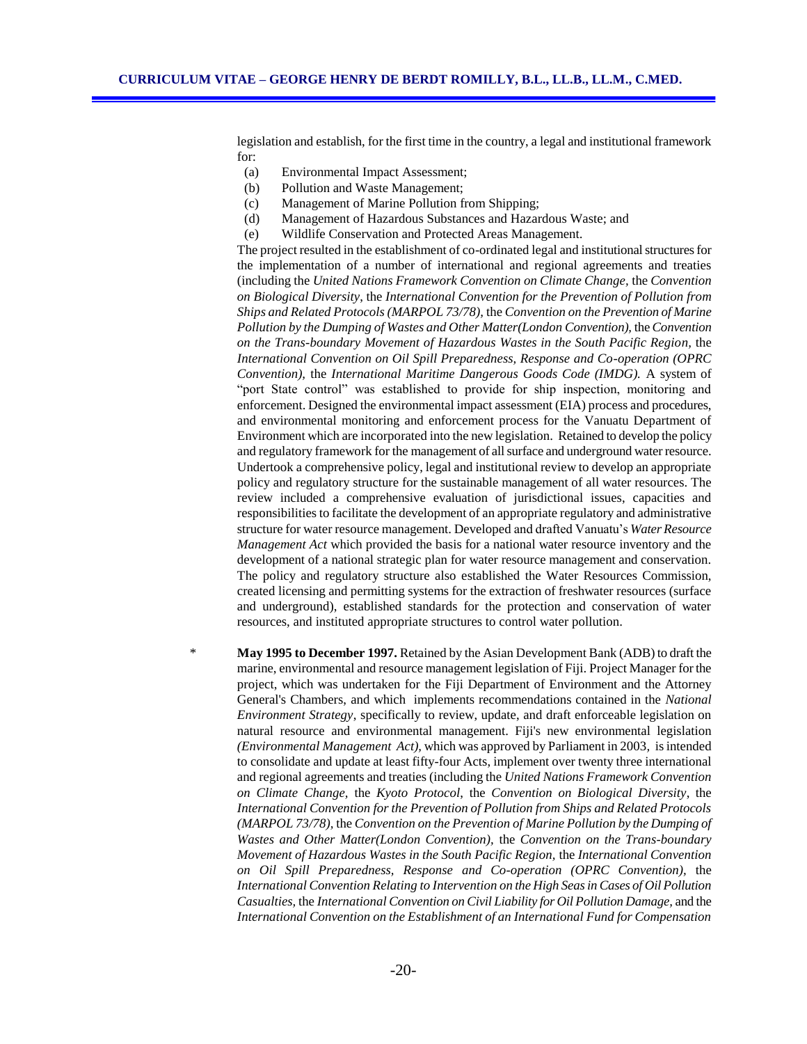legislation and establish, for the first time in the country, a legal and institutional framework for:

(a) Environmental Impact Assessment;
(b) Pollution and Waste Management;
(c) Management of Marine Pollution from Shipping;
(d) Management of Hazardous Substances and Hazardous Waste; and
(e) Wildlife Conservation and Protected Areas Management.

The project resulted in the establishment of co-ordinated legal and institutional structures for the implementation of a number of international and regional agreements and treaties (including the *United Nations Framework Convention on Climate Change,* the *Convention on Biological Diversity*, the *International Convention for the Prevention of Pollution from Ships and Related Protocols (MARPOL 73/78),* the *Convention on the Prevention of Marine Pollution by the Dumping of Wastes and Other Matter(London Convention),* the *Convention on the Trans-boundary Movement of Hazardous Wastes in the South Pacific Region,* the *International Convention on Oil Spill Preparedness, Response and Co-operation (OPRC Convention),* the *International Maritime Dangerous Goods Code (IMDG).* A system of "port State control" was established to provide for ship inspection, monitoring and enforcement. Designed the environmental impact assessment (EIA) process and procedures, and environmental monitoring and enforcement process for the Vanuatu Department of Environment which are incorporated into the new legislation. Retained to develop the policy and regulatory framework for the management of all surface and underground water resource. Undertook a comprehensive policy, legal and institutional review to develop an appropriate policy and regulatory structure for the sustainable management of all water resources. The review included a comprehensive evaluation of jurisdictional issues, capacities and responsibilities to facilitate the development of an appropriate regulatory and administrative structure for water resource management. Developed and drafted Vanuatu's *Water Resource Management Act* which provided the basis for a national water resource inventory and the development of a national strategic plan for water resource management and conservation. The policy and regulatory structure also established the Water Resources Commission, created licensing and permitting systems for the extraction of freshwater resources (surface and underground), established standards for the protection and conservation of water resources, and instituted appropriate structures to control water pollution.

\* **May 1995 to December 1997.** Retained by the Asian Development Bank (ADB) to draft the marine, environmental and resource management legislation of Fiji. Project Manager for the project, which was undertaken for the Fiji Department of Environment and the Attorney General's Chambers, and which implements recommendations contained in the *National Environment Strategy*, specifically to review, update, and draft enforceable legislation on natural resource and environmental management. Fiji's new environmental legislation *(Environmental Management Act),* which was approved by Parliament in 2003, is intended to consolidate and update at least fifty-four Acts, implement over twenty three international and regional agreements and treaties (including the *United Nations Framework Convention on Climate Change,* the *Kyoto Protocol*, the *Convention on Biological Diversity*, the *International Convention for the Prevention of Pollution from Ships and Related Protocols (MARPOL 73/78),* the *Convention on the Prevention of Marine Pollution by the Dumping of Wastes and Other Matter(London Convention),* the *Convention on the Trans-boundary Movement of Hazardous Wastes in the South Pacific Region,* the *International Convention on Oil Spill Preparedness, Response and Co-operation (OPRC Convention),* the *International Convention Relating to Intervention on the High Seas in Cases of Oil Pollution Casualties,* the *International Convention on Civil Liability for Oil Pollution Damage,* and the *International Convention on the Establishment of an International Fund for Compensation*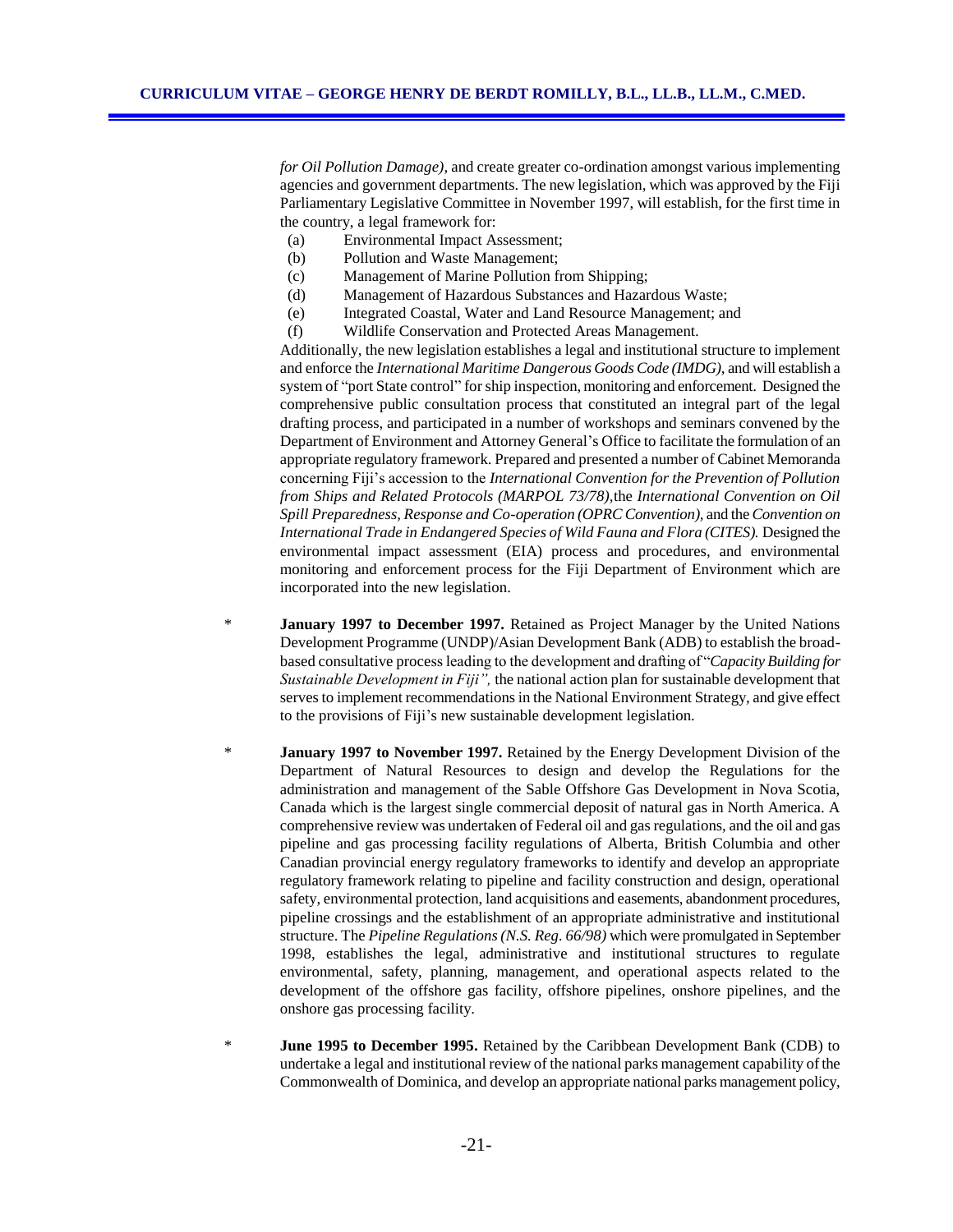*for Oil Pollution Damage)*, and create greater co-ordination amongst various implementing agencies and government departments. The new legislation, which was approved by the Fiji Parliamentary Legislative Committee in November 1997, will establish, for the first time in the country, a legal framework for:

(a) Environmental Impact Assessment;
(b) Pollution and Waste Management;
(c) Management of Marine Pollution from Shipping;
(d) Management of Hazardous Substances and Hazardous Waste;
(e) Integrated Coastal, Water and Land Resource Management; and
(f) Wildlife Conservation and Protected Areas Management.

Additionally, the new legislation establishes a legal and institutional structure to implement and enforce the *International Maritime Dangerous Goods Code (IMDG)*, and will establish a system of "port State control" for ship inspection, monitoring and enforcement. Designed the comprehensive public consultation process that constituted an integral part of the legal drafting process, and participated in a number of workshops and seminars convened by the Department of Environment and Attorney General's Office to facilitate the formulation of an appropriate regulatory framework. Prepared and presented a number of Cabinet Memoranda concerning Fiji's accession to the *International Convention for the Prevention of Pollution from Ships and Related Protocols (MARPOL 73/78)*, the *International Convention on Oil Spill Preparedness, Response and Co-operation (OPRC Convention)*, and the *Convention on International Trade in Endangered Species of Wild Fauna and Flora (CITES).* Designed the environmental impact assessment (EIA) process and procedures, and environmental monitoring and enforcement process for the Fiji Department of Environment which are incorporated into the new legislation.

* **January 1997 to December 1997.** Retained as Project Manager by the United Nations Development Programme (UNDP)/Asian Development Bank (ADB) to establish the broad-based consultative process leading to the development and drafting of "*Capacity Building for Sustainable Development in Fiji",* the national action plan for sustainable development that serves to implement recommendations in the National Environment Strategy, and give effect to the provisions of Fiji's new sustainable development legislation.

* **January 1997 to November 1997.** Retained by the Energy Development Division of the Department of Natural Resources to design and develop the Regulations for the administration and management of the Sable Offshore Gas Development in Nova Scotia, Canada which is the largest single commercial deposit of natural gas in North America. A comprehensive review was undertaken of Federal oil and gas regulations, and the oil and gas pipeline and gas processing facility regulations of Alberta, British Columbia and other Canadian provincial energy regulatory frameworks to identify and develop an appropriate regulatory framework relating to pipeline and facility construction and design, operational safety, environmental protection, land acquisitions and easements, abandonment procedures, pipeline crossings and the establishment of an appropriate administrative and institutional structure. The *Pipeline Regulations (N.S. Reg. 66/98)* which were promulgated in September 1998, establishes the legal, administrative and institutional structures to regulate environmental, safety, planning, management, and operational aspects related to the development of the offshore gas facility, offshore pipelines, onshore pipelines, and the onshore gas processing facility.

* **June 1995 to December 1995.** Retained by the Caribbean Development Bank (CDB) to undertake a legal and institutional review of the national parks management capability of the Commonwealth of Dominica, and develop an appropriate national parks management policy,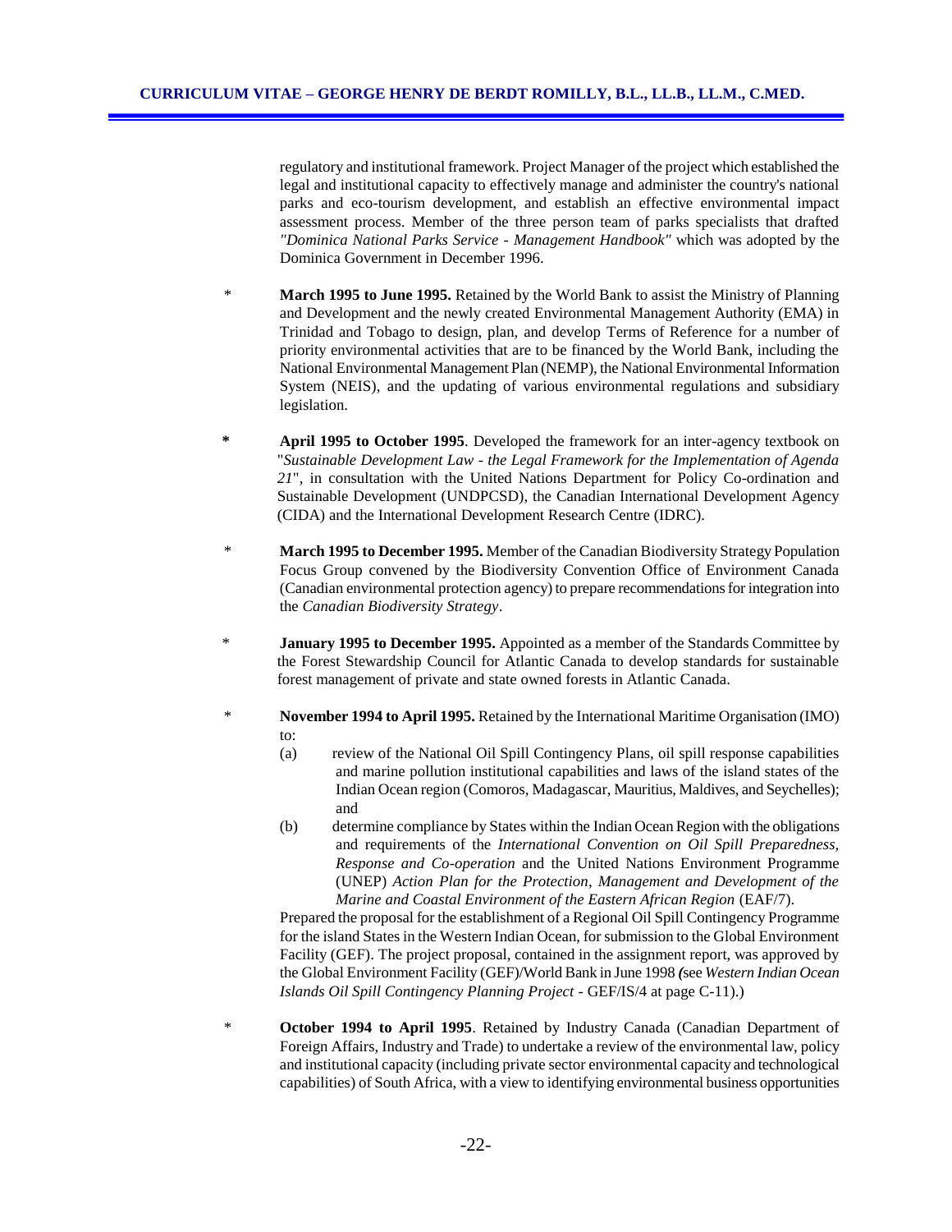regulatory and institutional framework. Project Manager of the project which established the legal and institutional capacity to effectively manage and administer the country's national parks and eco-tourism development, and establish an effective environmental impact assessment process. Member of the three person team of parks specialists that drafted *"Dominica National Parks Service - Management Handbook"* which was adopted by the Dominica Government in December 1996.

* **March 1995 to June 1995.** Retained by the World Bank to assist the Ministry of Planning and Development and the newly created Environmental Management Authority (EMA) in Trinidad and Tobago to design, plan, and develop Terms of Reference for a number of priority environmental activities that are to be financed by the World Bank, including the National Environmental Management Plan (NEMP), the National Environmental Information System (NEIS), and the updating of various environmental regulations and subsidiary legislation.

* **April 1995 to October 1995**. Developed the framework for an inter-agency textbook on "*Sustainable Development Law - the Legal Framework for the Implementation of Agenda 21*", in consultation with the United Nations Department for Policy Co-ordination and Sustainable Development (UNDPCSD), the Canadian International Development Agency (CIDA) and the International Development Research Centre (IDRC).

* **March 1995 to December 1995.** Member of the Canadian Biodiversity Strategy Population Focus Group convened by the Biodiversity Convention Office of Environment Canada (Canadian environmental protection agency) to prepare recommendations for integration into the *Canadian Biodiversity Strategy*.

* **January 1995 to December 1995.** Appointed as a member of the Standards Committee by the Forest Stewardship Council for Atlantic Canada to develop standards for sustainable forest management of private and state owned forests in Atlantic Canada.

* **November 1994 to April 1995.** Retained by the International Maritime Organisation (IMO) to:

  (a) review of the National Oil Spill Contingency Plans, oil spill response capabilities and marine pollution institutional capabilities and laws of the island states of the Indian Ocean region (Comoros, Madagascar, Mauritius, Maldives, and Seychelles); and

  (b) determine compliance by States within the Indian Ocean Region with the obligations and requirements of the *International Convention on Oil Spill Preparedness, Response and Co-operation* and the United Nations Environment Programme (UNEP) *Action Plan for the Protection, Management and Development of the Marine and Coastal Environment of the Eastern African Region* (EAF/7).

  Prepared the proposal for the establishment of a Regional Oil Spill Contingency Programme for the island States in the Western Indian Ocean, for submission to the Global Environment Facility (GEF). The project proposal, contained in the assignment report, was approved by the Global Environment Facility (GEF)/World Bank in June 1998 (see *Western Indian Ocean Islands Oil Spill Contingency Planning Project* - GEF/IS/4 at page C-11).)

* **October 1994 to April 1995**. Retained by Industry Canada (Canadian Department of Foreign Affairs, Industry and Trade) to undertake a review of the environmental law, policy and institutional capacity (including private sector environmental capacity and technological capabilities) of South Africa, with a view to identifying environmental business opportunities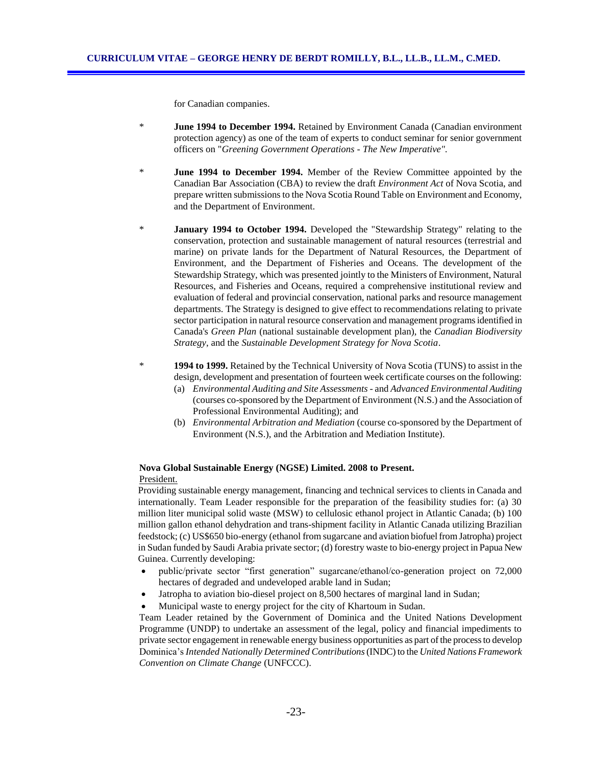for Canadian companies.

- **June 1994 to December 1994.** Retained by Environment Canada (Canadian environment protection agency) as one of the team of experts to conduct seminar for senior government officers on "*Greening Government Operations - The New Imperative".*

- **June 1994 to December 1994.** Member of the Review Committee appointed by the Canadian Bar Association (CBA) to review the draft *Environment Act* of Nova Scotia, and prepare written submissions to the Nova Scotia Round Table on Environment and Economy, and the Department of Environment.

- **January 1994 to October 1994.** Developed the "Stewardship Strategy" relating to the conservation, protection and sustainable management of natural resources (terrestrial and marine) on private lands for the Department of Natural Resources, the Department of Environment, and the Department of Fisheries and Oceans. The development of the Stewardship Strategy, which was presented jointly to the Ministers of Environment, Natural Resources, and Fisheries and Oceans, required a comprehensive institutional review and evaluation of federal and provincial conservation, national parks and resource management departments. The Strategy is designed to give effect to recommendations relating to private sector participation in natural resource conservation and management programs identified in Canada's *Green Plan* (national sustainable development plan), the *Canadian Biodiversity Strategy*, and the *Sustainable Development Strategy for Nova Scotia*.

- **1994 to 1999.** Retained by the Technical University of Nova Scotia (TUNS) to assist in the design, development and presentation of fourteen week certificate courses on the following:
  - (a) *Environmental Auditing and Site Assessments* - and *Advanced Environmental Auditing* (courses co-sponsored by the Department of Environment (N.S.) and the Association of Professional Environmental Auditing); and
  - (b) *Environmental Arbitration and Mediation* (course co-sponsored by the Department of Environment (N.S.), and the Arbitration and Mediation Institute).

**Nova Global Sustainable Energy (NGSE) Limited. 2008 to Present.**

President.

Providing sustainable energy management, financing and technical services to clients in Canada and internationally. Team Leader responsible for the preparation of the feasibility studies for: (a) 30 million liter municipal solid waste (MSW) to cellulosic ethanol project in Atlantic Canada; (b) 100 million gallon ethanol dehydration and trans-shipment facility in Atlantic Canada utilizing Brazilian feedstock; (c) US$650 bio-energy (ethanol from sugarcane and aviation biofuel from Jatropha) project in Sudan funded by Saudi Arabia private sector; (d) forestry waste to bio-energy project in Papua New Guinea. Currently developing:

- public/private sector "first generation" sugarcane/ethanol/co-generation project on 72,000 hectares of degraded and undeveloped arable land in Sudan;
- Jatropha to aviation bio-diesel project on 8,500 hectares of marginal land in Sudan;
- Municipal waste to energy project for the city of Khartoum in Sudan.

Team Leader retained by the Government of Dominica and the United Nations Development Programme (UNDP) to undertake an assessment of the legal, policy and financial impediments to private sector engagement in renewable energy business opportunities as part of the process to develop Dominica's *Intended Nationally Determined Contributions* (INDC) to the *United Nations Framework Convention on Climate Change* (UNFCCC).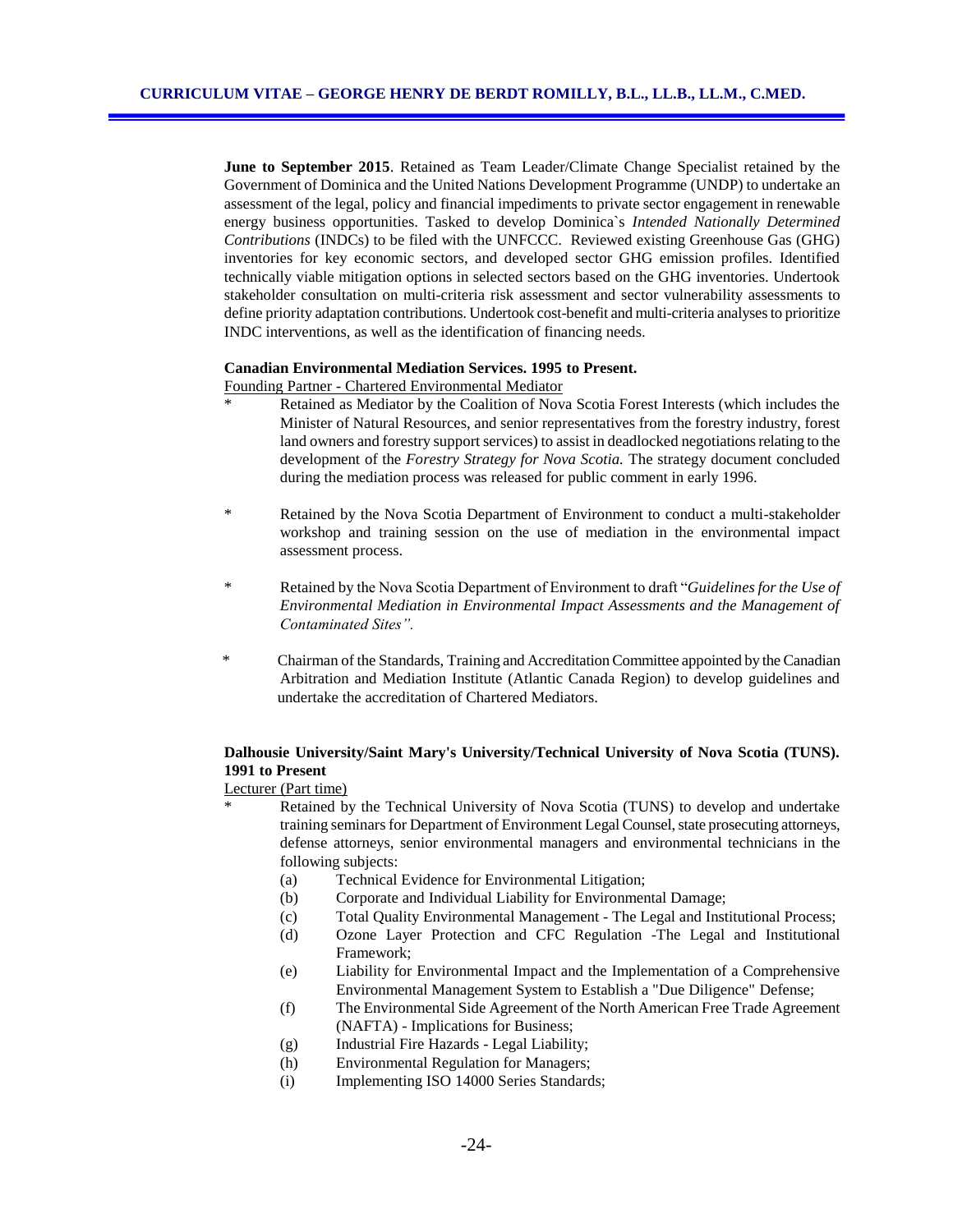**June to September 2015**. Retained as Team Leader/Climate Change Specialist retained by the Government of Dominica and the United Nations Development Programme (UNDP) to undertake an assessment of the legal, policy and financial impediments to private sector engagement in renewable energy business opportunities. Tasked to develop Dominica`s *Intended Nationally Determined Contributions* (INDCs) to be filed with the UNFCCC. Reviewed existing Greenhouse Gas (GHG) inventories for key economic sectors, and developed sector GHG emission profiles. Identified technically viable mitigation options in selected sectors based on the GHG inventories. Undertook stakeholder consultation on multi-criteria risk assessment and sector vulnerability assessments to define priority adaptation contributions. Undertook cost-benefit and multi-criteria analyses to prioritize INDC interventions, as well as the identification of financing needs.

**Canadian Environmental Mediation Services. 1995 to Present.**

Founding Partner - Chartered Environmental Mediator

- Retained as Mediator by the Coalition of Nova Scotia Forest Interests (which includes the Minister of Natural Resources, and senior representatives from the forestry industry, forest land owners and forestry support services) to assist in deadlocked negotiations relating to the development of the *Forestry Strategy for Nova Scotia.* The strategy document concluded during the mediation process was released for public comment in early 1996.

- Retained by the Nova Scotia Department of Environment to conduct a multi-stakeholder workshop and training session on the use of mediation in the environmental impact assessment process.

- Retained by the Nova Scotia Department of Environment to draft "*Guidelines for the Use of Environmental Mediation in Environmental Impact Assessments and the Management of Contaminated Sites".*

- Chairman of the Standards, Training and Accreditation Committee appointed by the Canadian Arbitration and Mediation Institute (Atlantic Canada Region) to develop guidelines and undertake the accreditation of Chartered Mediators.

**Dalhousie University/Saint Mary's University/Technical University of Nova Scotia (TUNS). 1991 to Present**

Lecturer (Part time)

- Retained by the Technical University of Nova Scotia (TUNS) to develop and undertake training seminars for Department of Environment Legal Counsel, state prosecuting attorneys, defense attorneys, senior environmental managers and environmental technicians in the following subjects:
  - (a) Technical Evidence for Environmental Litigation;
  - (b) Corporate and Individual Liability for Environmental Damage;
  - (c) Total Quality Environmental Management - The Legal and Institutional Process;
  - (d) Ozone Layer Protection and CFC Regulation -The Legal and Institutional Framework;
  - (e) Liability for Environmental Impact and the Implementation of a Comprehensive Environmental Management System to Establish a "Due Diligence" Defense;
  - (f) The Environmental Side Agreement of the North American Free Trade Agreement (NAFTA) - Implications for Business;
  - (g) Industrial Fire Hazards - Legal Liability;
  - (h) Environmental Regulation for Managers;
  - (i) Implementing ISO 14000 Series Standards;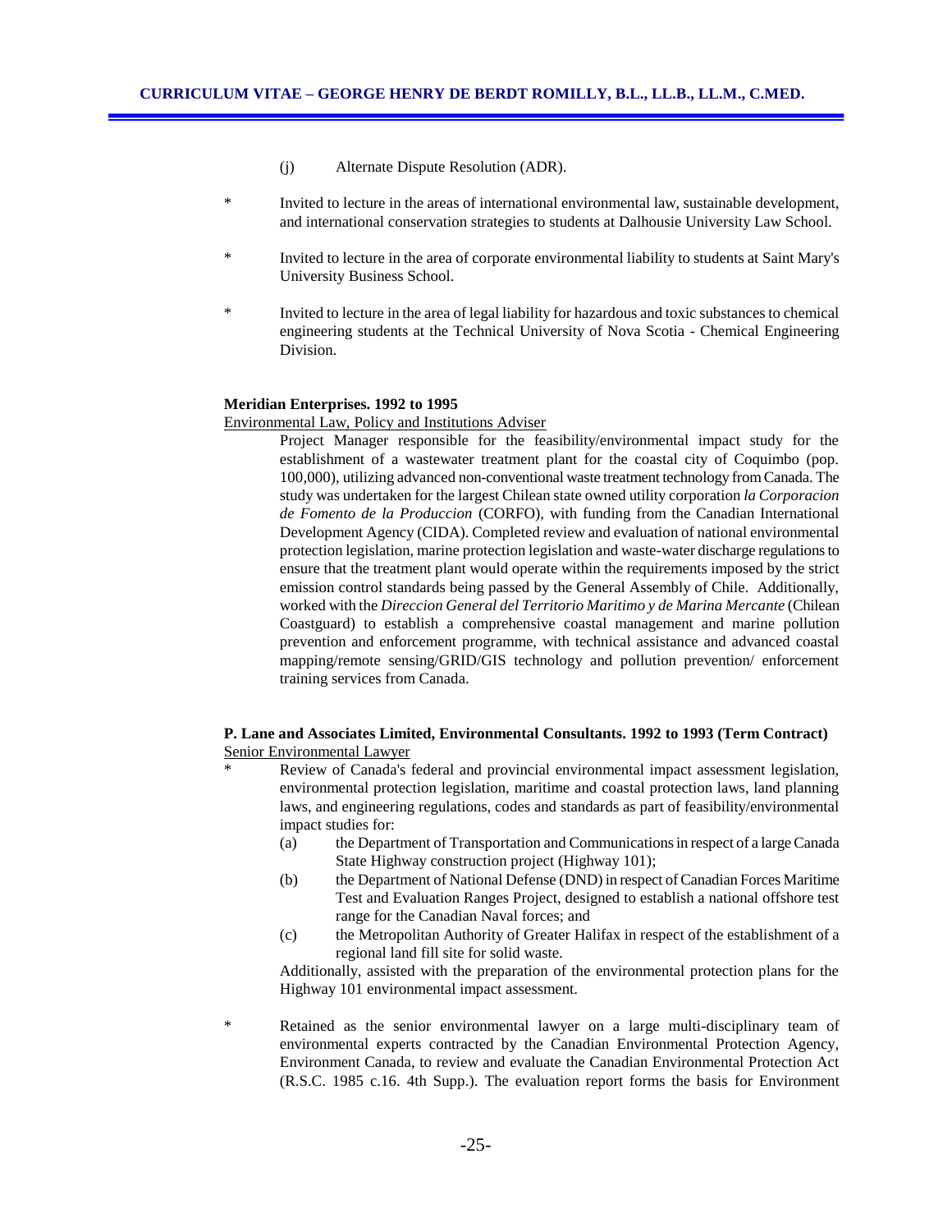(j) Alternate Dispute Resolution (ADR).

\* Invited to lecture in the areas of international environmental law, sustainable development, and international conservation strategies to students at Dalhousie University Law School.

\* Invited to lecture in the area of corporate environmental liability to students at Saint Mary's University Business School.

\* Invited to lecture in the area of legal liability for hazardous and toxic substances to chemical engineering students at the Technical University of Nova Scotia - Chemical Engineering Division.

**Meridian Enterprises. 1992 to 1995**

<u>Environmental Law, Policy and Institutions Adviser</u>

Project Manager responsible for the feasibility/environmental impact study for the establishment of a wastewater treatment plant for the coastal city of Coquimbo (pop. 100,000), utilizing advanced non-conventional waste treatment technology from Canada. The study was undertaken for the largest Chilean state owned utility corporation *la Corporacion de Fomento de la Produccion* (CORFO), with funding from the Canadian International Development Agency (CIDA). Completed review and evaluation of national environmental protection legislation, marine protection legislation and waste-water discharge regulations to ensure that the treatment plant would operate within the requirements imposed by the strict emission control standards being passed by the General Assembly of Chile. Additionally, worked with the *Direccion General del Territorio Maritimo y de Marina Mercante* (Chilean Coastguard) to establish a comprehensive coastal management and marine pollution prevention and enforcement programme, with technical assistance and advanced coastal mapping/remote sensing/GRID/GIS technology and pollution prevention/ enforcement training services from Canada.

**P. Lane and Associates Limited, Environmental Consultants. 1992 to 1993 (Term Contract)**

<u>Senior Environmental Lawyer</u>

\* Review of Canada's federal and provincial environmental impact assessment legislation, environmental protection legislation, maritime and coastal protection laws, land planning laws, and engineering regulations, codes and standards as part of feasibility/environmental impact studies for:

(a) the Department of Transportation and Communications in respect of a large Canada State Highway construction project (Highway 101);

(b) the Department of National Defense (DND) in respect of Canadian Forces Maritime Test and Evaluation Ranges Project, designed to establish a national offshore test range for the Canadian Naval forces; and

(c) the Metropolitan Authority of Greater Halifax in respect of the establishment of a regional land fill site for solid waste.

Additionally, assisted with the preparation of the environmental protection plans for the Highway 101 environmental impact assessment.

\* Retained as the senior environmental lawyer on a large multi-disciplinary team of environmental experts contracted by the Canadian Environmental Protection Agency, Environment Canada, to review and evaluate the Canadian Environmental Protection Act (R.S.C. 1985 c.16. 4th Supp.). The evaluation report forms the basis for Environment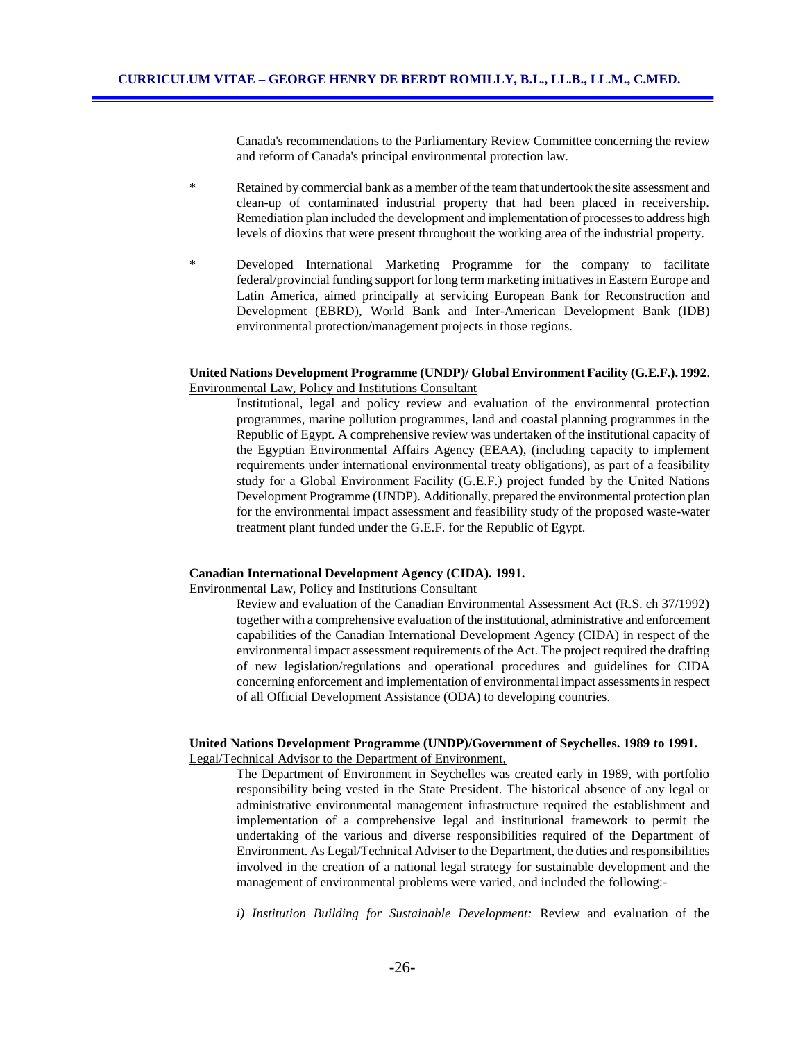Canada's recommendations to the Parliamentary Review Committee concerning the review and reform of Canada's principal environmental protection law.

* Retained by commercial bank as a member of the team that undertook the site assessment and clean-up of contaminated industrial property that had been placed in receivership. Remediation plan included the development and implementation of processes to address high levels of dioxins that were present throughout the working area of the industrial property.

* Developed International Marketing Programme for the company to facilitate federal/provincial funding support for long term marketing initiatives in Eastern Europe and Latin America, aimed principally at servicing European Bank for Reconstruction and Development (EBRD), World Bank and Inter-American Development Bank (IDB) environmental protection/management projects in those regions.

**United Nations Development Programme (UNDP)/ Global Environment Facility (G.E.F.). 1992**.
<u>Environmental Law, Policy and Institutions Consultant</u>

Institutional, legal and policy review and evaluation of the environmental protection programmes, marine pollution programmes, land and coastal planning programmes in the Republic of Egypt. A comprehensive review was undertaken of the institutional capacity of the Egyptian Environmental Affairs Agency (EEAA), (including capacity to implement requirements under international environmental treaty obligations), as part of a feasibility study for a Global Environment Facility (G.E.F.) project funded by the United Nations Development Programme (UNDP). Additionally, prepared the environmental protection plan for the environmental impact assessment and feasibility study of the proposed waste-water treatment plant funded under the G.E.F. for the Republic of Egypt.

**Canadian International Development Agency (CIDA). 1991.**
<u>Environmental Law, Policy and Institutions Consultant</u>

Review and evaluation of the Canadian Environmental Assessment Act (R.S. ch 37/1992) together with a comprehensive evaluation of the institutional, administrative and enforcement capabilities of the Canadian International Development Agency (CIDA) in respect of the environmental impact assessment requirements of the Act. The project required the drafting of new legislation/regulations and operational procedures and guidelines for CIDA concerning enforcement and implementation of environmental impact assessments in respect of all Official Development Assistance (ODA) to developing countries.

**United Nations Development Programme (UNDP)/Government of Seychelles. 1989 to 1991.**
<u>Legal/Technical Advisor to the Department of Environment,</u>

The Department of Environment in Seychelles was created early in 1989, with portfolio responsibility being vested in the State President. The historical absence of any legal or administrative environmental management infrastructure required the establishment and implementation of a comprehensive legal and institutional framework to permit the undertaking of the various and diverse responsibilities required of the Department of Environment. As Legal/Technical Adviser to the Department, the duties and responsibilities involved in the creation of a national legal strategy for sustainable development and the management of environmental problems were varied, and included the following:-

*i) Institution Building for Sustainable Development:* Review and evaluation of the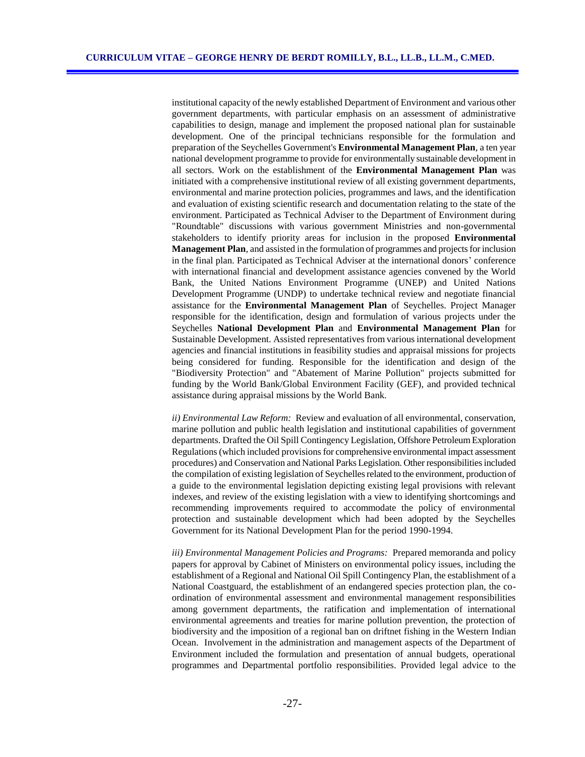institutional capacity of the newly established Department of Environment and various other government departments, with particular emphasis on an assessment of administrative capabilities to design, manage and implement the proposed national plan for sustainable development. One of the principal technicians responsible for the formulation and preparation of the Seychelles Government's **Environmental Management Plan**, a ten year national development programme to provide for environmentally sustainable development in all sectors. Work on the establishment of the **Environmental Management Plan** was initiated with a comprehensive institutional review of all existing government departments, environmental and marine protection policies, programmes and laws, and the identification and evaluation of existing scientific research and documentation relating to the state of the environment. Participated as Technical Adviser to the Department of Environment during "Roundtable" discussions with various government Ministries and non-governmental stakeholders to identify priority areas for inclusion in the proposed **Environmental Management Plan**, and assisted in the formulation of programmes and projects for inclusion in the final plan. Participated as Technical Adviser at the international donors' conference with international financial and development assistance agencies convened by the World Bank, the United Nations Environment Programme (UNEP) and United Nations Development Programme (UNDP) to undertake technical review and negotiate financial assistance for the **Environmental Management Plan** of Seychelles. Project Manager responsible for the identification, design and formulation of various projects under the Seychelles **National Development Plan** and **Environmental Management Plan** for Sustainable Development. Assisted representatives from various international development agencies and financial institutions in feasibility studies and appraisal missions for projects being considered for funding. Responsible for the identification and design of the "Biodiversity Protection" and "Abatement of Marine Pollution" projects submitted for funding by the World Bank/Global Environment Facility (GEF), and provided technical assistance during appraisal missions by the World Bank.

*ii) Environmental Law Reform:* Review and evaluation of all environmental, conservation, marine pollution and public health legislation and institutional capabilities of government departments. Drafted the Oil Spill Contingency Legislation, Offshore Petroleum Exploration Regulations (which included provisions for comprehensive environmental impact assessment procedures) and Conservation and National Parks Legislation. Other responsibilities included the compilation of existing legislation of Seychelles related to the environment, production of a guide to the environmental legislation depicting existing legal provisions with relevant indexes, and review of the existing legislation with a view to identifying shortcomings and recommending improvements required to accommodate the policy of environmental protection and sustainable development which had been adopted by the Seychelles Government for its National Development Plan for the period 1990-1994.

*iii) Environmental Management Policies and Programs:* Prepared memoranda and policy papers for approval by Cabinet of Ministers on environmental policy issues, including the establishment of a Regional and National Oil Spill Contingency Plan, the establishment of a National Coastguard, the establishment of an endangered species protection plan, the co-ordination of environmental assessment and environmental management responsibilities among government departments, the ratification and implementation of international environmental agreements and treaties for marine pollution prevention, the protection of biodiversity and the imposition of a regional ban on driftnet fishing in the Western Indian Ocean. Involvement in the administration and management aspects of the Department of Environment included the formulation and presentation of annual budgets, operational programmes and Departmental portfolio responsibilities. Provided legal advice to the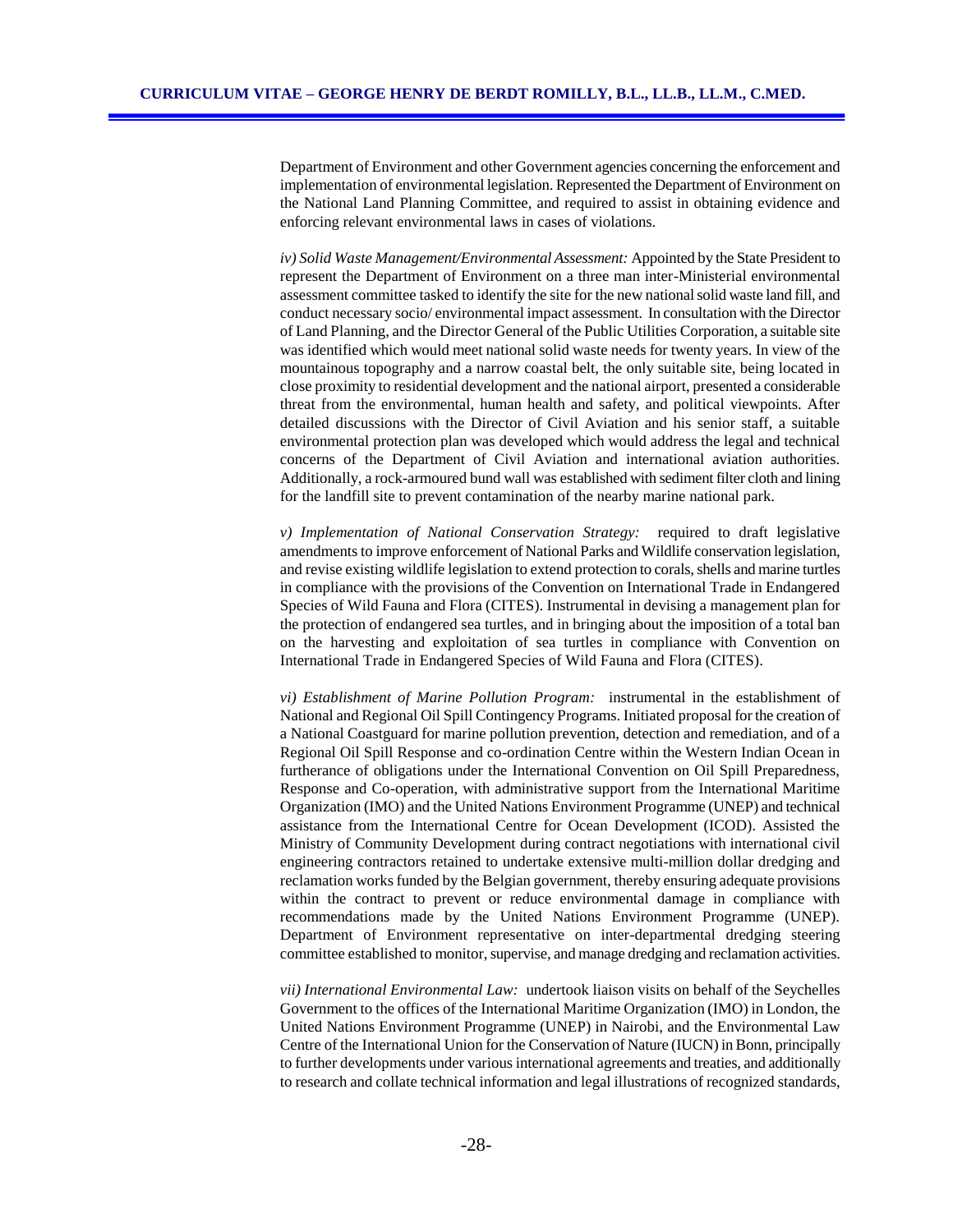Department of Environment and other Government agencies concerning the enforcement and implementation of environmental legislation. Represented the Department of Environment on the National Land Planning Committee, and required to assist in obtaining evidence and enforcing relevant environmental laws in cases of violations.

*iv) Solid Waste Management/Environmental Assessment:* Appointed by the State President to represent the Department of Environment on a three man inter-Ministerial environmental assessment committee tasked to identify the site for the new national solid waste land fill, and conduct necessary socio/ environmental impact assessment. In consultation with the Director of Land Planning, and the Director General of the Public Utilities Corporation, a suitable site was identified which would meet national solid waste needs for twenty years. In view of the mountainous topography and a narrow coastal belt, the only suitable site, being located in close proximity to residential development and the national airport, presented a considerable threat from the environmental, human health and safety, and political viewpoints. After detailed discussions with the Director of Civil Aviation and his senior staff, a suitable environmental protection plan was developed which would address the legal and technical concerns of the Department of Civil Aviation and international aviation authorities. Additionally, a rock-armoured bund wall was established with sediment filter cloth and lining for the landfill site to prevent contamination of the nearby marine national park.

*v) Implementation of National Conservation Strategy:* required to draft legislative amendments to improve enforcement of National Parks and Wildlife conservation legislation, and revise existing wildlife legislation to extend protection to corals, shells and marine turtles in compliance with the provisions of the Convention on International Trade in Endangered Species of Wild Fauna and Flora (CITES). Instrumental in devising a management plan for the protection of endangered sea turtles, and in bringing about the imposition of a total ban on the harvesting and exploitation of sea turtles in compliance with Convention on International Trade in Endangered Species of Wild Fauna and Flora (CITES).

*vi) Establishment of Marine Pollution Program:* instrumental in the establishment of National and Regional Oil Spill Contingency Programs. Initiated proposal for the creation of a National Coastguard for marine pollution prevention, detection and remediation, and of a Regional Oil Spill Response and co-ordination Centre within the Western Indian Ocean in furtherance of obligations under the International Convention on Oil Spill Preparedness, Response and Co-operation, with administrative support from the International Maritime Organization (IMO) and the United Nations Environment Programme (UNEP) and technical assistance from the International Centre for Ocean Development (ICOD). Assisted the Ministry of Community Development during contract negotiations with international civil engineering contractors retained to undertake extensive multi-million dollar dredging and reclamation works funded by the Belgian government, thereby ensuring adequate provisions within the contract to prevent or reduce environmental damage in compliance with recommendations made by the United Nations Environment Programme (UNEP). Department of Environment representative on inter-departmental dredging steering committee established to monitor, supervise, and manage dredging and reclamation activities.

*vii) International Environmental Law:* undertook liaison visits on behalf of the Seychelles Government to the offices of the International Maritime Organization (IMO) in London, the United Nations Environment Programme (UNEP) in Nairobi, and the Environmental Law Centre of the International Union for the Conservation of Nature (IUCN) in Bonn, principally to further developments under various international agreements and treaties, and additionally to research and collate technical information and legal illustrations of recognized standards,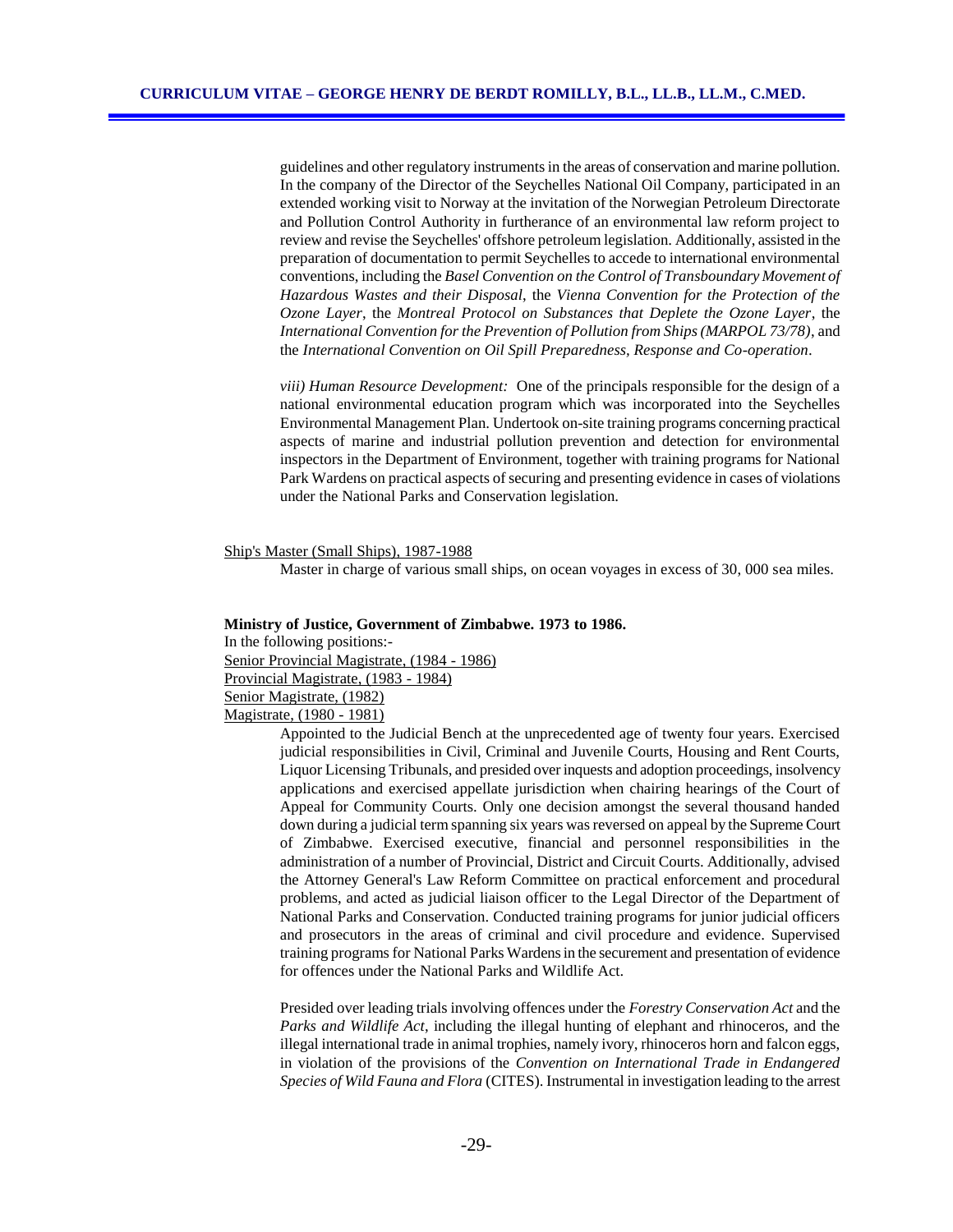guidelines and other regulatory instruments in the areas of conservation and marine pollution. In the company of the Director of the Seychelles National Oil Company, participated in an extended working visit to Norway at the invitation of the Norwegian Petroleum Directorate and Pollution Control Authority in furtherance of an environmental law reform project to review and revise the Seychelles' offshore petroleum legislation. Additionally, assisted in the preparation of documentation to permit Seychelles to accede to international environmental conventions, including the *Basel Convention on the Control of Transboundary Movement of Hazardous Wastes and their Disposal*, the *Vienna Convention for the Protection of the Ozone Layer*, the *Montreal Protocol on Substances that Deplete the Ozone Layer*, the *International Convention for the Prevention of Pollution from Ships (MARPOL 73/78)*, and the *International Convention on Oil Spill Preparedness, Response and Co-operation*.

*viii) Human Resource Development:* One of the principals responsible for the design of a national environmental education program which was incorporated into the Seychelles Environmental Management Plan. Undertook on-site training programs concerning practical aspects of marine and industrial pollution prevention and detection for environmental inspectors in the Department of Environment, together with training programs for National Park Wardens on practical aspects of securing and presenting evidence in cases of violations under the National Parks and Conservation legislation.

<u>Ship's Master (Small Ships), 1987-1988</u>

Master in charge of various small ships, on ocean voyages in excess of 30, 000 sea miles.

**Ministry of Justice, Government of Zimbabwe. 1973 to 1986.**

In the following positions:-

<u>Senior Provincial Magistrate, (1984 - 1986)</u>
<u>Provincial Magistrate, (1983 - 1984)</u>
<u>Senior Magistrate, (1982)</u>
<u>Magistrate, (1980 - 1981)</u>

Appointed to the Judicial Bench at the unprecedented age of twenty four years. Exercised judicial responsibilities in Civil, Criminal and Juvenile Courts, Housing and Rent Courts, Liquor Licensing Tribunals, and presided over inquests and adoption proceedings, insolvency applications and exercised appellate jurisdiction when chairing hearings of the Court of Appeal for Community Courts. Only one decision amongst the several thousand handed down during a judicial term spanning six years was reversed on appeal by the Supreme Court of Zimbabwe. Exercised executive, financial and personnel responsibilities in the administration of a number of Provincial, District and Circuit Courts. Additionally, advised the Attorney General's Law Reform Committee on practical enforcement and procedural problems, and acted as judicial liaison officer to the Legal Director of the Department of National Parks and Conservation. Conducted training programs for junior judicial officers and prosecutors in the areas of criminal and civil procedure and evidence. Supervised training programs for National Parks Wardens in the securement and presentation of evidence for offences under the National Parks and Wildlife Act.

Presided over leading trials involving offences under the *Forestry Conservation Act* and the *Parks and Wildlife Act*, including the illegal hunting of elephant and rhinoceros, and the illegal international trade in animal trophies, namely ivory, rhinoceros horn and falcon eggs, in violation of the provisions of the *Convention on International Trade in Endangered Species of Wild Fauna and Flora* (CITES). Instrumental in investigation leading to the arrest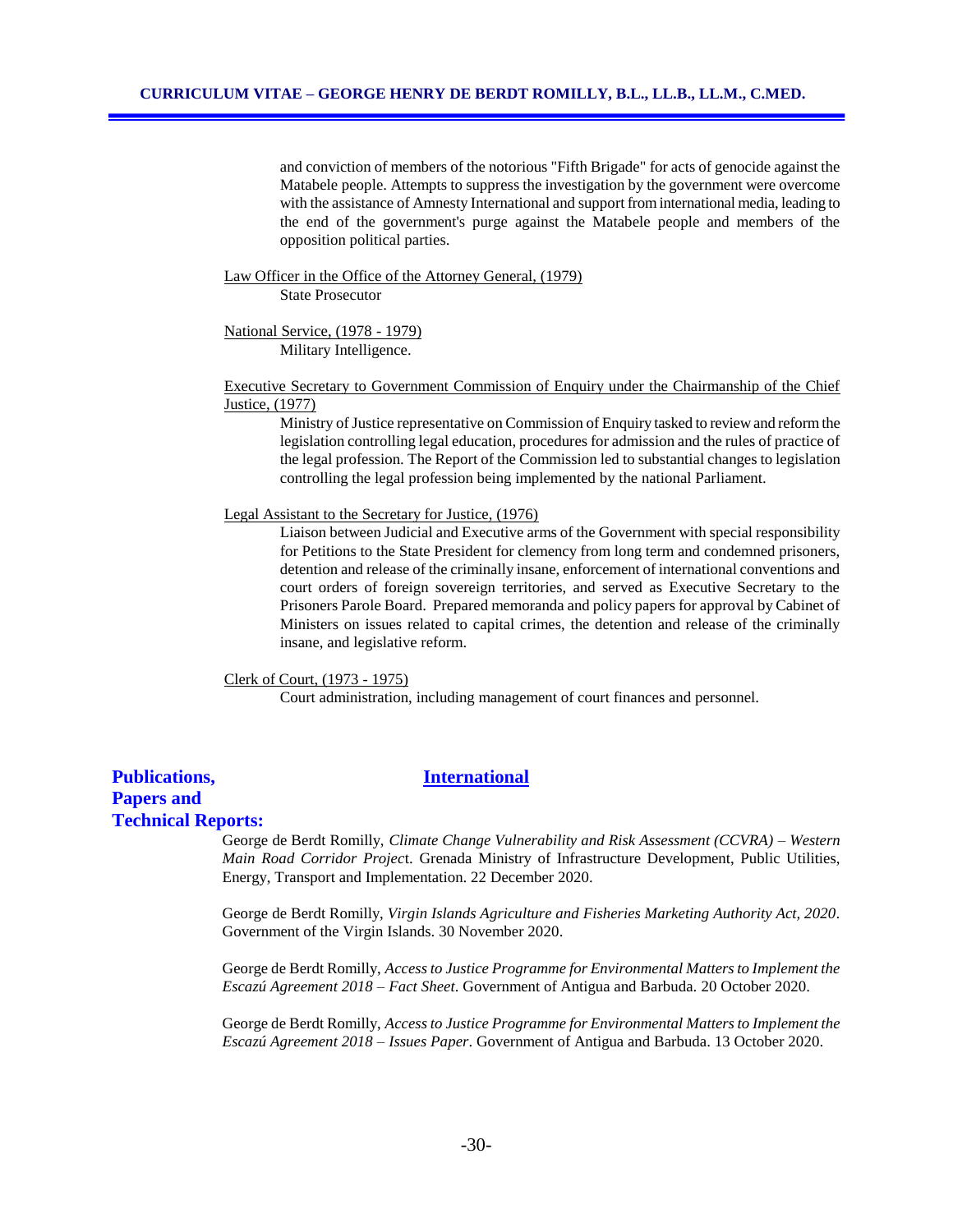and conviction of members of the notorious "Fifth Brigade" for acts of genocide against the Matabele people. Attempts to suppress the investigation by the government were overcome with the assistance of Amnesty International and support from international media, leading to the end of the government's purge against the Matabele people and members of the opposition political parties.

Law Officer in the Office of the Attorney General, (1979)

State Prosecutor

National Service, (1978 - 1979)

Military Intelligence.

Executive Secretary to Government Commission of Enquiry under the Chairmanship of the Chief Justice, (1977)

Ministry of Justice representative on Commission of Enquiry tasked to review and reform the legislation controlling legal education, procedures for admission and the rules of practice of the legal profession. The Report of the Commission led to substantial changes to legislation controlling the legal profession being implemented by the national Parliament.

Legal Assistant to the Secretary for Justice, (1976)

Liaison between Judicial and Executive arms of the Government with special responsibility for Petitions to the State President for clemency from long term and condemned prisoners, detention and release of the criminally insane, enforcement of international conventions and court orders of foreign sovereign territories, and served as Executive Secretary to the Prisoners Parole Board. Prepared memoranda and policy papers for approval by Cabinet of Ministers on issues related to capital crimes, the detention and release of the criminally insane, and legislative reform.

Clerk of Court, (1973 - 1975)

Court administration, including management of court finances and personnel.

## Publications, Papers and Technical Reports:

### International

George de Berdt Romilly, *Climate Change Vulnerability and Risk Assessment (CCVRA) – Western Main Road Corridor Projec*t. Grenada Ministry of Infrastructure Development, Public Utilities, Energy, Transport and Implementation. 22 December 2020.

George de Berdt Romilly, *Virgin Islands Agriculture and Fisheries Marketing Authority Act, 2020*. Government of the Virgin Islands. 30 November 2020.

George de Berdt Romilly, *Access to Justice Programme for Environmental Matters to Implement the Escazú Agreement 2018 – Fact Sheet*. Government of Antigua and Barbuda. 20 October 2020.

George de Berdt Romilly, *Access to Justice Programme for Environmental Matters to Implement the Escazú Agreement 2018 – Issues Paper*. Government of Antigua and Barbuda. 13 October 2020.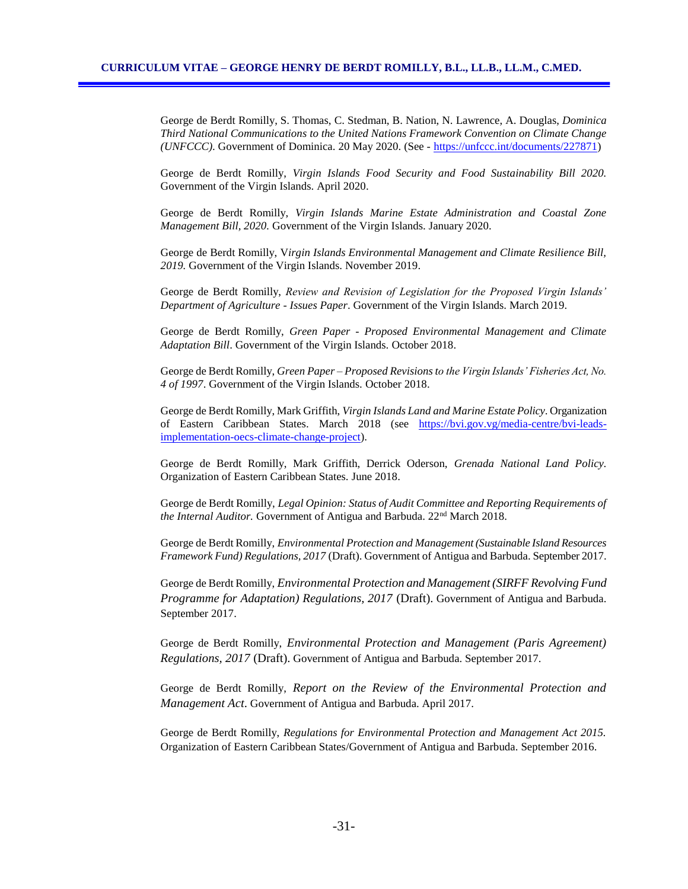George de Berdt Romilly, S. Thomas, C. Stedman, B. Nation, N. Lawrence, A. Douglas, *Dominica Third National Communications to the United Nations Framework Convention on Climate Change (UNFCCC)*. Government of Dominica. 20 May 2020. (See - https://unfccc.int/documents/227871)

George de Berdt Romilly, *Virgin Islands Food Security and Food Sustainability Bill 2020.* Government of the Virgin Islands. April 2020.

George de Berdt Romilly, *Virgin Islands Marine Estate Administration and Coastal Zone Management Bill, 2020.* Government of the Virgin Islands. January 2020.

George de Berdt Romilly, V*irgin Islands Environmental Management and Climate Resilience Bill, 2019.* Government of the Virgin Islands. November 2019.

George de Berdt Romilly, *Review and Revision of Legislation for the Proposed Virgin Islands' Department of Agriculture - Issues Paper*. Government of the Virgin Islands. March 2019.

George de Berdt Romilly, *Green Paper - Proposed Environmental Management and Climate Adaptation Bill*. Government of the Virgin Islands. October 2018.

George de Berdt Romilly, *Green Paper – Proposed Revisions to the Virgin Islands' Fisheries Act, No. 4 of 1997*. Government of the Virgin Islands. October 2018.

George de Berdt Romilly, Mark Griffith, *Virgin Islands Land and Marine Estate Policy*. Organization of Eastern Caribbean States. March 2018 (see https://bvi.gov.vg/media-centre/bvi-leads-implementation-oecs-climate-change-project).

George de Berdt Romilly, Mark Griffith, Derrick Oderson, *Grenada National Land Policy.* Organization of Eastern Caribbean States. June 2018.

George de Berdt Romilly, *Legal Opinion: Status of Audit Committee and Reporting Requirements of the Internal Auditor.* Government of Antigua and Barbuda. 22nd March 2018.

George de Berdt Romilly, *Environmental Protection and Management (Sustainable Island Resources Framework Fund) Regulations, 2017* (Draft). Government of Antigua and Barbuda. September 2017.

George de Berdt Romilly, *Environmental Protection and Management (SIRFF Revolving Fund Programme for Adaptation) Regulations, 2017* (Draft). Government of Antigua and Barbuda. September 2017.

George de Berdt Romilly, *Environmental Protection and Management (Paris Agreement) Regulations, 2017* (Draft). Government of Antigua and Barbuda. September 2017.

George de Berdt Romilly, *Report on the Review of the Environmental Protection and Management Act*. Government of Antigua and Barbuda. April 2017.

George de Berdt Romilly, *Regulations for Environmental Protection and Management Act 2015.* Organization of Eastern Caribbean States/Government of Antigua and Barbuda. September 2016.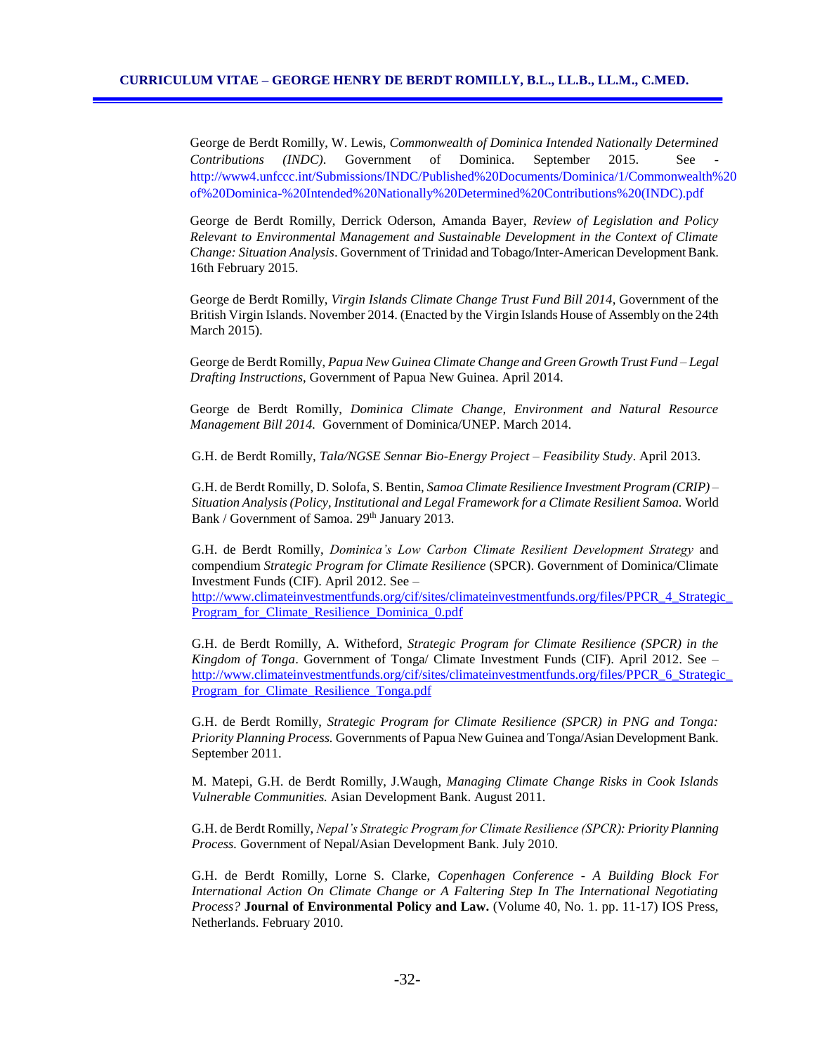George de Berdt Romilly, W. Lewis, *Commonwealth of Dominica Intended Nationally Determined Contributions (INDC)*. Government of Dominica. September 2015. See - http://www4.unfccc.int/Submissions/INDC/Published%20Documents/Dominica/1/Commonwealth%20of%20Dominica-%20Intended%20Nationally%20Determined%20Contributions%20(INDC).pdf

George de Berdt Romilly, Derrick Oderson, Amanda Bayer, *Review of Legislation and Policy Relevant to Environmental Management and Sustainable Development in the Context of Climate Change: Situation Analysis*. Government of Trinidad and Tobago/Inter-American Development Bank. 16th February 2015.

George de Berdt Romilly, *Virgin Islands Climate Change Trust Fund Bill 2014*, Government of the British Virgin Islands. November 2014. (Enacted by the Virgin Islands House of Assembly on the 24th March 2015).

George de Berdt Romilly, *Papua New Guinea Climate Change and Green Growth Trust Fund – Legal Drafting Instructions*, Government of Papua New Guinea. April 2014.

George de Berdt Romilly, *Dominica Climate Change, Environment and Natural Resource Management Bill 2014.* Government of Dominica/UNEP. March 2014.

G.H. de Berdt Romilly, *Tala/NGSE Sennar Bio-Energy Project – Feasibility Study*. April 2013.

G.H. de Berdt Romilly, D. Solofa, S. Bentin, *Samoa Climate Resilience Investment Program (CRIP) – Situation Analysis (Policy, Institutional and Legal Framework for a Climate Resilient Samoa.* World Bank / Government of Samoa. 29th January 2013.

G.H. de Berdt Romilly, *Dominica's Low Carbon Climate Resilient Development Strategy* and compendium *Strategic Program for Climate Resilience* (SPCR). Government of Dominica/Climate Investment Funds (CIF). April 2012. See – http://www.climateinvestmentfunds.org/cif/sites/climateinvestmentfunds.org/files/PPCR_4_Strategic_Program_for_Climate_Resilience_Dominica_0.pdf

G.H. de Berdt Romilly, A. Witheford, *Strategic Program for Climate Resilience (SPCR) in the Kingdom of Tonga*. Government of Tonga/ Climate Investment Funds (CIF). April 2012. See – http://www.climateinvestmentfunds.org/cif/sites/climateinvestmentfunds.org/files/PPCR_6_Strategic_Program_for_Climate_Resilience_Tonga.pdf

G.H. de Berdt Romilly, *Strategic Program for Climate Resilience (SPCR) in PNG and Tonga: Priority Planning Process.* Governments of Papua New Guinea and Tonga/Asian Development Bank. September 2011.

M. Matepi, G.H. de Berdt Romilly, J.Waugh, *Managing Climate Change Risks in Cook Islands Vulnerable Communities.* Asian Development Bank. August 2011.

G.H. de Berdt Romilly, *Nepal's Strategic Program for Climate Resilience (SPCR): Priority Planning Process.* Government of Nepal/Asian Development Bank. July 2010.

G.H. de Berdt Romilly, Lorne S. Clarke, *Copenhagen Conference - A Building Block For International Action On Climate Change or A Faltering Step In The International Negotiating Process?* **Journal of Environmental Policy and Law.** (Volume 40, No. 1. pp. 11-17) IOS Press, Netherlands. February 2010.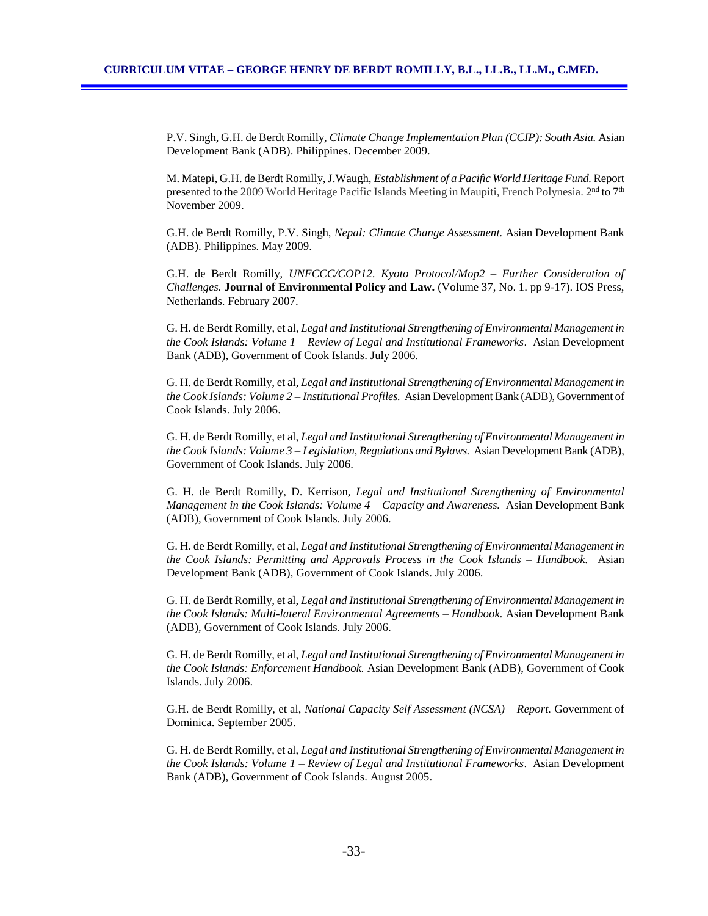P.V. Singh, G.H. de Berdt Romilly, *Climate Change Implementation Plan (CCIP): South Asia.* Asian Development Bank (ADB). Philippines. December 2009.

M. Matepi, G.H. de Berdt Romilly, J.Waugh, *Establishment of a Pacific World Heritage Fund.* Report presented to the 2009 World Heritage Pacific Islands Meeting in Maupiti, French Polynesia. 2nd to 7th November 2009.

G.H. de Berdt Romilly, P.V. Singh, *Nepal: Climate Change Assessment.* Asian Development Bank (ADB). Philippines. May 2009.

G.H. de Berdt Romilly, *UNFCCC/COP12. Kyoto Protocol/Mop2 – Further Consideration of Challenges.* **Journal of Environmental Policy and Law.** (Volume 37, No. 1. pp 9-17). IOS Press, Netherlands. February 2007.

G. H. de Berdt Romilly, et al, *Legal and Institutional Strengthening of Environmental Management in the Cook Islands: Volume 1 – Review of Legal and Institutional Frameworks*. Asian Development Bank (ADB), Government of Cook Islands. July 2006.

G. H. de Berdt Romilly, et al, *Legal and Institutional Strengthening of Environmental Management in the Cook Islands: Volume 2 – Institutional Profiles.* Asian Development Bank (ADB), Government of Cook Islands. July 2006.

G. H. de Berdt Romilly, et al, *Legal and Institutional Strengthening of Environmental Management in the Cook Islands: Volume 3 – Legislation, Regulations and Bylaws.* Asian Development Bank (ADB), Government of Cook Islands. July 2006.

G. H. de Berdt Romilly, D. Kerrison, *Legal and Institutional Strengthening of Environmental Management in the Cook Islands: Volume 4 – Capacity and Awareness.* Asian Development Bank (ADB), Government of Cook Islands. July 2006.

G. H. de Berdt Romilly, et al, *Legal and Institutional Strengthening of Environmental Management in the Cook Islands: Permitting and Approvals Process in the Cook Islands – Handbook.* Asian Development Bank (ADB), Government of Cook Islands. July 2006.

G. H. de Berdt Romilly, et al, *Legal and Institutional Strengthening of Environmental Management in the Cook Islands: Multi-lateral Environmental Agreements – Handbook.* Asian Development Bank (ADB), Government of Cook Islands. July 2006.

G. H. de Berdt Romilly, et al, *Legal and Institutional Strengthening of Environmental Management in the Cook Islands: Enforcement Handbook.* Asian Development Bank (ADB), Government of Cook Islands. July 2006.

G.H. de Berdt Romilly, et al, *National Capacity Self Assessment (NCSA) – Report.* Government of Dominica. September 2005.

G. H. de Berdt Romilly, et al, *Legal and Institutional Strengthening of Environmental Management in the Cook Islands: Volume 1 – Review of Legal and Institutional Frameworks*. Asian Development Bank (ADB), Government of Cook Islands. August 2005.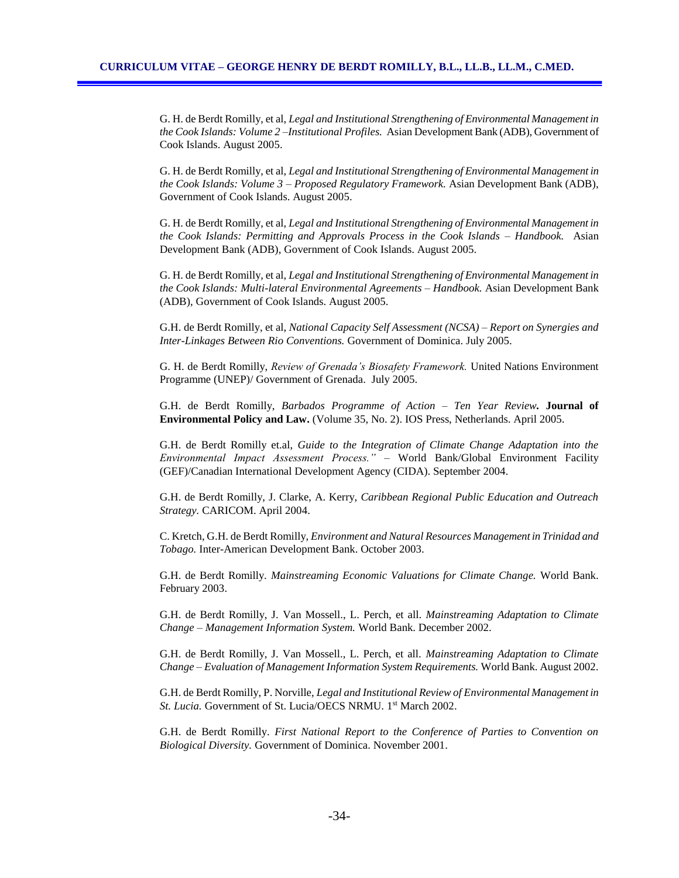G. H. de Berdt Romilly, et al, *Legal and Institutional Strengthening of Environmental Management in the Cook Islands: Volume 2 –Institutional Profiles.* Asian Development Bank (ADB), Government of Cook Islands. August 2005.

G. H. de Berdt Romilly, et al, *Legal and Institutional Strengthening of Environmental Management in the Cook Islands: Volume 3 – Proposed Regulatory Framework.* Asian Development Bank (ADB), Government of Cook Islands. August 2005.

G. H. de Berdt Romilly, et al, *Legal and Institutional Strengthening of Environmental Management in the Cook Islands: Permitting and Approvals Process in the Cook Islands – Handbook.* Asian Development Bank (ADB), Government of Cook Islands. August 2005.

G. H. de Berdt Romilly, et al, *Legal and Institutional Strengthening of Environmental Management in the Cook Islands: Multi-lateral Environmental Agreements – Handbook.* Asian Development Bank (ADB), Government of Cook Islands. August 2005.

G.H. de Berdt Romilly, et al, *National Capacity Self Assessment (NCSA) – Report on Synergies and Inter-Linkages Between Rio Conventions.* Government of Dominica. July 2005.

G. H. de Berdt Romilly, *Review of Grenada's Biosafety Framework.* United Nations Environment Programme (UNEP)/ Government of Grenada. July 2005.

G.H. de Berdt Romilly, ***Barbados Programme of Action – Ten Year Review.* Journal of Environmental Policy and Law.** (Volume 35, No. 2). IOS Press, Netherlands. April 2005.

G.H. de Berdt Romilly et.al, *Guide to the Integration of Climate Change Adaptation into the Environmental Impact Assessment Process."* – World Bank/Global Environment Facility (GEF)/Canadian International Development Agency (CIDA). September 2004.

G.H. de Berdt Romilly, J. Clarke, A. Kerry, *Caribbean Regional Public Education and Outreach Strategy.* CARICOM. April 2004.

C. Kretch, G.H. de Berdt Romilly, *Environment and Natural Resources Management in Trinidad and Tobago.* Inter-American Development Bank. October 2003.

G.H. de Berdt Romilly. *Mainstreaming Economic Valuations for Climate Change.* World Bank. February 2003.

G.H. de Berdt Romilly, J. Van Mossell., L. Perch, et all. *Mainstreaming Adaptation to Climate Change – Management Information System.* World Bank. December 2002.

G.H. de Berdt Romilly, J. Van Mossell., L. Perch, et all. *Mainstreaming Adaptation to Climate Change – Evaluation of Management Information System Requirements.* World Bank. August 2002.

G.H. de Berdt Romilly, P. Norville, *Legal and Institutional Review of Environmental Management in St. Lucia.* Government of St. Lucia/OECS NRMU. 1st March 2002.

G.H. de Berdt Romilly. *First National Report to the Conference of Parties to Convention on Biological Diversity.* Government of Dominica. November 2001.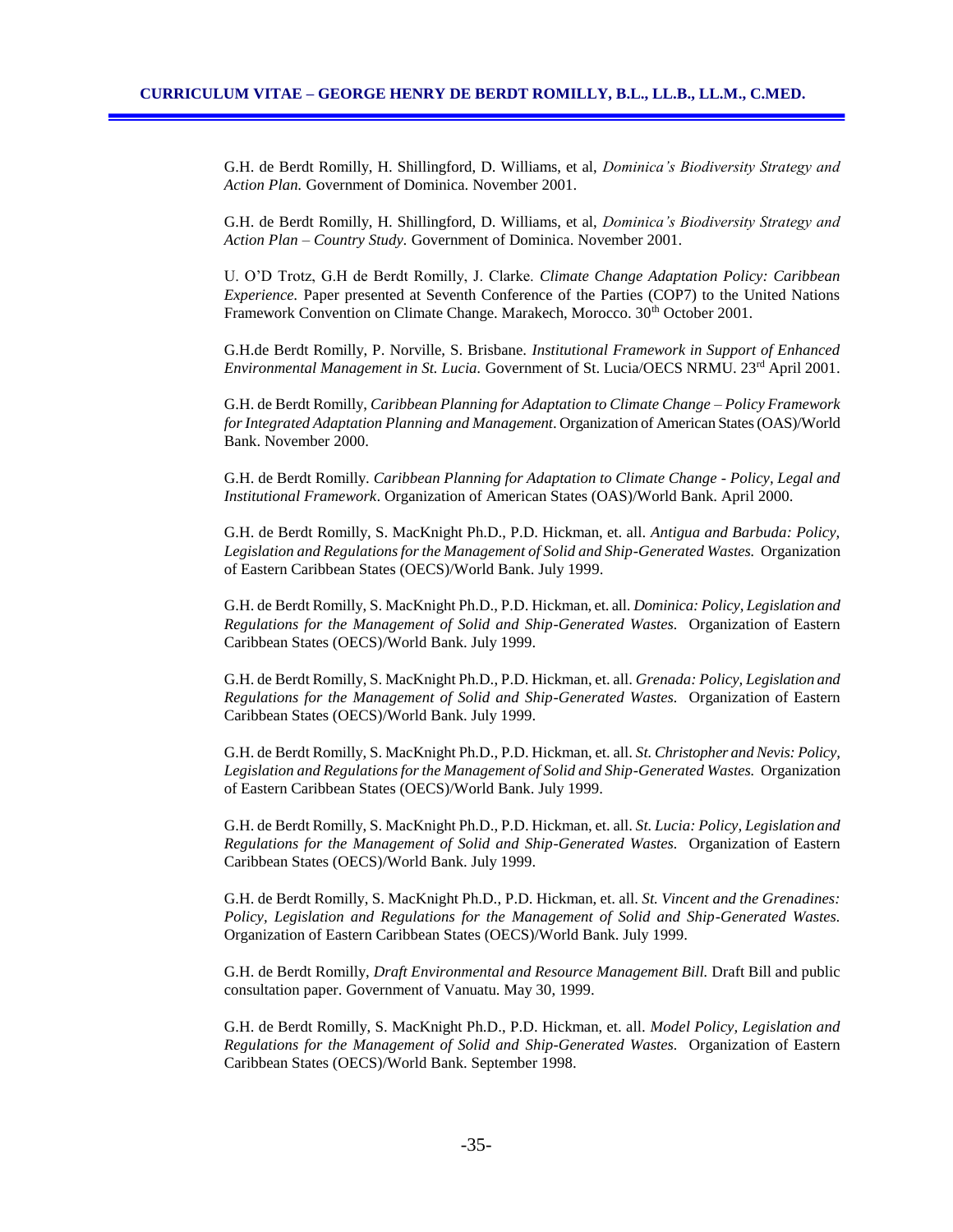G.H. de Berdt Romilly, H. Shillingford, D. Williams, et al, *Dominica's Biodiversity Strategy and Action Plan.* Government of Dominica. November 2001.

G.H. de Berdt Romilly, H. Shillingford, D. Williams, et al, *Dominica's Biodiversity Strategy and Action Plan – Country Study.* Government of Dominica. November 2001.

U. O'D Trotz, G.H de Berdt Romilly, J. Clarke. *Climate Change Adaptation Policy: Caribbean Experience.* Paper presented at Seventh Conference of the Parties (COP7) to the United Nations Framework Convention on Climate Change. Marakech, Morocco. 30th October 2001.

G.H.de Berdt Romilly, P. Norville, S. Brisbane. *Institutional Framework in Support of Enhanced Environmental Management in St. Lucia.* Government of St. Lucia/OECS NRMU. 23rd April 2001.

G.H. de Berdt Romilly, *Caribbean Planning for Adaptation to Climate Change – Policy Framework for Integrated Adaptation Planning and Management*. Organization of American States (OAS)/World Bank. November 2000.

G.H. de Berdt Romilly. *Caribbean Planning for Adaptation to Climate Change - Policy, Legal and Institutional Framework*. Organization of American States (OAS)/World Bank. April 2000.

G.H. de Berdt Romilly, S. MacKnight Ph.D., P.D. Hickman, et. all. *Antigua and Barbuda: Policy, Legislation and Regulations for the Management of Solid and Ship-Generated Wastes.* Organization of Eastern Caribbean States (OECS)/World Bank. July 1999.

G.H. de Berdt Romilly, S. MacKnight Ph.D., P.D. Hickman, et. all. *Dominica: Policy, Legislation and Regulations for the Management of Solid and Ship-Generated Wastes.* Organization of Eastern Caribbean States (OECS)/World Bank. July 1999.

G.H. de Berdt Romilly, S. MacKnight Ph.D., P.D. Hickman, et. all. *Grenada: Policy, Legislation and Regulations for the Management of Solid and Ship-Generated Wastes.* Organization of Eastern Caribbean States (OECS)/World Bank. July 1999.

G.H. de Berdt Romilly, S. MacKnight Ph.D., P.D. Hickman, et. all. *St. Christopher and Nevis: Policy, Legislation and Regulations for the Management of Solid and Ship-Generated Wastes.* Organization of Eastern Caribbean States (OECS)/World Bank. July 1999.

G.H. de Berdt Romilly, S. MacKnight Ph.D., P.D. Hickman, et. all. *St. Lucia: Policy, Legislation and Regulations for the Management of Solid and Ship-Generated Wastes.* Organization of Eastern Caribbean States (OECS)/World Bank. July 1999.

G.H. de Berdt Romilly, S. MacKnight Ph.D., P.D. Hickman, et. all. *St. Vincent and the Grenadines: Policy, Legislation and Regulations for the Management of Solid and Ship-Generated Wastes.* Organization of Eastern Caribbean States (OECS)/World Bank. July 1999.

G.H. de Berdt Romilly, *Draft Environmental and Resource Management Bill.* Draft Bill and public consultation paper. Government of Vanuatu. May 30, 1999.

G.H. de Berdt Romilly, S. MacKnight Ph.D., P.D. Hickman, et. all. *Model Policy, Legislation and Regulations for the Management of Solid and Ship-Generated Wastes.* Organization of Eastern Caribbean States (OECS)/World Bank. September 1998.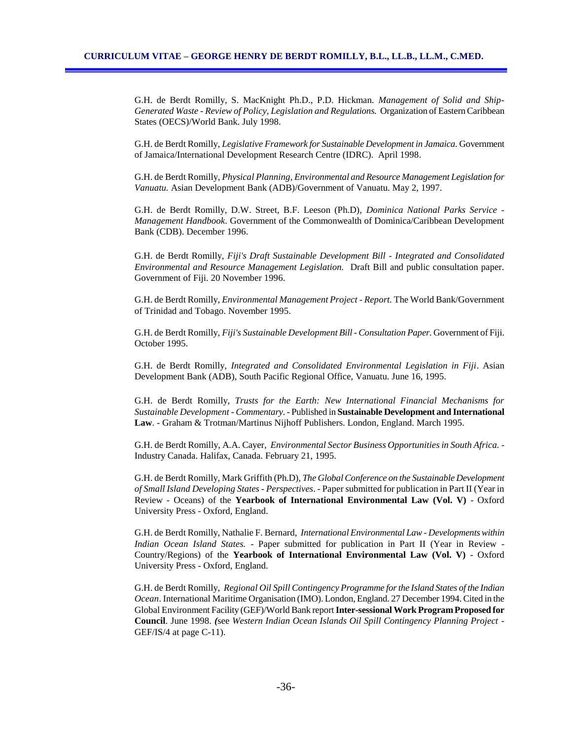G.H. de Berdt Romilly, S. MacKnight Ph.D., P.D. Hickman. *Management of Solid and Ship-Generated Waste - Review of Policy, Legislation and Regulations.* Organization of Eastern Caribbean States (OECS)/World Bank. July 1998.

G.H. de Berdt Romilly, *Legislative Framework for Sustainable Development in Jamaica.* Government of Jamaica/International Development Research Centre (IDRC). April 1998.

G.H. de Berdt Romilly, *Physical Planning, Environmental and Resource Management Legislation for Vanuatu.* Asian Development Bank (ADB)/Government of Vanuatu. May 2, 1997.

G.H. de Berdt Romilly, D.W. Street, B.F. Leeson (Ph.D), *Dominica National Parks Service - Management Handbook*. Government of the Commonwealth of Dominica/Caribbean Development Bank (CDB). December 1996.

G.H. de Berdt Romilly, *Fiji's Draft Sustainable Development Bill - Integrated and Consolidated Environmental and Resource Management Legislation.* Draft Bill and public consultation paper. Government of Fiji. 20 November 1996.

G.H. de Berdt Romilly, *Environmental Management Project - Report.* The World Bank/Government of Trinidad and Tobago. November 1995.

G.H. de Berdt Romilly, *Fiji's Sustainable Development Bill - Consultation Paper.* Government of Fiji. October 1995.

G.H. de Berdt Romilly, *Integrated and Consolidated Environmental Legislation in Fiji*. Asian Development Bank (ADB), South Pacific Regional Office, Vanuatu. June 16, 1995.

G.H. de Berdt Romilly, *Trusts for the Earth: New International Financial Mechanisms for Sustainable Development - Commentary*. - Published in **Sustainable Development and International Law**. - Graham & Trotman/Martinus Nijhoff Publishers. London, England. March 1995.

G.H. de Berdt Romilly, A.A. Cayer, *Environmental Sector Business Opportunities in South Africa.* - Industry Canada. Halifax, Canada. February 21, 1995.

G.H. de Berdt Romilly, Mark Griffith (Ph.D), *The Global Conference on the Sustainable Development of Small Island Developing States - Perspectives*. - Paper submitted for publication in Part II (Year in Review - Oceans) of the **Yearbook of International Environmental Law (Vol. V)** - Oxford University Press - Oxford, England.

G.H. de Berdt Romilly, Nathalie F. Bernard, *International Environmental Law - Developments within Indian Ocean Island States.* - Paper submitted for publication in Part II (Year in Review - Country/Regions) of the **Yearbook of International Environmental Law (Vol. V)** - Oxford University Press - Oxford, England.

G.H. de Berdt Romilly, *Regional Oil Spill Contingency Programme for the Island States of the Indian Ocean*. International Maritime Organisation (IMO). London, England. 27 December 1994. Cited in the Global Environment Facility (GEF)/World Bank report **Inter-sessional Work Program Proposed for Council**. June 1998. *(*see *Western Indian Ocean Islands Oil Spill Contingency Planning Project* - GEF/IS/4 at page C-11).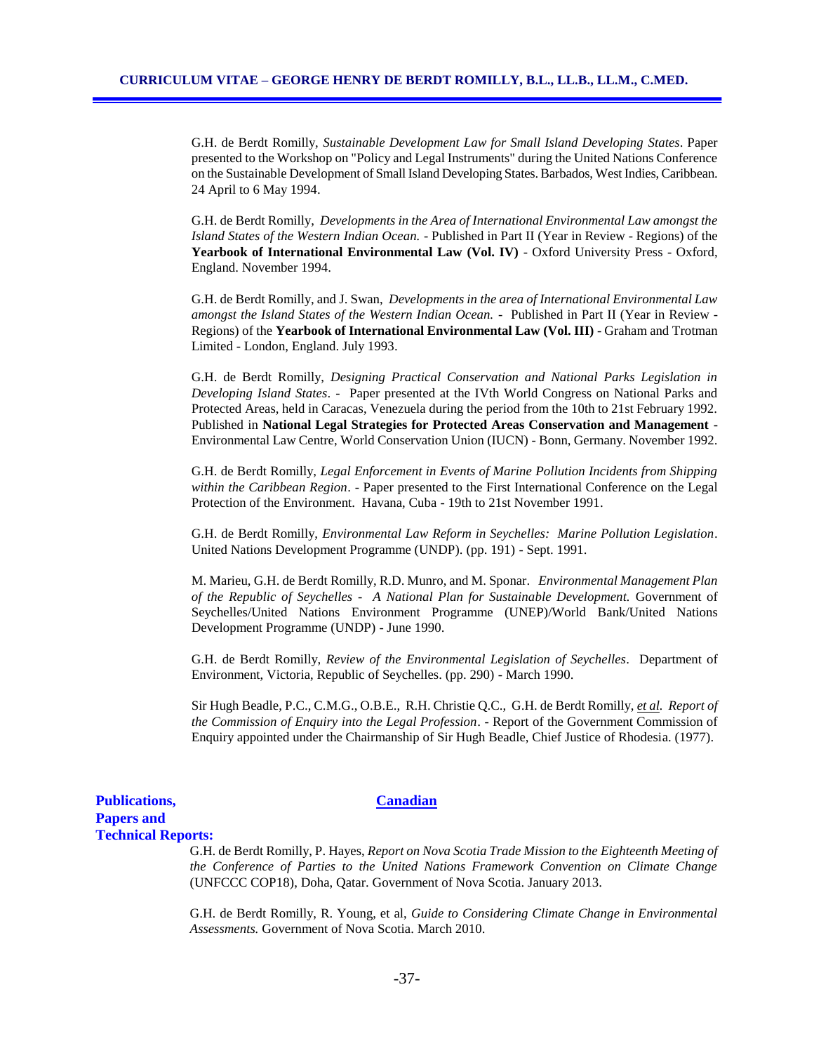G.H. de Berdt Romilly, *Sustainable Development Law for Small Island Developing States*. Paper presented to the Workshop on "Policy and Legal Instruments" during the United Nations Conference on the Sustainable Development of Small Island Developing States. Barbados, West Indies, Caribbean. 24 April to 6 May 1994.

G.H. de Berdt Romilly, *Developments in the Area of International Environmental Law amongst the Island States of the Western Indian Ocean.* - Published in Part II (Year in Review - Regions) of the **Yearbook of International Environmental Law (Vol. IV)** - Oxford University Press - Oxford, England. November 1994.

G.H. de Berdt Romilly, and J. Swan, *Developments in the area of International Environmental Law amongst the Island States of the Western Indian Ocean.* - Published in Part II (Year in Review - Regions) of the **Yearbook of International Environmental Law (Vol. III)** - Graham and Trotman Limited - London, England. July 1993.

G.H. de Berdt Romilly, *Designing Practical Conservation and National Parks Legislation in Developing Island States*. - Paper presented at the IVth World Congress on National Parks and Protected Areas, held in Caracas, Venezuela during the period from the 10th to 21st February 1992. Published in **National Legal Strategies for Protected Areas Conservation and Management** - Environmental Law Centre, World Conservation Union (IUCN) - Bonn, Germany. November 1992.

G.H. de Berdt Romilly, *Legal Enforcement in Events of Marine Pollution Incidents from Shipping within the Caribbean Region*. - Paper presented to the First International Conference on the Legal Protection of the Environment. Havana, Cuba - 19th to 21st November 1991.

G.H. de Berdt Romilly, *Environmental Law Reform in Seychelles: Marine Pollution Legislation*. United Nations Development Programme (UNDP). (pp. 191) - Sept. 1991.

M. Marieu, G.H. de Berdt Romilly, R.D. Munro, and M. Sponar. *Environmental Management Plan of the Republic of Seychelles - A National Plan for Sustainable Development.* Government of Seychelles/United Nations Environment Programme (UNEP)/World Bank/United Nations Development Programme (UNDP) - June 1990.

G.H. de Berdt Romilly, *Review of the Environmental Legislation of Seychelles*. Department of Environment, Victoria, Republic of Seychelles. (pp. 290) - March 1990.

Sir Hugh Beadle, P.C., C.M.G., O.B.E., R.H. Christie Q.C., G.H. de Berdt Romilly, *et al. Report of the Commission of Enquiry into the Legal Profession*. - Report of the Government Commission of Enquiry appointed under the Chairmanship of Sir Hugh Beadle, Chief Justice of Rhodesia. (1977).

## Publications, Papers and Technical Reports:

### Canadian

G.H. de Berdt Romilly, P. Hayes, *Report on Nova Scotia Trade Mission to the Eighteenth Meeting of the Conference of Parties to the United Nations Framework Convention on Climate Change* (UNFCCC COP18), Doha, Qatar. Government of Nova Scotia. January 2013.

G.H. de Berdt Romilly, R. Young, et al, *Guide to Considering Climate Change in Environmental Assessments.* Government of Nova Scotia. March 2010.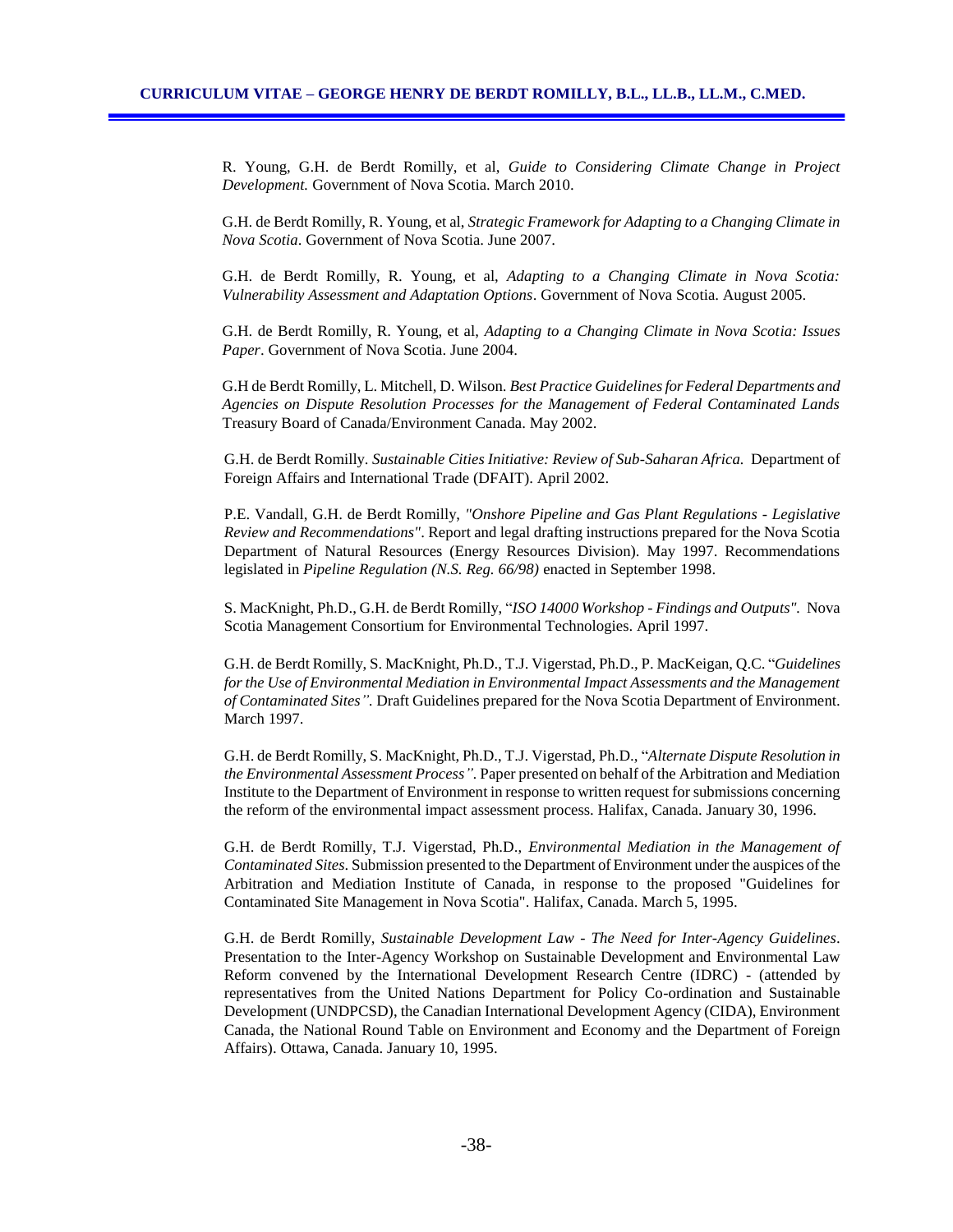R. Young, G.H. de Berdt Romilly, et al, *Guide to Considering Climate Change in Project Development.* Government of Nova Scotia. March 2010.

G.H. de Berdt Romilly, R. Young, et al, *Strategic Framework for Adapting to a Changing Climate in Nova Scotia*. Government of Nova Scotia. June 2007.

G.H. de Berdt Romilly, R. Young, et al, *Adapting to a Changing Climate in Nova Scotia: Vulnerability Assessment and Adaptation Options*. Government of Nova Scotia. August 2005.

G.H. de Berdt Romilly, R. Young, et al, *Adapting to a Changing Climate in Nova Scotia: Issues Paper*. Government of Nova Scotia. June 2004.

G.H de Berdt Romilly, L. Mitchell, D. Wilson. *Best Practice Guidelines for Federal Departments and Agencies on Dispute Resolution Processes for the Management of Federal Contaminated Lands* Treasury Board of Canada/Environment Canada. May 2002.

G.H. de Berdt Romilly. *Sustainable Cities Initiative: Review of Sub-Saharan Africa.* Department of Foreign Affairs and International Trade (DFAIT). April 2002.

P.E. Vandall, G.H. de Berdt Romilly, *"Onshore Pipeline and Gas Plant Regulations - Legislative Review and Recommendations"*. Report and legal drafting instructions prepared for the Nova Scotia Department of Natural Resources (Energy Resources Division). May 1997. Recommendations legislated in *Pipeline Regulation (N.S. Reg. 66/98)* enacted in September 1998.

S. MacKnight, Ph.D., G.H. de Berdt Romilly, "*ISO 14000 Workshop - Findings and Outputs".* Nova Scotia Management Consortium for Environmental Technologies. April 1997.

G.H. de Berdt Romilly, S. MacKnight, Ph.D., T.J. Vigerstad, Ph.D., P. MacKeigan, Q.C. "*Guidelines for the Use of Environmental Mediation in Environmental Impact Assessments and the Management of Contaminated Sites".* Draft Guidelines prepared for the Nova Scotia Department of Environment. March 1997.

G.H. de Berdt Romilly, S. MacKnight, Ph.D., T.J. Vigerstad, Ph.D., "*Alternate Dispute Resolution in the Environmental Assessment Process".* Paper presented on behalf of the Arbitration and Mediation Institute to the Department of Environment in response to written request for submissions concerning the reform of the environmental impact assessment process. Halifax, Canada. January 30, 1996.

G.H. de Berdt Romilly, T.J. Vigerstad, Ph.D., *Environmental Mediation in the Management of Contaminated Sites*. Submission presented to the Department of Environment under the auspices of the Arbitration and Mediation Institute of Canada, in response to the proposed "Guidelines for Contaminated Site Management in Nova Scotia". Halifax, Canada. March 5, 1995.

G.H. de Berdt Romilly, *Sustainable Development Law - The Need for Inter-Agency Guidelines*. Presentation to the Inter-Agency Workshop on Sustainable Development and Environmental Law Reform convened by the International Development Research Centre (IDRC) - (attended by representatives from the United Nations Department for Policy Co-ordination and Sustainable Development (UNDPCSD), the Canadian International Development Agency (CIDA), Environment Canada, the National Round Table on Environment and Economy and the Department of Foreign Affairs). Ottawa, Canada. January 10, 1995.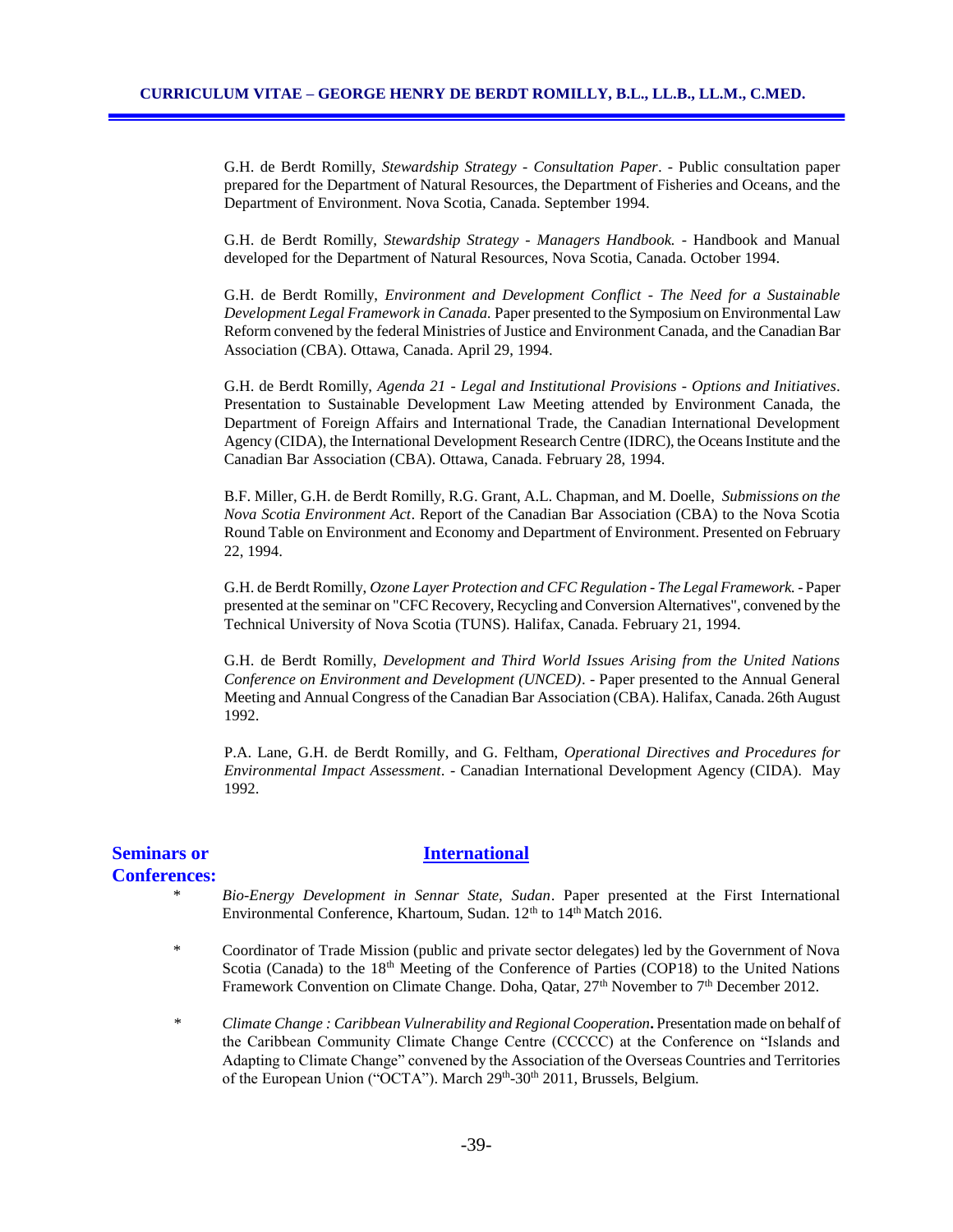G.H. de Berdt Romilly, *Stewardship Strategy - Consultation Paper*. - Public consultation paper prepared for the Department of Natural Resources, the Department of Fisheries and Oceans, and the Department of Environment. Nova Scotia, Canada. September 1994.

G.H. de Berdt Romilly, *Stewardship Strategy - Managers Handbook.* - Handbook and Manual developed for the Department of Natural Resources, Nova Scotia, Canada. October 1994.

G.H. de Berdt Romilly, *Environment and Development Conflict - The Need for a Sustainable Development Legal Framework in Canada.* Paper presented to the Symposium on Environmental Law Reform convened by the federal Ministries of Justice and Environment Canada, and the Canadian Bar Association (CBA). Ottawa, Canada. April 29, 1994.

G.H. de Berdt Romilly, *Agenda 21 - Legal and Institutional Provisions - Options and Initiatives*. Presentation to Sustainable Development Law Meeting attended by Environment Canada, the Department of Foreign Affairs and International Trade, the Canadian International Development Agency (CIDA), the International Development Research Centre (IDRC), the Oceans Institute and the Canadian Bar Association (CBA). Ottawa, Canada. February 28, 1994.

B.F. Miller, G.H. de Berdt Romilly, R.G. Grant, A.L. Chapman, and M. Doelle, *Submissions on the Nova Scotia Environment Act*. Report of the Canadian Bar Association (CBA) to the Nova Scotia Round Table on Environment and Economy and Department of Environment. Presented on February 22, 1994.

G.H. de Berdt Romilly, *Ozone Layer Protection and CFC Regulation - The Legal Framework.* - Paper presented at the seminar on "CFC Recovery, Recycling and Conversion Alternatives", convened by the Technical University of Nova Scotia (TUNS). Halifax, Canada. February 21, 1994.

G.H. de Berdt Romilly, *Development and Third World Issues Arising from the United Nations Conference on Environment and Development (UNCED)*. - Paper presented to the Annual General Meeting and Annual Congress of the Canadian Bar Association (CBA). Halifax, Canada. 26th August 1992.

P.A. Lane, G.H. de Berdt Romilly, and G. Feltham, *Operational Directives and Procedures for Environmental Impact Assessment*. - Canadian International Development Agency (CIDA). May 1992.

**Seminars or Conferences:**

## International

* *Bio-Energy Development in Sennar State, Sudan*. Paper presented at the First International Environmental Conference, Khartoum, Sudan. 12th to 14th Match 2016.

* Coordinator of Trade Mission (public and private sector delegates) led by the Government of Nova Scotia (Canada) to the 18th Meeting of the Conference of Parties (COP18) to the United Nations Framework Convention on Climate Change. Doha, Qatar, 27th November to 7th December 2012.

* *Climate Change : Caribbean Vulnerability and Regional Cooperation***.** Presentation made on behalf of the Caribbean Community Climate Change Centre (CCCCC) at the Conference on "Islands and Adapting to Climate Change" convened by the Association of the Overseas Countries and Territories of the European Union ("OCTA"). March 29th-30th 2011, Brussels, Belgium.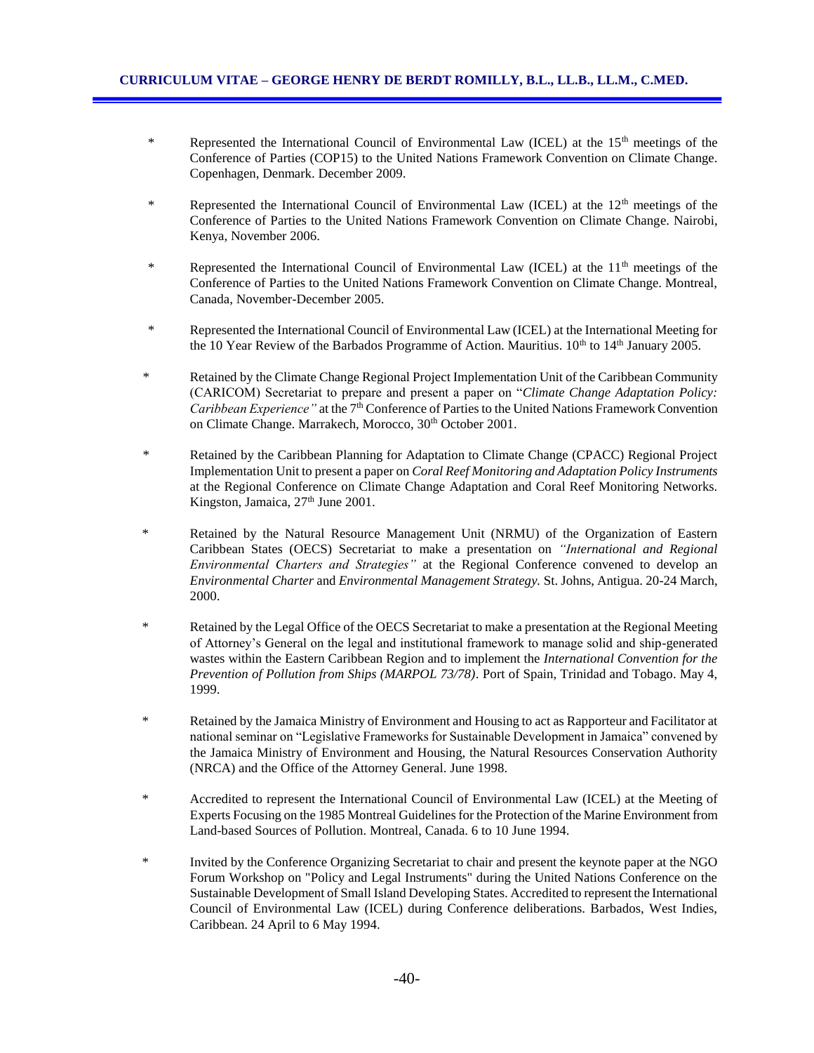* Represented the International Council of Environmental Law (ICEL) at the 15th meetings of the Conference of Parties (COP15) to the United Nations Framework Convention on Climate Change. Copenhagen, Denmark. December 2009.

* Represented the International Council of Environmental Law (ICEL) at the 12th meetings of the Conference of Parties to the United Nations Framework Convention on Climate Change. Nairobi, Kenya, November 2006.

* Represented the International Council of Environmental Law (ICEL) at the 11th meetings of the Conference of Parties to the United Nations Framework Convention on Climate Change. Montreal, Canada, November-December 2005.

* Represented the International Council of Environmental Law (ICEL) at the International Meeting for the 10 Year Review of the Barbados Programme of Action. Mauritius. 10th to 14th January 2005.

* Retained by the Climate Change Regional Project Implementation Unit of the Caribbean Community (CARICOM) Secretariat to prepare and present a paper on "*Climate Change Adaptation Policy: Caribbean Experience"* at the 7th Conference of Parties to the United Nations Framework Convention on Climate Change. Marrakech, Morocco, 30th October 2001.

* Retained by the Caribbean Planning for Adaptation to Climate Change (CPACC) Regional Project Implementation Unit to present a paper on *Coral Reef Monitoring and Adaptation Policy Instruments* at the Regional Conference on Climate Change Adaptation and Coral Reef Monitoring Networks. Kingston, Jamaica, 27th June 2001.

* Retained by the Natural Resource Management Unit (NRMU) of the Organization of Eastern Caribbean States (OECS) Secretariat to make a presentation on *"International and Regional Environmental Charters and Strategies"* at the Regional Conference convened to develop an *Environmental Charter* and *Environmental Management Strategy.* St. Johns, Antigua. 20-24 March, 2000.

* Retained by the Legal Office of the OECS Secretariat to make a presentation at the Regional Meeting of Attorney's General on the legal and institutional framework to manage solid and ship-generated wastes within the Eastern Caribbean Region and to implement the *International Convention for the Prevention of Pollution from Ships (MARPOL 73/78)*. Port of Spain, Trinidad and Tobago. May 4, 1999.

* Retained by the Jamaica Ministry of Environment and Housing to act as Rapporteur and Facilitator at national seminar on "Legislative Frameworks for Sustainable Development in Jamaica" convened by the Jamaica Ministry of Environment and Housing, the Natural Resources Conservation Authority (NRCA) and the Office of the Attorney General. June 1998.

* Accredited to represent the International Council of Environmental Law (ICEL) at the Meeting of Experts Focusing on the 1985 Montreal Guidelines for the Protection of the Marine Environment from Land-based Sources of Pollution. Montreal, Canada. 6 to 10 June 1994.

* Invited by the Conference Organizing Secretariat to chair and present the keynote paper at the NGO Forum Workshop on "Policy and Legal Instruments" during the United Nations Conference on the Sustainable Development of Small Island Developing States. Accredited to represent the International Council of Environmental Law (ICEL) during Conference deliberations. Barbados, West Indies, Caribbean. 24 April to 6 May 1994.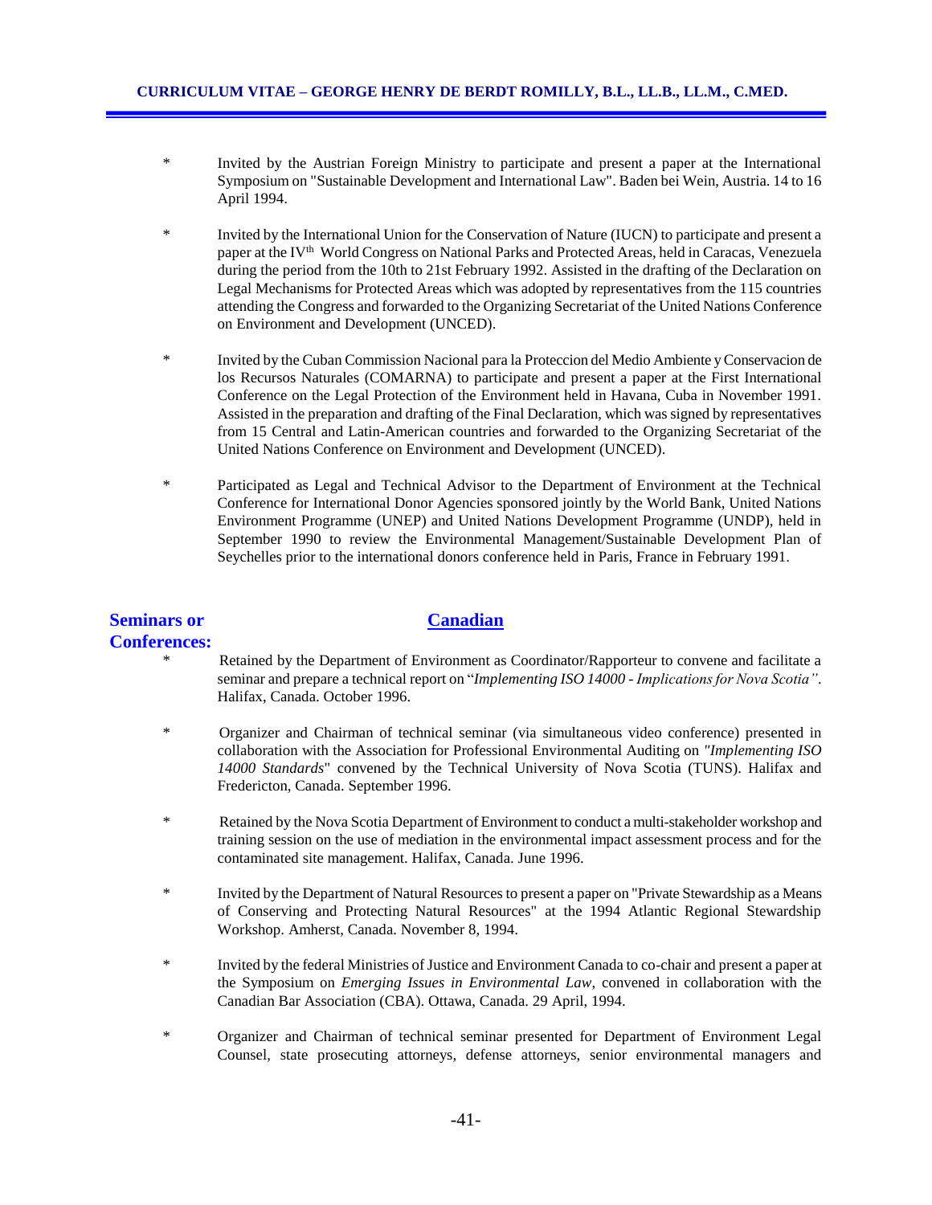* Invited by the Austrian Foreign Ministry to participate and present a paper at the International Symposium on "Sustainable Development and International Law". Baden bei Wein, Austria. 14 to 16 April 1994.

* Invited by the International Union for the Conservation of Nature (IUCN) to participate and present a paper at the IV$^{th}$ World Congress on National Parks and Protected Areas, held in Caracas, Venezuela during the period from the 10th to 21st February 1992. Assisted in the drafting of the Declaration on Legal Mechanisms for Protected Areas which was adopted by representatives from the 115 countries attending the Congress and forwarded to the Organizing Secretariat of the United Nations Conference on Environment and Development (UNCED).

* Invited by the Cuban Commission Nacional para la Proteccion del Medio Ambiente y Conservacion de los Recursos Naturales (COMARNA) to participate and present a paper at the First International Conference on the Legal Protection of the Environment held in Havana, Cuba in November 1991. Assisted in the preparation and drafting of the Final Declaration, which was signed by representatives from 15 Central and Latin-American countries and forwarded to the Organizing Secretariat of the United Nations Conference on Environment and Development (UNCED).

* Participated as Legal and Technical Advisor to the Department of Environment at the Technical Conference for International Donor Agencies sponsored jointly by the World Bank, United Nations Environment Programme (UNEP) and United Nations Development Programme (UNDP), held in September 1990 to review the Environmental Management/Sustainable Development Plan of Seychelles prior to the international donors conference held in Paris, France in February 1991.

## Seminars or Conferences:

### Canadian

* Retained by the Department of Environment as Coordinator/Rapporteur to convene and facilitate a seminar and prepare a technical report on "*Implementing ISO 14000 - Implications for Nova Scotia"*. Halifax, Canada. October 1996.

* Organizer and Chairman of technical seminar (via simultaneous video conference) presented in collaboration with the Association for Professional Environmental Auditing on *"Implementing ISO 14000 Standards*" convened by the Technical University of Nova Scotia (TUNS). Halifax and Fredericton, Canada. September 1996.

* Retained by the Nova Scotia Department of Environment to conduct a multi-stakeholder workshop and training session on the use of mediation in the environmental impact assessment process and for the contaminated site management. Halifax, Canada. June 1996.

* Invited by the Department of Natural Resources to present a paper on "Private Stewardship as a Means of Conserving and Protecting Natural Resources" at the 1994 Atlantic Regional Stewardship Workshop. Amherst, Canada. November 8, 1994.

* Invited by the federal Ministries of Justice and Environment Canada to co-chair and present a paper at the Symposium on *Emerging Issues in Environmental Law*, convened in collaboration with the Canadian Bar Association (CBA). Ottawa, Canada. 29 April, 1994.

* Organizer and Chairman of technical seminar presented for Department of Environment Legal Counsel, state prosecuting attorneys, defense attorneys, senior environmental managers and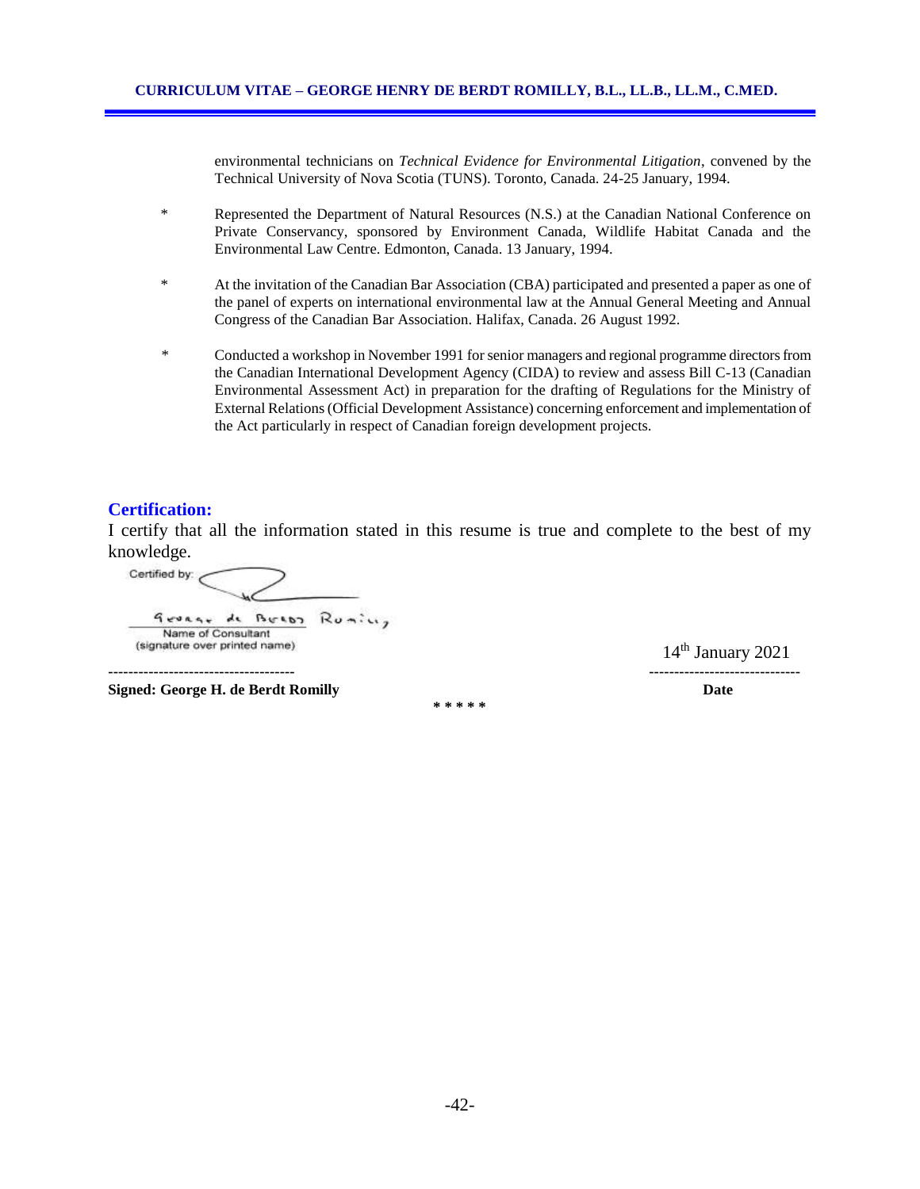environmental technicians on *Technical Evidence for Environmental Litigation*, convened by the Technical University of Nova Scotia (TUNS). Toronto, Canada. 24-25 January, 1994.

* Represented the Department of Natural Resources (N.S.) at the Canadian National Conference on Private Conservancy, sponsored by Environment Canada, Wildlife Habitat Canada and the Environmental Law Centre. Edmonton, Canada. 13 January, 1994.

* At the invitation of the Canadian Bar Association (CBA) participated and presented a paper as one of the panel of experts on international environmental law at the Annual General Meeting and Annual Congress of the Canadian Bar Association. Halifax, Canada. 26 August 1992.

* Conducted a workshop in November 1991 for senior managers and regional programme directors from the Canadian International Development Agency (CIDA) to review and assess Bill C-13 (Canadian Environmental Assessment Act) in preparation for the drafting of Regulations for the Ministry of External Relations (Official Development Assistance) concerning enforcement and implementation of the Act particularly in respect of Canadian foreign development projects.

## Certification:

I certify that all the information stated in this resume is true and complete to the best of my knowledge.

Certified by:

George de Berdt Romilly
Name of Consultant
(signature over printed name)

14th January 2021

-------------------------------------                                    ------------------------------

**Signed: George H. de Berdt Romilly**                                    **Date**

\* \* \* \* \*